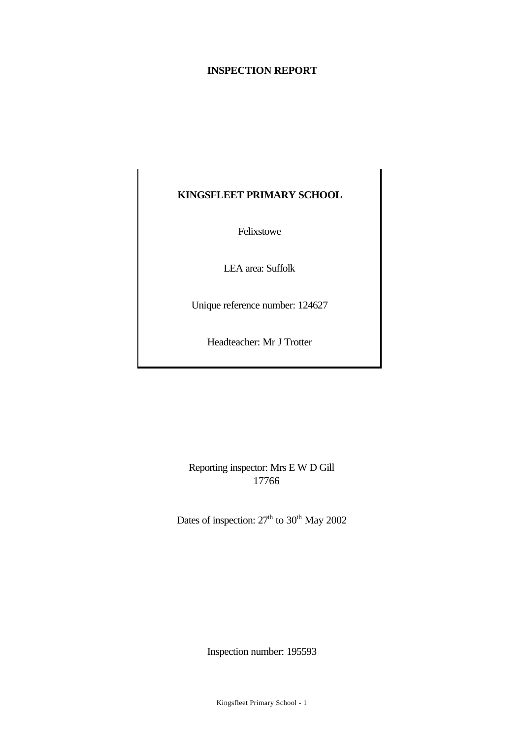# INSPECTION REPORT

**KINGSFLEET PRIMARY SCHOOL**

Felixstowe

LEA area: Suffolk

Unique reference number: 124627

Headteacher: Mr J Trotter

Reporting inspector: Mrs E W D Gill
17766

Dates of inspection: 27th to 30th May 2002

Inspection number: 195593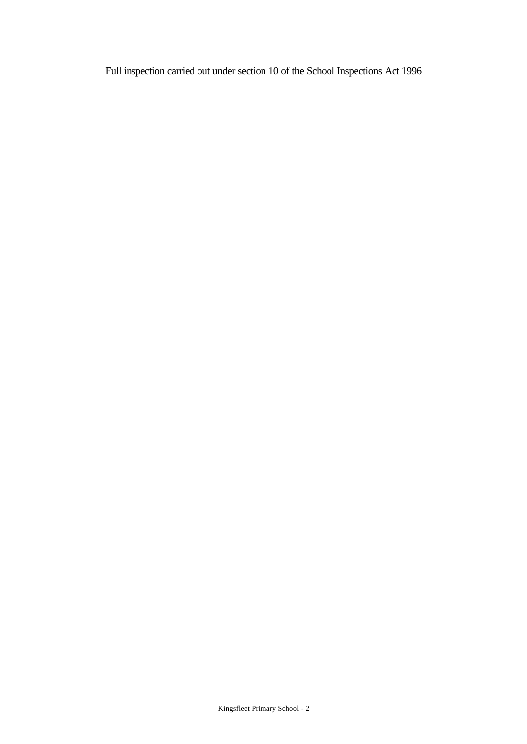Full inspection carried out under section 10 of the School Inspections Act 1996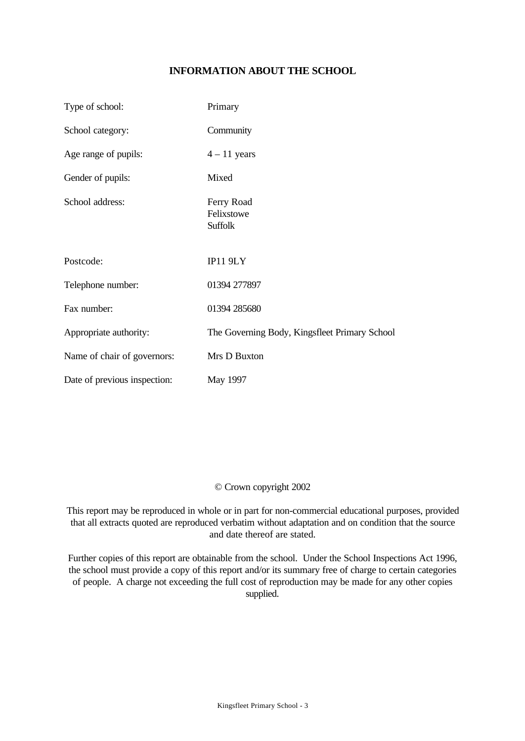## INFORMATION ABOUT THE SCHOOL

| | |
|---|---|
| Type of school: | Primary |
| School category: | Community |
| Age range of pupils: | 4 – 11 years |
| Gender of pupils: | Mixed |
| School address: | Ferry Road<br>Felixstowe<br>Suffolk |
| Postcode: | IP11 9LY |
| Telephone number: | 01394 277897 |
| Fax number: | 01394 285680 |
| Appropriate authority: | The Governing Body, Kingsfleet Primary School |
| Name of chair of governors: | Mrs D Buxton |
| Date of previous inspection: | May 1997 |

© Crown copyright 2002

This report may be reproduced in whole or in part for non-commercial educational purposes, provided that all extracts quoted are reproduced verbatim without adaptation and on condition that the source and date thereof are stated.

Further copies of this report are obtainable from the school. Under the School Inspections Act 1996, the school must provide a copy of this report and/or its summary free of charge to certain categories of people. A charge not exceeding the full cost of reproduction may be made for any other copies supplied.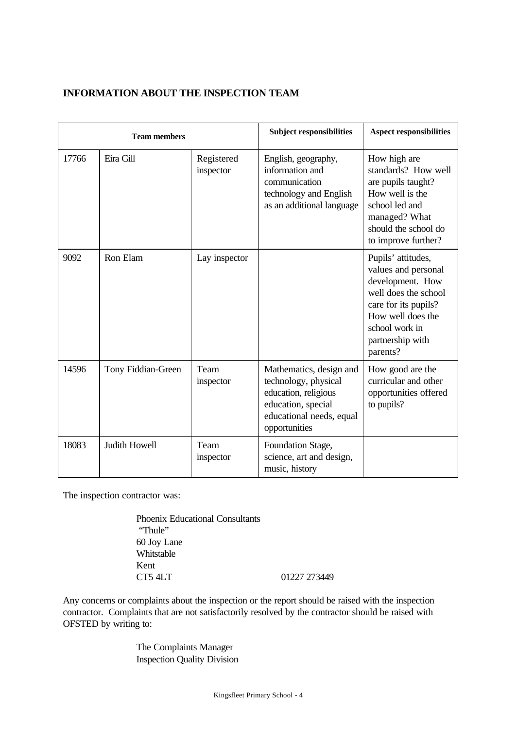## INFORMATION ABOUT THE INSPECTION TEAM

| Team members | | | Subject responsibilities | Aspect responsibilities |
|---|---|---|---|---|
| 17766 | Eira Gill | Registered inspector | English, geography, information and communication technology and English as an additional language | How high are standards? How well are pupils taught? How well is the school led and managed? What should the school do to improve further? |
| 9092 | Ron Elam | Lay inspector | | Pupils' attitudes, values and personal development. How well does the school care for its pupils? How well does the school work in partnership with parents? |
| 14596 | Tony Fiddian-Green | Team inspector | Mathematics, design and technology, physical education, religious education, special educational needs, equal opportunities | How good are the curricular and other opportunities offered to pupils? |
| 18083 | Judith Howell | Team inspector | Foundation Stage, science, art and design, music, history | |

The inspection contractor was:

Phoenix Educational Consultants
"Thule"
60 Joy Lane
Whitstable
Kent
CT5 4LT 01227 273449

Any concerns or complaints about the inspection or the report should be raised with the inspection contractor. Complaints that are not satisfactorily resolved by the contractor should be raised with OFSTED by writing to:

The Complaints Manager
Inspection Quality Division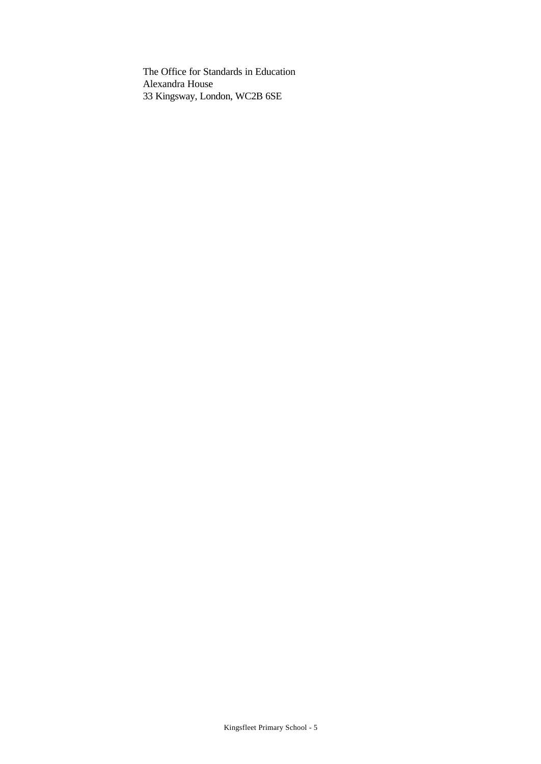The Office for Standards in Education
Alexandra House
33 Kingsway, London, WC2B 6SE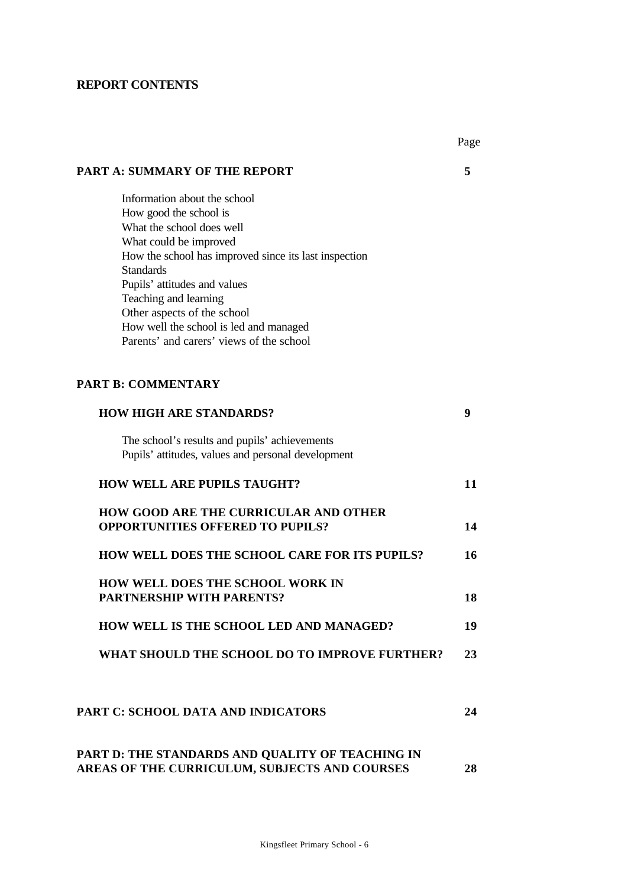**REPORT CONTENTS**

| | Page |
|---|---|
| **PART A: SUMMARY OF THE REPORT** | **5** |
| Information about the school<br>How good the school is<br>What the school does well<br>What could be improved<br>How the school has improved since its last inspection<br>Standards<br>Pupils' attitudes and values<br>Teaching and learning<br>Other aspects of the school<br>How well the school is led and managed<br>Parents' and carers' views of the school | |
| **PART B: COMMENTARY** | |
| **HOW HIGH ARE STANDARDS?** | **9** |
| The school's results and pupils' achievements<br>Pupils' attitudes, values and personal development | |
| **HOW WELL ARE PUPILS TAUGHT?** | **11** |
| **HOW GOOD ARE THE CURRICULAR AND OTHER OPPORTUNITIES OFFERED TO PUPILS?** | **14** |
| **HOW WELL DOES THE SCHOOL CARE FOR ITS PUPILS?** | **16** |
| **HOW WELL DOES THE SCHOOL WORK IN PARTNERSHIP WITH PARENTS?** | **18** |
| **HOW WELL IS THE SCHOOL LED AND MANAGED?** | **19** |
| **WHAT SHOULD THE SCHOOL DO TO IMPROVE FURTHER?** | **23** |
| **PART C: SCHOOL DATA AND INDICATORS** | **24** |
| **PART D: THE STANDARDS AND QUALITY OF TEACHING IN AREAS OF THE CURRICULUM, SUBJECTS AND COURSES** | **28** |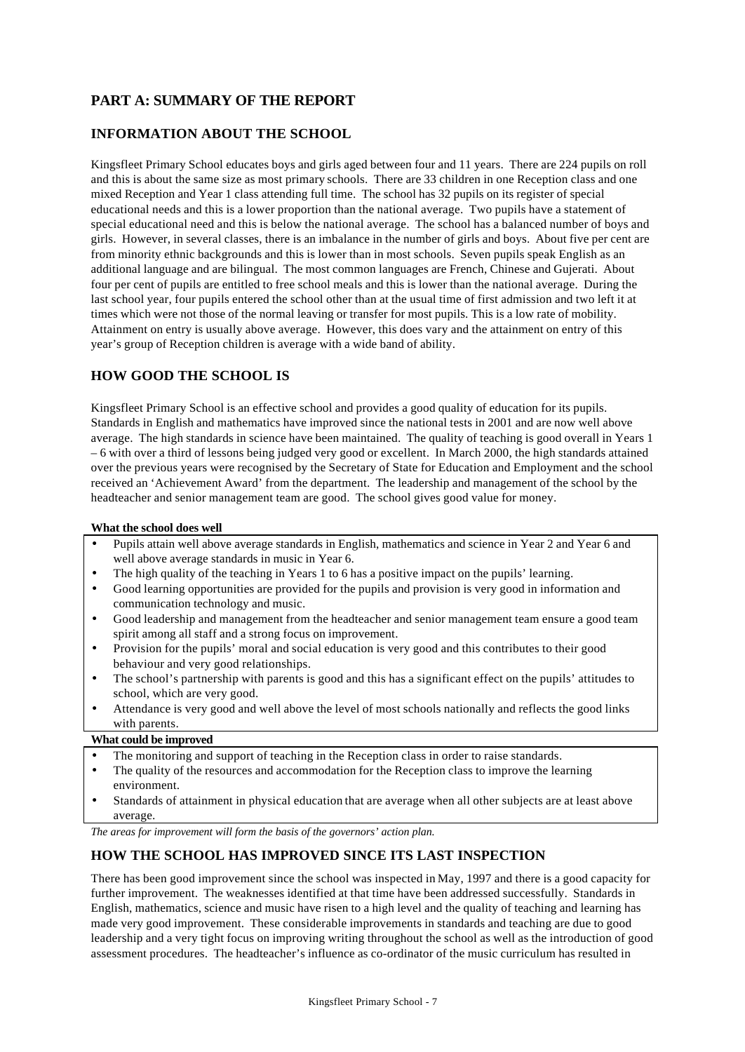# PART A: SUMMARY OF THE REPORT

## INFORMATION ABOUT THE SCHOOL

Kingsfleet Primary School educates boys and girls aged between four and 11 years. There are 224 pupils on roll and this is about the same size as most primary schools. There are 33 children in one Reception class and one mixed Reception and Year 1 class attending full time. The school has 32 pupils on its register of special educational needs and this is a lower proportion than the national average. Two pupils have a statement of special educational need and this is below the national average. The school has a balanced number of boys and girls. However, in several classes, there is an imbalance in the number of girls and boys. About five per cent are from minority ethnic backgrounds and this is lower than in most schools. Seven pupils speak English as an additional language and are bilingual. The most common languages are French, Chinese and Gujerati. About four per cent of pupils are entitled to free school meals and this is lower than the national average. During the last school year, four pupils entered the school other than at the usual time of first admission and two left it at times which were not those of the normal leaving or transfer for most pupils. This is a low rate of mobility. Attainment on entry is usually above average. However, this does vary and the attainment on entry of this year's group of Reception children is average with a wide band of ability.

## HOW GOOD THE SCHOOL IS

Kingsfleet Primary School is an effective school and provides a good quality of education for its pupils. Standards in English and mathematics have improved since the national tests in 2001 and are now well above average. The high standards in science have been maintained. The quality of teaching is good overall in Years 1 – 6 with over a third of lessons being judged very good or excellent. In March 2000, the high standards attained over the previous years were recognised by the Secretary of State for Education and Employment and the school received an 'Achievement Award' from the department. The leadership and management of the school by the headteacher and senior management team are good. The school gives good value for money.

**What the school does well**

- Pupils attain well above average standards in English, mathematics and science in Year 2 and Year 6 and well above average standards in music in Year 6.
- The high quality of the teaching in Years 1 to 6 has a positive impact on the pupils' learning.
- Good learning opportunities are provided for the pupils and provision is very good in information and communication technology and music.
- Good leadership and management from the headteacher and senior management team ensure a good team spirit among all staff and a strong focus on improvement.
- Provision for the pupils' moral and social education is very good and this contributes to their good behaviour and very good relationships.
- The school's partnership with parents is good and this has a significant effect on the pupils' attitudes to school, which are very good.
- Attendance is very good and well above the level of most schools nationally and reflects the good links with parents.

**What could be improved**

- The monitoring and support of teaching in the Reception class in order to raise standards.
- The quality of the resources and accommodation for the Reception class to improve the learning environment.
- Standards of attainment in physical education that are average when all other subjects are at least above average.

*The areas for improvement will form the basis of the governors' action plan.*

## HOW THE SCHOOL HAS IMPROVED SINCE ITS LAST INSPECTION

There has been good improvement since the school was inspected in May, 1997 and there is a good capacity for further improvement. The weaknesses identified at that time have been addressed successfully. Standards in English, mathematics, science and music have risen to a high level and the quality of teaching and learning has made very good improvement. These considerable improvements in standards and teaching are due to good leadership and a very tight focus on improving writing throughout the school as well as the introduction of good assessment procedures. The headteacher's influence as co-ordinator of the music curriculum has resulted in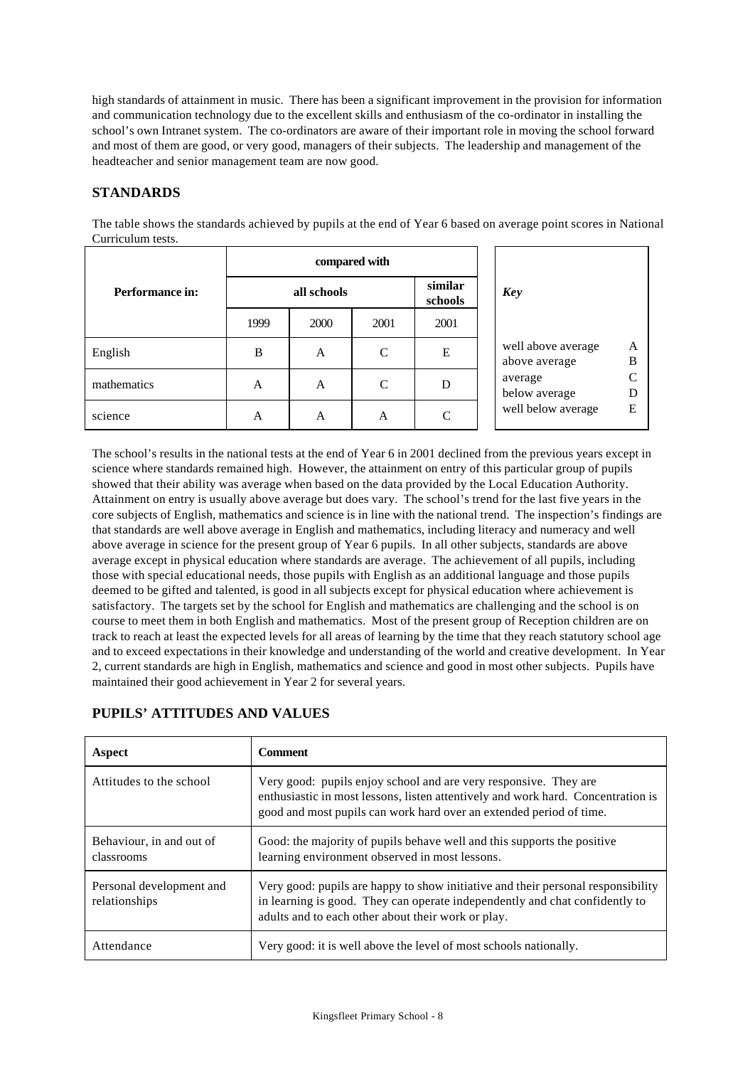high standards of attainment in music. There has been a significant improvement in the provision for information and communication technology due to the excellent skills and enthusiasm of the co-ordinator in installing the school's own Intranet system. The co-ordinators are aware of their important role in moving the school forward and most of them are good, or very good, managers of their subjects. The leadership and management of the headteacher and senior management team are now good.

## STANDARDS

The table shows the standards achieved by pupils at the end of Year 6 based on average point scores in National Curriculum tests.

| Performance in: | compared with | | | |
|---|---|---|---|---|
| | all schools | | | similar schools |
| | 1999 | 2000 | 2001 | 2001 |
| English | B | A | C | E |
| mathematics | A | A | C | D |
| science | A | A | A | C |

| *Key* | |
|---|---|
| well above average | A |
| above average | B |
| average | C |
| below average | D |
| well below average | E |

The school's results in the national tests at the end of Year 6 in 2001 declined from the previous years except in science where standards remained high. However, the attainment on entry of this particular group of pupils showed that their ability was average when based on the data provided by the Local Education Authority. Attainment on entry is usually above average but does vary. The school's trend for the last five years in the core subjects of English, mathematics and science is in line with the national trend. The inspection's findings are that standards are well above average in English and mathematics, including literacy and numeracy and well above average in science for the present group of Year 6 pupils. In all other subjects, standards are above average except in physical education where standards are average. The achievement of all pupils, including those with special educational needs, those pupils with English as an additional language and those pupils deemed to be gifted and talented, is good in all subjects except for physical education where achievement is satisfactory. The targets set by the school for English and mathematics are challenging and the school is on course to meet them in both English and mathematics. Most of the present group of Reception children are on track to reach at least the expected levels for all areas of learning by the time that they reach statutory school age and to exceed expectations in their knowledge and understanding of the world and creative development. In Year 2, current standards are high in English, mathematics and science and good in most other subjects. Pupils have maintained their good achievement in Year 2 for several years.

## PUPILS' ATTITUDES AND VALUES

| Aspect | Comment |
|---|---|
| Attitudes to the school | Very good: pupils enjoy school and are very responsive. They are enthusiastic in most lessons, listen attentively and work hard. Concentration is good and most pupils can work hard over an extended period of time. |
| Behaviour, in and out of classrooms | Good: the majority of pupils behave well and this supports the positive learning environment observed in most lessons. |
| Personal development and relationships | Very good: pupils are happy to show initiative and their personal responsibility in learning is good. They can operate independently and chat confidently to adults and to each other about their work or play. |
| Attendance | Very good: it is well above the level of most schools nationally. |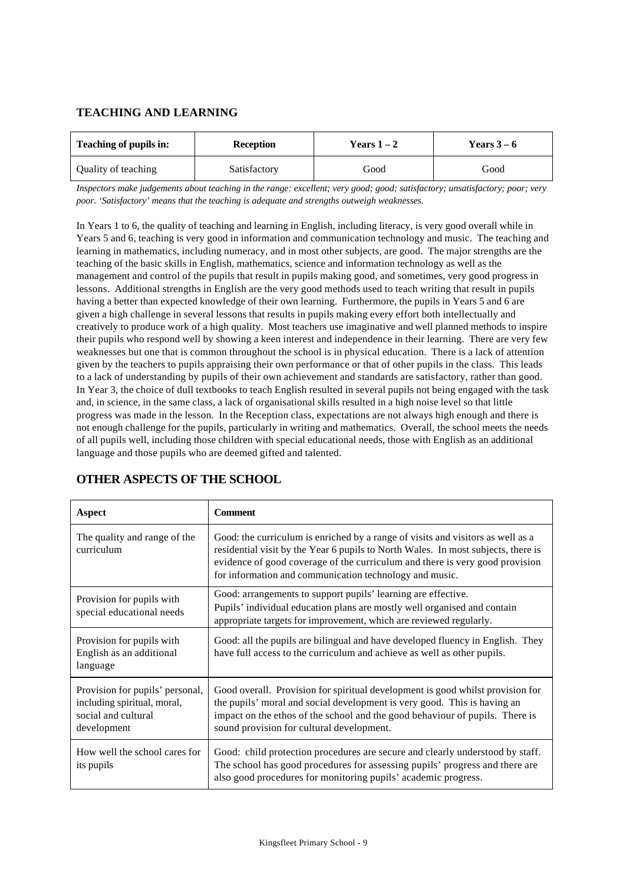## TEACHING AND LEARNING

| Teaching of pupils in: | Reception | Years 1 – 2 | Years 3 – 6 |
|---|---|---|---|
| Quality of teaching | Satisfactory | Good | Good |

*Inspectors make judgements about teaching in the range: excellent; very good; good; satisfactory; unsatisfactory; poor; very poor. 'Satisfactory' means that the teaching is adequate and strengths outweigh weaknesses.*

In Years 1 to 6, the quality of teaching and learning in English, including literacy, is very good overall while in Years 5 and 6, teaching is very good in information and communication technology and music. The teaching and learning in mathematics, including numeracy, and in most other subjects, are good. The major strengths are the teaching of the basic skills in English, mathematics, science and information technology as well as the management and control of the pupils that result in pupils making good, and sometimes, very good progress in lessons. Additional strengths in English are the very good methods used to teach writing that result in pupils having a better than expected knowledge of their own learning. Furthermore, the pupils in Years 5 and 6 are given a high challenge in several lessons that results in pupils making every effort both intellectually and creatively to produce work of a high quality. Most teachers use imaginative and well planned methods to inspire their pupils who respond well by showing a keen interest and independence in their learning. There are very few weaknesses but one that is common throughout the school is in physical education. There is a lack of attention given by the teachers to pupils appraising their own performance or that of other pupils in the class. This leads to a lack of understanding by pupils of their own achievement and standards are satisfactory, rather than good. In Year 3, the choice of dull textbooks to teach English resulted in several pupils not being engaged with the task and, in science, in the same class, a lack of organisational skills resulted in a high noise level so that little progress was made in the lesson. In the Reception class, expectations are not always high enough and there is not enough challenge for the pupils, particularly in writing and mathematics. Overall, the school meets the needs of all pupils well, including those children with special educational needs, those with English as an additional language and those pupils who are deemed gifted and talented.

## OTHER ASPECTS OF THE SCHOOL

| Aspect | Comment |
|---|---|
| The quality and range of the curriculum | Good: the curriculum is enriched by a range of visits and visitors as well as a residential visit by the Year 6 pupils to North Wales. In most subjects, there is evidence of good coverage of the curriculum and there is very good provision for information and communication technology and music. |
| Provision for pupils with special educational needs | Good: arrangements to support pupils' learning are effective. Pupils' individual education plans are mostly well organised and contain appropriate targets for improvement, which are reviewed regularly. |
| Provision for pupils with English as an additional language | Good: all the pupils are bilingual and have developed fluency in English. They have full access to the curriculum and achieve as well as other pupils. |
| Provision for pupils' personal, including spiritual, moral, social and cultural development | Good overall. Provision for spiritual development is good whilst provision for the pupils' moral and social development is very good. This is having an impact on the ethos of the school and the good behaviour of pupils. There is sound provision for cultural development. |
| How well the school cares for its pupils | Good: child protection procedures are secure and clearly understood by staff. The school has good procedures for assessing pupils' progress and there are also good procedures for monitoring pupils' academic progress. |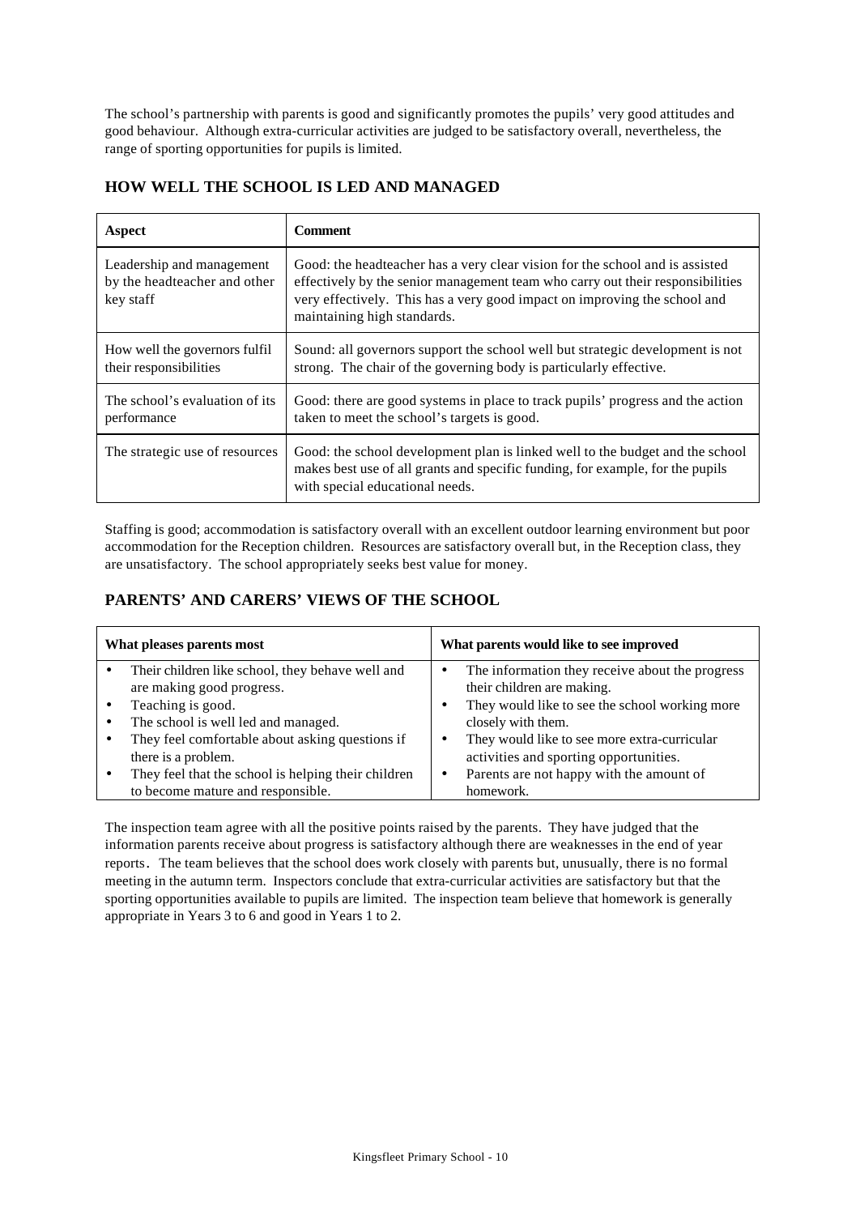The school's partnership with parents is good and significantly promotes the pupils' very good attitudes and good behaviour. Although extra-curricular activities are judged to be satisfactory overall, nevertheless, the range of sporting opportunities for pupils is limited.

## HOW WELL THE SCHOOL IS LED AND MANAGED

| Aspect | Comment |
|---|---|
| Leadership and management by the headteacher and other key staff | Good: the headteacher has a very clear vision for the school and is assisted effectively by the senior management team who carry out their responsibilities very effectively. This has a very good impact on improving the school and maintaining high standards. |
| How well the governors fulfil their responsibilities | Sound: all governors support the school well but strategic development is not strong. The chair of the governing body is particularly effective. |
| The school's evaluation of its performance | Good: there are good systems in place to track pupils' progress and the action taken to meet the school's targets is good. |
| The strategic use of resources | Good: the school development plan is linked well to the budget and the school makes best use of all grants and specific funding, for example, for the pupils with special educational needs. |

Staffing is good; accommodation is satisfactory overall with an excellent outdoor learning environment but poor accommodation for the Reception children. Resources are satisfactory overall but, in the Reception class, they are unsatisfactory. The school appropriately seeks best value for money.

## PARENTS' AND CARERS' VIEWS OF THE SCHOOL

| What pleases parents most | What parents would like to see improved |
|---|---|
| • Their children like school, they behave well and are making good progress.<br>• Teaching is good.<br>• The school is well led and managed.<br>• They feel comfortable about asking questions if there is a problem.<br>• They feel that the school is helping their children to become mature and responsible. | • The information they receive about the progress their children are making.<br>• They would like to see the school working more closely with them.<br>• They would like to see more extra-curricular activities and sporting opportunities.<br>• Parents are not happy with the amount of homework. |

The inspection team agree with all the positive points raised by the parents. They have judged that the information parents receive about progress is satisfactory although there are weaknesses in the end of year reports. The team believes that the school does work closely with parents but, unusually, there is no formal meeting in the autumn term. Inspectors conclude that extra-curricular activities are satisfactory but that the sporting opportunities available to pupils are limited. The inspection team believe that homework is generally appropriate in Years 3 to 6 and good in Years 1 to 2.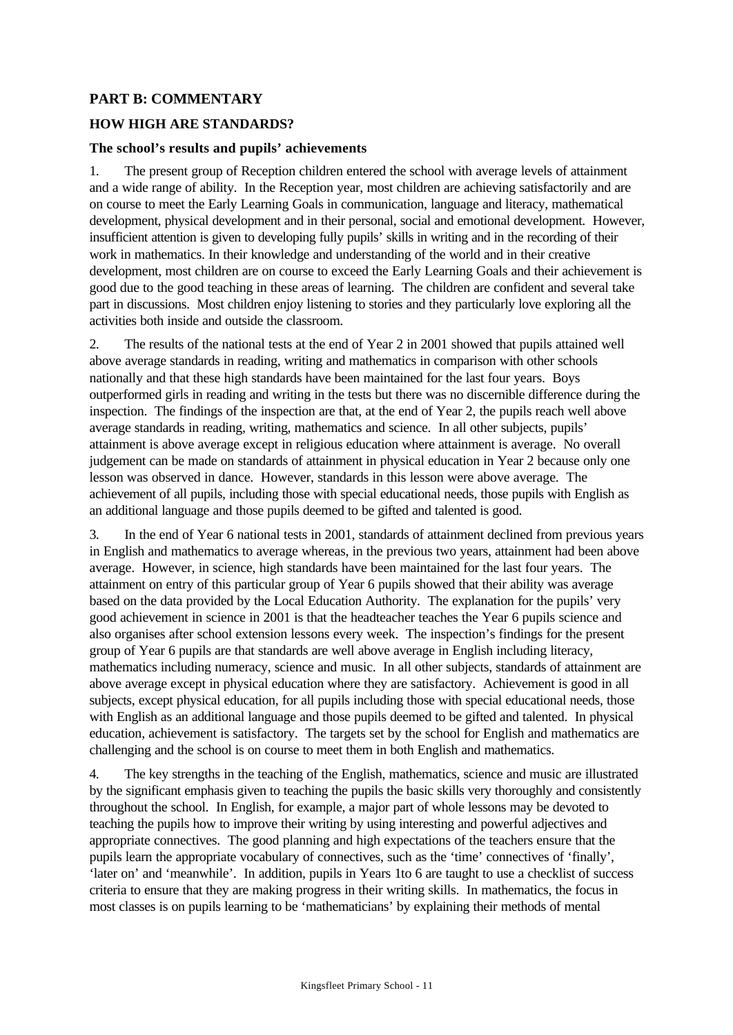## PART B: COMMENTARY

### HOW HIGH ARE STANDARDS?

#### The school's results and pupils' achievements

1. The present group of Reception children entered the school with average levels of attainment and a wide range of ability. In the Reception year, most children are achieving satisfactorily and are on course to meet the Early Learning Goals in communication, language and literacy, mathematical development, physical development and in their personal, social and emotional development. However, insufficient attention is given to developing fully pupils' skills in writing and in the recording of their work in mathematics. In their knowledge and understanding of the world and in their creative development, most children are on course to exceed the Early Learning Goals and their achievement is good due to the good teaching in these areas of learning. The children are confident and several take part in discussions. Most children enjoy listening to stories and they particularly love exploring all the activities both inside and outside the classroom.

2. The results of the national tests at the end of Year 2 in 2001 showed that pupils attained well above average standards in reading, writing and mathematics in comparison with other schools nationally and that these high standards have been maintained for the last four years. Boys outperformed girls in reading and writing in the tests but there was no discernible difference during the inspection. The findings of the inspection are that, at the end of Year 2, the pupils reach well above average standards in reading, writing, mathematics and science. In all other subjects, pupils' attainment is above average except in religious education where attainment is average. No overall judgement can be made on standards of attainment in physical education in Year 2 because only one lesson was observed in dance. However, standards in this lesson were above average. The achievement of all pupils, including those with special educational needs, those pupils with English as an additional language and those pupils deemed to be gifted and talented is good.

3. In the end of Year 6 national tests in 2001, standards of attainment declined from previous years in English and mathematics to average whereas, in the previous two years, attainment had been above average. However, in science, high standards have been maintained for the last four years. The attainment on entry of this particular group of Year 6 pupils showed that their ability was average based on the data provided by the Local Education Authority. The explanation for the pupils' very good achievement in science in 2001 is that the headteacher teaches the Year 6 pupils science and also organises after school extension lessons every week. The inspection's findings for the present group of Year 6 pupils are that standards are well above average in English including literacy, mathematics including numeracy, science and music. In all other subjects, standards of attainment are above average except in physical education where they are satisfactory. Achievement is good in all subjects, except physical education, for all pupils including those with special educational needs, those with English as an additional language and those pupils deemed to be gifted and talented. In physical education, achievement is satisfactory. The targets set by the school for English and mathematics are challenging and the school is on course to meet them in both English and mathematics.

4. The key strengths in the teaching of the English, mathematics, science and music are illustrated by the significant emphasis given to teaching the pupils the basic skills very thoroughly and consistently throughout the school. In English, for example, a major part of whole lessons may be devoted to teaching the pupils how to improve their writing by using interesting and powerful adjectives and appropriate connectives. The good planning and high expectations of the teachers ensure that the pupils learn the appropriate vocabulary of connectives, such as the 'time' connectives of 'finally', 'later on' and 'meanwhile'. In addition, pupils in Years 1to 6 are taught to use a checklist of success criteria to ensure that they are making progress in their writing skills. In mathematics, the focus in most classes is on pupils learning to be 'mathematicians' by explaining their methods of mental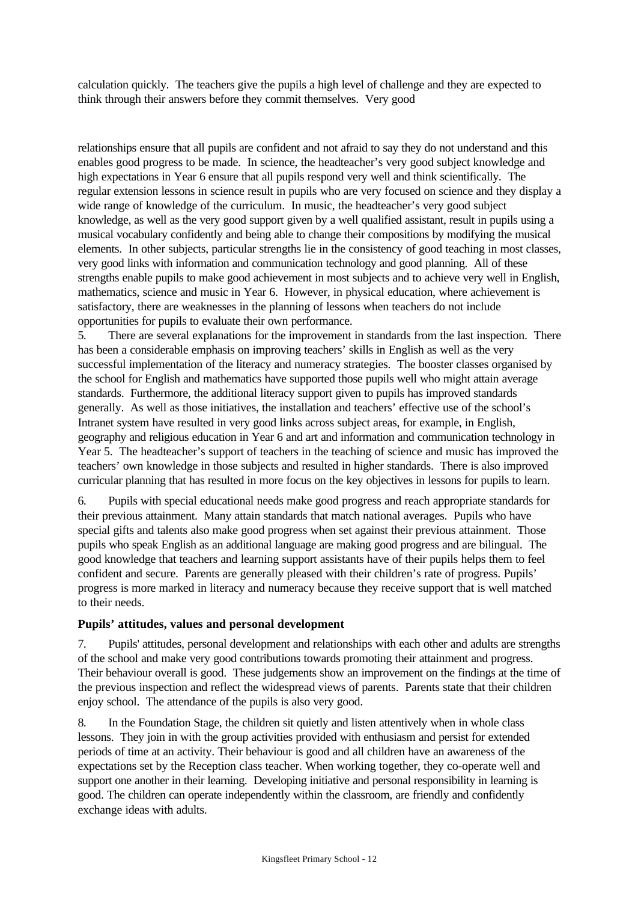calculation quickly. The teachers give the pupils a high level of challenge and they are expected to think through their answers before they commit themselves. Very good

relationships ensure that all pupils are confident and not afraid to say they do not understand and this enables good progress to be made. In science, the headteacher's very good subject knowledge and high expectations in Year 6 ensure that all pupils respond very well and think scientifically. The regular extension lessons in science result in pupils who are very focused on science and they display a wide range of knowledge of the curriculum. In music, the headteacher's very good subject knowledge, as well as the very good support given by a well qualified assistant, result in pupils using a musical vocabulary confidently and being able to change their compositions by modifying the musical elements. In other subjects, particular strengths lie in the consistency of good teaching in most classes, very good links with information and communication technology and good planning. All of these strengths enable pupils to make good achievement in most subjects and to achieve very well in English, mathematics, science and music in Year 6. However, in physical education, where achievement is satisfactory, there are weaknesses in the planning of lessons when teachers do not include opportunities for pupils to evaluate their own performance.

5. There are several explanations for the improvement in standards from the last inspection. There has been a considerable emphasis on improving teachers' skills in English as well as the very successful implementation of the literacy and numeracy strategies. The booster classes organised by the school for English and mathematics have supported those pupils well who might attain average standards. Furthermore, the additional literacy support given to pupils has improved standards generally. As well as those initiatives, the installation and teachers' effective use of the school's Intranet system have resulted in very good links across subject areas, for example, in English, geography and religious education in Year 6 and art and information and communication technology in Year 5. The headteacher's support of teachers in the teaching of science and music has improved the teachers' own knowledge in those subjects and resulted in higher standards. There is also improved curricular planning that has resulted in more focus on the key objectives in lessons for pupils to learn.

6. Pupils with special educational needs make good progress and reach appropriate standards for their previous attainment. Many attain standards that match national averages. Pupils who have special gifts and talents also make good progress when set against their previous attainment. Those pupils who speak English as an additional language are making good progress and are bilingual. The good knowledge that teachers and learning support assistants have of their pupils helps them to feel confident and secure. Parents are generally pleased with their children's rate of progress. Pupils' progress is more marked in literacy and numeracy because they receive support that is well matched to their needs.

**Pupils' attitudes, values and personal development**

7. Pupils' attitudes, personal development and relationships with each other and adults are strengths of the school and make very good contributions towards promoting their attainment and progress. Their behaviour overall is good. These judgements show an improvement on the findings at the time of the previous inspection and reflect the widespread views of parents. Parents state that their children enjoy school. The attendance of the pupils is also very good.

8. In the Foundation Stage, the children sit quietly and listen attentively when in whole class lessons. They join in with the group activities provided with enthusiasm and persist for extended periods of time at an activity. Their behaviour is good and all children have an awareness of the expectations set by the Reception class teacher. When working together, they co-operate well and support one another in their learning. Developing initiative and personal responsibility in learning is good. The children can operate independently within the classroom, are friendly and confidently exchange ideas with adults.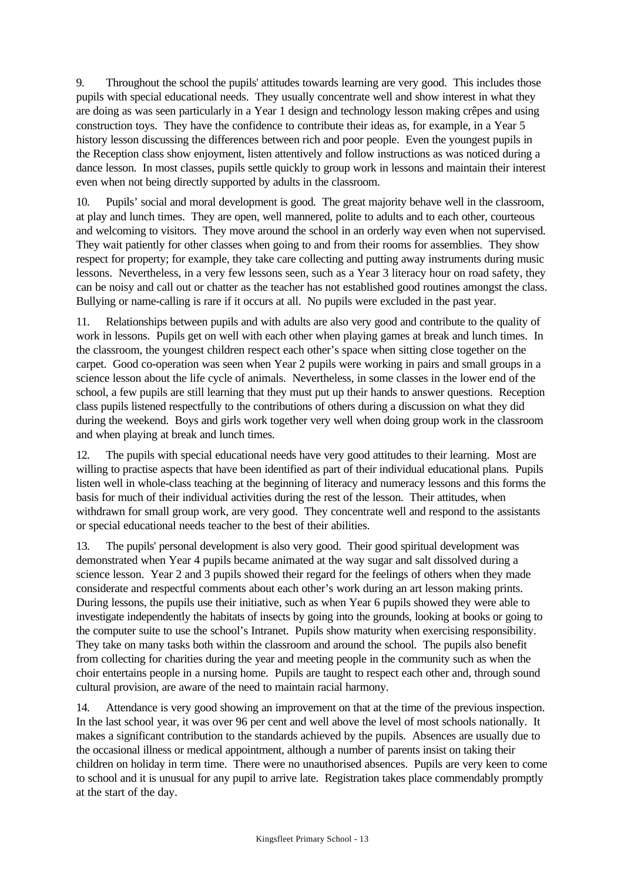9. Throughout the school the pupils' attitudes towards learning are very good. This includes those pupils with special educational needs. They usually concentrate well and show interest in what they are doing as was seen particularly in a Year 1 design and technology lesson making crêpes and using construction toys. They have the confidence to contribute their ideas as, for example, in a Year 5 history lesson discussing the differences between rich and poor people. Even the youngest pupils in the Reception class show enjoyment, listen attentively and follow instructions as was noticed during a dance lesson. In most classes, pupils settle quickly to group work in lessons and maintain their interest even when not being directly supported by adults in the classroom.

10. Pupils' social and moral development is good. The great majority behave well in the classroom, at play and lunch times. They are open, well mannered, polite to adults and to each other, courteous and welcoming to visitors. They move around the school in an orderly way even when not supervised. They wait patiently for other classes when going to and from their rooms for assemblies. They show respect for property; for example, they take care collecting and putting away instruments during music lessons. Nevertheless, in a very few lessons seen, such as a Year 3 literacy hour on road safety, they can be noisy and call out or chatter as the teacher has not established good routines amongst the class. Bullying or name-calling is rare if it occurs at all. No pupils were excluded in the past year.

11. Relationships between pupils and with adults are also very good and contribute to the quality of work in lessons. Pupils get on well with each other when playing games at break and lunch times. In the classroom, the youngest children respect each other's space when sitting close together on the carpet. Good co-operation was seen when Year 2 pupils were working in pairs and small groups in a science lesson about the life cycle of animals. Nevertheless, in some classes in the lower end of the school, a few pupils are still learning that they must put up their hands to answer questions. Reception class pupils listened respectfully to the contributions of others during a discussion on what they did during the weekend. Boys and girls work together very well when doing group work in the classroom and when playing at break and lunch times.

12. The pupils with special educational needs have very good attitudes to their learning. Most are willing to practise aspects that have been identified as part of their individual educational plans. Pupils listen well in whole-class teaching at the beginning of literacy and numeracy lessons and this forms the basis for much of their individual activities during the rest of the lesson. Their attitudes, when withdrawn for small group work, are very good. They concentrate well and respond to the assistants or special educational needs teacher to the best of their abilities.

13. The pupils' personal development is also very good. Their good spiritual development was demonstrated when Year 4 pupils became animated at the way sugar and salt dissolved during a science lesson. Year 2 and 3 pupils showed their regard for the feelings of others when they made considerate and respectful comments about each other's work during an art lesson making prints. During lessons, the pupils use their initiative, such as when Year 6 pupils showed they were able to investigate independently the habitats of insects by going into the grounds, looking at books or going to the computer suite to use the school's Intranet. Pupils show maturity when exercising responsibility. They take on many tasks both within the classroom and around the school. The pupils also benefit from collecting for charities during the year and meeting people in the community such as when the choir entertains people in a nursing home. Pupils are taught to respect each other and, through sound cultural provision, are aware of the need to maintain racial harmony.

14. Attendance is very good showing an improvement on that at the time of the previous inspection. In the last school year, it was over 96 per cent and well above the level of most schools nationally. It makes a significant contribution to the standards achieved by the pupils. Absences are usually due to the occasional illness or medical appointment, although a number of parents insist on taking their children on holiday in term time. There were no unauthorised absences. Pupils are very keen to come to school and it is unusual for any pupil to arrive late. Registration takes place commendably promptly at the start of the day.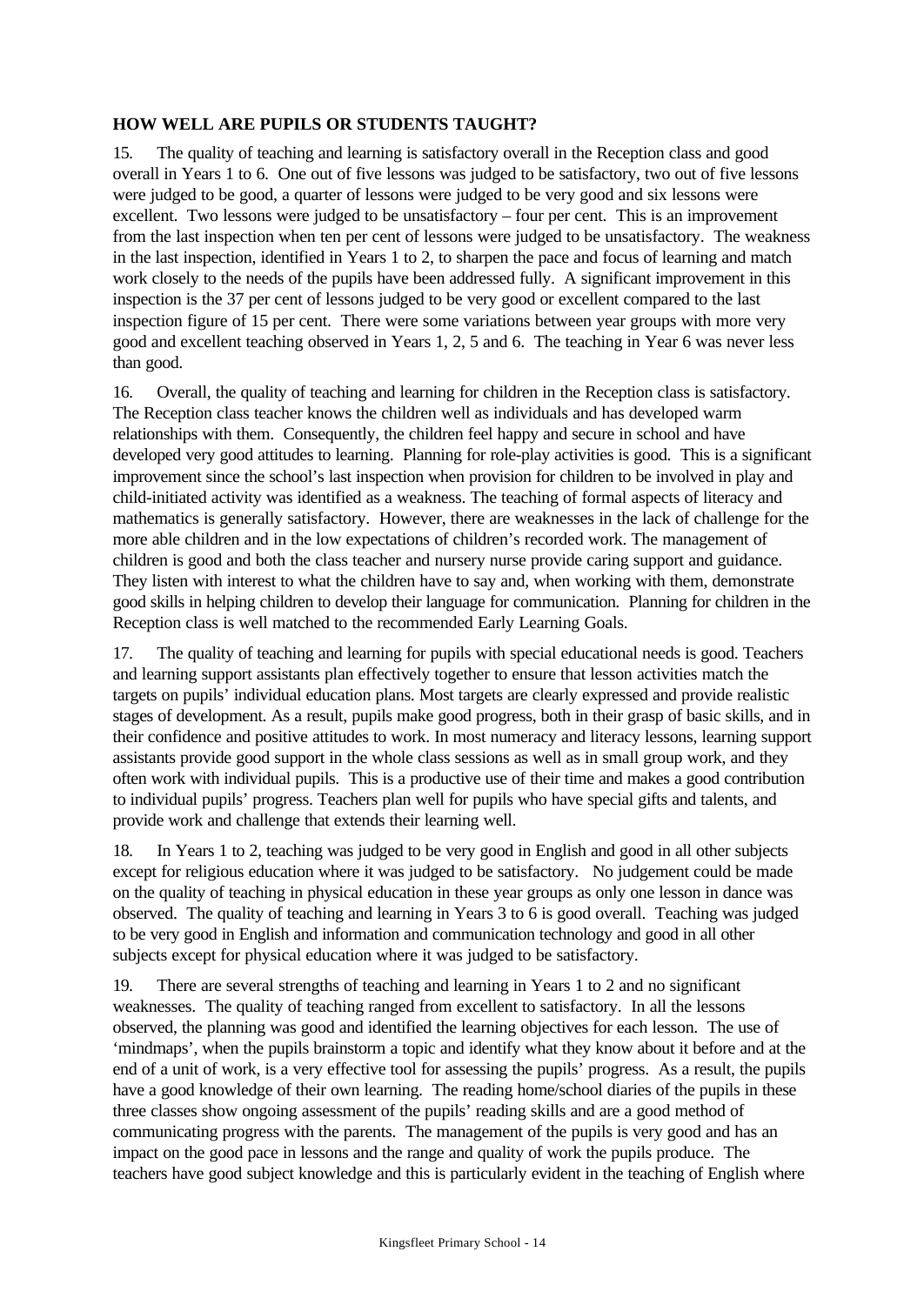## HOW WELL ARE PUPILS OR STUDENTS TAUGHT?

15. The quality of teaching and learning is satisfactory overall in the Reception class and good overall in Years 1 to 6. One out of five lessons was judged to be satisfactory, two out of five lessons were judged to be good, a quarter of lessons were judged to be very good and six lessons were excellent. Two lessons were judged to be unsatisfactory – four per cent. This is an improvement from the last inspection when ten per cent of lessons were judged to be unsatisfactory. The weakness in the last inspection, identified in Years 1 to 2, to sharpen the pace and focus of learning and match work closely to the needs of the pupils have been addressed fully. A significant improvement in this inspection is the 37 per cent of lessons judged to be very good or excellent compared to the last inspection figure of 15 per cent. There were some variations between year groups with more very good and excellent teaching observed in Years 1, 2, 5 and 6. The teaching in Year 6 was never less than good.

16. Overall, the quality of teaching and learning for children in the Reception class is satisfactory. The Reception class teacher knows the children well as individuals and has developed warm relationships with them. Consequently, the children feel happy and secure in school and have developed very good attitudes to learning. Planning for role-play activities is good. This is a significant improvement since the school's last inspection when provision for children to be involved in play and child-initiated activity was identified as a weakness. The teaching of formal aspects of literacy and mathematics is generally satisfactory. However, there are weaknesses in the lack of challenge for the more able children and in the low expectations of children's recorded work. The management of children is good and both the class teacher and nursery nurse provide caring support and guidance. They listen with interest to what the children have to say and, when working with them, demonstrate good skills in helping children to develop their language for communication. Planning for children in the Reception class is well matched to the recommended Early Learning Goals.

17. The quality of teaching and learning for pupils with special educational needs is good. Teachers and learning support assistants plan effectively together to ensure that lesson activities match the targets on pupils' individual education plans. Most targets are clearly expressed and provide realistic stages of development. As a result, pupils make good progress, both in their grasp of basic skills, and in their confidence and positive attitudes to work. In most numeracy and literacy lessons, learning support assistants provide good support in the whole class sessions as well as in small group work, and they often work with individual pupils. This is a productive use of their time and makes a good contribution to individual pupils' progress. Teachers plan well for pupils who have special gifts and talents, and provide work and challenge that extends their learning well.

18. In Years 1 to 2, teaching was judged to be very good in English and good in all other subjects except for religious education where it was judged to be satisfactory. No judgement could be made on the quality of teaching in physical education in these year groups as only one lesson in dance was observed. The quality of teaching and learning in Years 3 to 6 is good overall. Teaching was judged to be very good in English and information and communication technology and good in all other subjects except for physical education where it was judged to be satisfactory.

19. There are several strengths of teaching and learning in Years 1 to 2 and no significant weaknesses. The quality of teaching ranged from excellent to satisfactory. In all the lessons observed, the planning was good and identified the learning objectives for each lesson. The use of 'mindmaps', when the pupils brainstorm a topic and identify what they know about it before and at the end of a unit of work, is a very effective tool for assessing the pupils' progress. As a result, the pupils have a good knowledge of their own learning. The reading home/school diaries of the pupils in these three classes show ongoing assessment of the pupils' reading skills and are a good method of communicating progress with the parents. The management of the pupils is very good and has an impact on the good pace in lessons and the range and quality of work the pupils produce. The teachers have good subject knowledge and this is particularly evident in the teaching of English where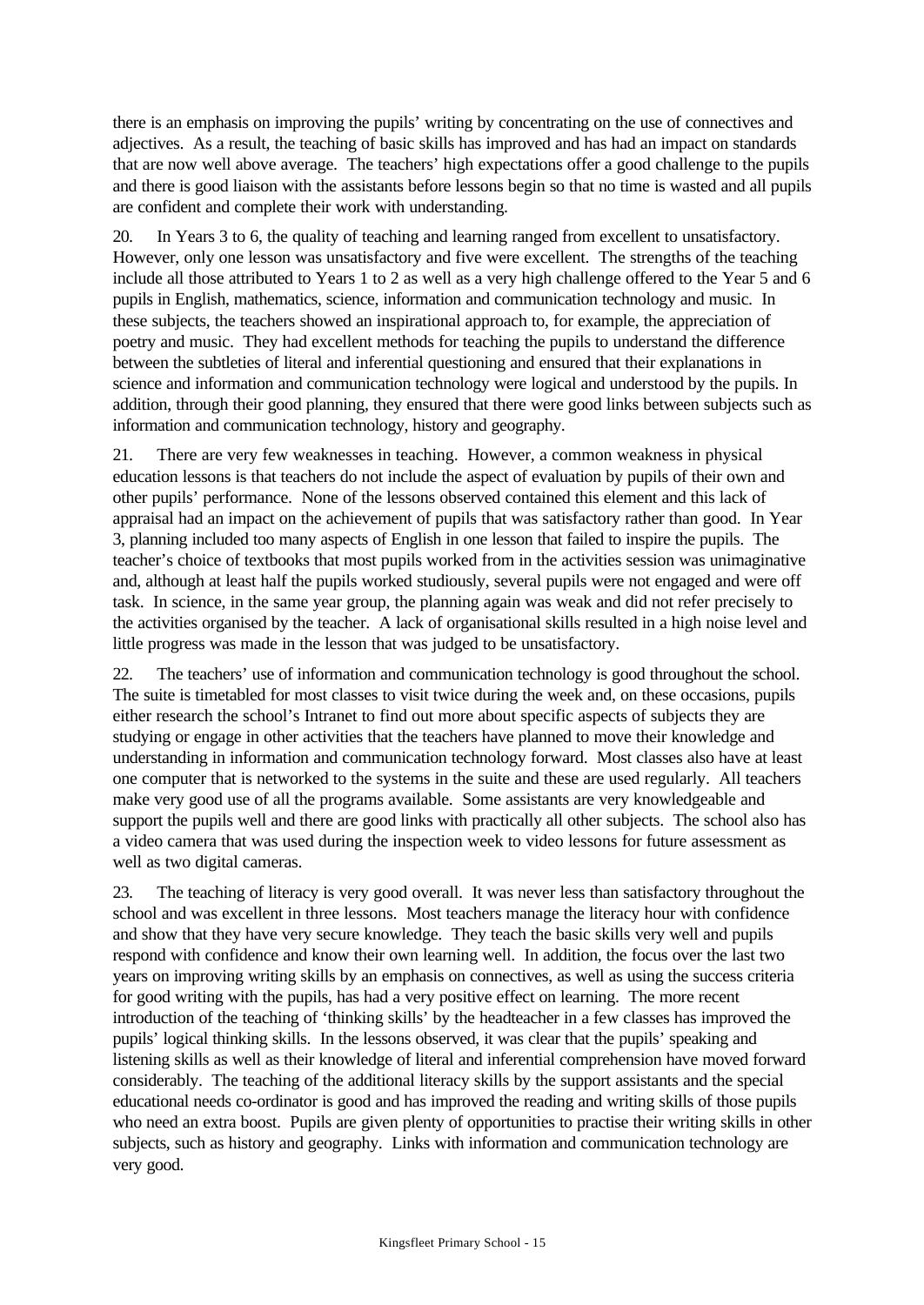there is an emphasis on improving the pupils' writing by concentrating on the use of connectives and adjectives. As a result, the teaching of basic skills has improved and has had an impact on standards that are now well above average. The teachers' high expectations offer a good challenge to the pupils and there is good liaison with the assistants before lessons begin so that no time is wasted and all pupils are confident and complete their work with understanding.

20. In Years 3 to 6, the quality of teaching and learning ranged from excellent to unsatisfactory. However, only one lesson was unsatisfactory and five were excellent. The strengths of the teaching include all those attributed to Years 1 to 2 as well as a very high challenge offered to the Year 5 and 6 pupils in English, mathematics, science, information and communication technology and music. In these subjects, the teachers showed an inspirational approach to, for example, the appreciation of poetry and music. They had excellent methods for teaching the pupils to understand the difference between the subtleties of literal and inferential questioning and ensured that their explanations in science and information and communication technology were logical and understood by the pupils. In addition, through their good planning, they ensured that there were good links between subjects such as information and communication technology, history and geography.

21. There are very few weaknesses in teaching. However, a common weakness in physical education lessons is that teachers do not include the aspect of evaluation by pupils of their own and other pupils' performance. None of the lessons observed contained this element and this lack of appraisal had an impact on the achievement of pupils that was satisfactory rather than good. In Year 3, planning included too many aspects of English in one lesson that failed to inspire the pupils. The teacher's choice of textbooks that most pupils worked from in the activities session was unimaginative and, although at least half the pupils worked studiously, several pupils were not engaged and were off task. In science, in the same year group, the planning again was weak and did not refer precisely to the activities organised by the teacher. A lack of organisational skills resulted in a high noise level and little progress was made in the lesson that was judged to be unsatisfactory.

22. The teachers' use of information and communication technology is good throughout the school. The suite is timetabled for most classes to visit twice during the week and, on these occasions, pupils either research the school's Intranet to find out more about specific aspects of subjects they are studying or engage in other activities that the teachers have planned to move their knowledge and understanding in information and communication technology forward. Most classes also have at least one computer that is networked to the systems in the suite and these are used regularly. All teachers make very good use of all the programs available. Some assistants are very knowledgeable and support the pupils well and there are good links with practically all other subjects. The school also has a video camera that was used during the inspection week to video lessons for future assessment as well as two digital cameras.

23. The teaching of literacy is very good overall. It was never less than satisfactory throughout the school and was excellent in three lessons. Most teachers manage the literacy hour with confidence and show that they have very secure knowledge. They teach the basic skills very well and pupils respond with confidence and know their own learning well. In addition, the focus over the last two years on improving writing skills by an emphasis on connectives, as well as using the success criteria for good writing with the pupils, has had a very positive effect on learning. The more recent introduction of the teaching of 'thinking skills' by the headteacher in a few classes has improved the pupils' logical thinking skills. In the lessons observed, it was clear that the pupils' speaking and listening skills as well as their knowledge of literal and inferential comprehension have moved forward considerably. The teaching of the additional literacy skills by the support assistants and the special educational needs co-ordinator is good and has improved the reading and writing skills of those pupils who need an extra boost. Pupils are given plenty of opportunities to practise their writing skills in other subjects, such as history and geography. Links with information and communication technology are very good.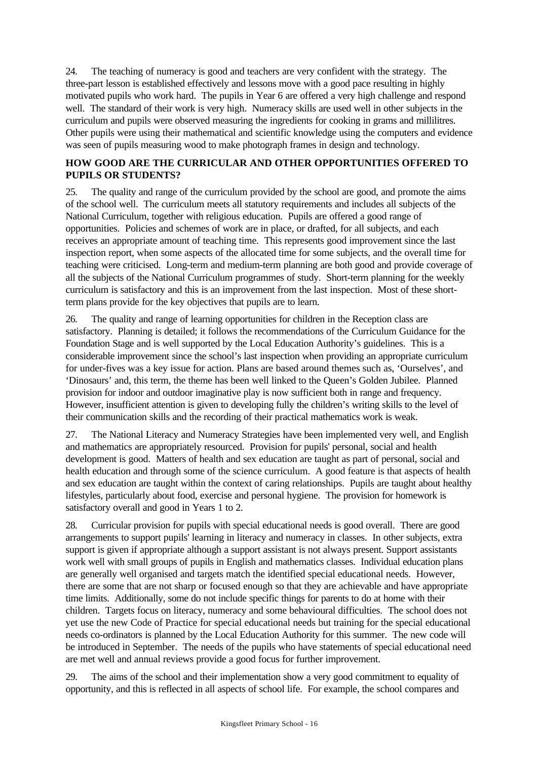24. The teaching of numeracy is good and teachers are very confident with the strategy. The three-part lesson is established effectively and lessons move with a good pace resulting in highly motivated pupils who work hard. The pupils in Year 6 are offered a very high challenge and respond well. The standard of their work is very high. Numeracy skills are used well in other subjects in the curriculum and pupils were observed measuring the ingredients for cooking in grams and millilitres. Other pupils were using their mathematical and scientific knowledge using the computers and evidence was seen of pupils measuring wood to make photograph frames in design and technology.

**HOW GOOD ARE THE CURRICULAR AND OTHER OPPORTUNITIES OFFERED TO PUPILS OR STUDENTS?**

25. The quality and range of the curriculum provided by the school are good, and promote the aims of the school well. The curriculum meets all statutory requirements and includes all subjects of the National Curriculum, together with religious education. Pupils are offered a good range of opportunities. Policies and schemes of work are in place, or drafted, for all subjects, and each receives an appropriate amount of teaching time. This represents good improvement since the last inspection report, when some aspects of the allocated time for some subjects, and the overall time for teaching were criticised. Long-term and medium-term planning are both good and provide coverage of all the subjects of the National Curriculum programmes of study. Short-term planning for the weekly curriculum is satisfactory and this is an improvement from the last inspection. Most of these short-term plans provide for the key objectives that pupils are to learn.

26. The quality and range of learning opportunities for children in the Reception class are satisfactory. Planning is detailed; it follows the recommendations of the Curriculum Guidance for the Foundation Stage and is well supported by the Local Education Authority's guidelines. This is a considerable improvement since the school's last inspection when providing an appropriate curriculum for under-fives was a key issue for action. Plans are based around themes such as, 'Ourselves', and 'Dinosaurs' and, this term, the theme has been well linked to the Queen's Golden Jubilee. Planned provision for indoor and outdoor imaginative play is now sufficient both in range and frequency. However, insufficient attention is given to developing fully the children's writing skills to the level of their communication skills and the recording of their practical mathematics work is weak.

27. The National Literacy and Numeracy Strategies have been implemented very well, and English and mathematics are appropriately resourced. Provision for pupils' personal, social and health development is good. Matters of health and sex education are taught as part of personal, social and health education and through some of the science curriculum. A good feature is that aspects of health and sex education are taught within the context of caring relationships. Pupils are taught about healthy lifestyles, particularly about food, exercise and personal hygiene. The provision for homework is satisfactory overall and good in Years 1 to 2.

28. Curricular provision for pupils with special educational needs is good overall. There are good arrangements to support pupils' learning in literacy and numeracy in classes. In other subjects, extra support is given if appropriate although a support assistant is not always present. Support assistants work well with small groups of pupils in English and mathematics classes. Individual education plans are generally well organised and targets match the identified special educational needs. However, there are some that are not sharp or focused enough so that they are achievable and have appropriate time limits. Additionally, some do not include specific things for parents to do at home with their children. Targets focus on literacy, numeracy and some behavioural difficulties. The school does not yet use the new Code of Practice for special educational needs but training for the special educational needs co-ordinators is planned by the Local Education Authority for this summer. The new code will be introduced in September. The needs of the pupils who have statements of special educational need are met well and annual reviews provide a good focus for further improvement.

29. The aims of the school and their implementation show a very good commitment to equality of opportunity, and this is reflected in all aspects of school life. For example, the school compares and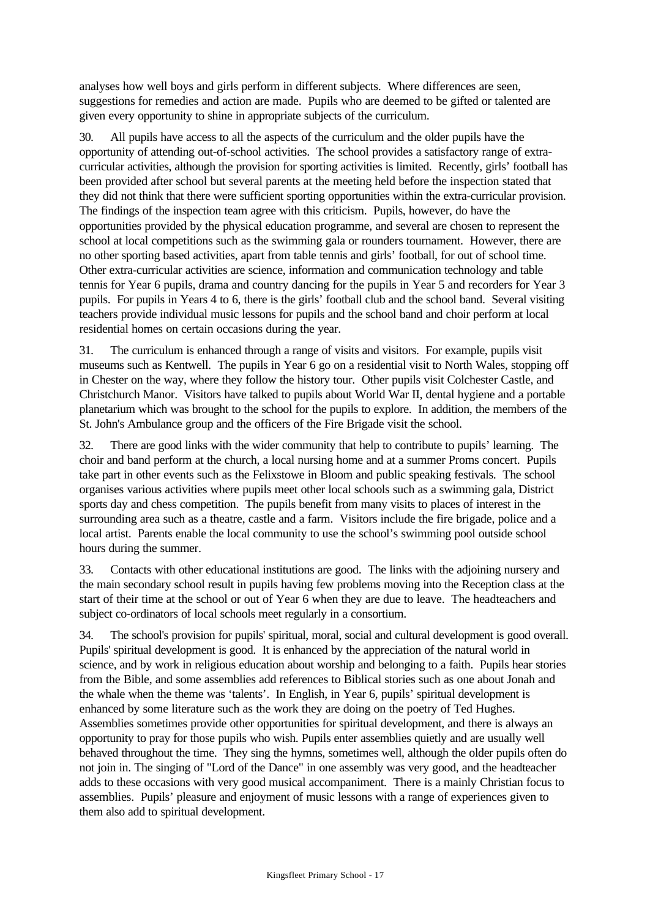analyses how well boys and girls perform in different subjects. Where differences are seen, suggestions for remedies and action are made. Pupils who are deemed to be gifted or talented are given every opportunity to shine in appropriate subjects of the curriculum.

30. All pupils have access to all the aspects of the curriculum and the older pupils have the opportunity of attending out-of-school activities. The school provides a satisfactory range of extra-curricular activities, although the provision for sporting activities is limited. Recently, girls' football has been provided after school but several parents at the meeting held before the inspection stated that they did not think that there were sufficient sporting opportunities within the extra-curricular provision. The findings of the inspection team agree with this criticism. Pupils, however, do have the opportunities provided by the physical education programme, and several are chosen to represent the school at local competitions such as the swimming gala or rounders tournament. However, there are no other sporting based activities, apart from table tennis and girls' football, for out of school time. Other extra-curricular activities are science, information and communication technology and table tennis for Year 6 pupils, drama and country dancing for the pupils in Year 5 and recorders for Year 3 pupils. For pupils in Years 4 to 6, there is the girls' football club and the school band. Several visiting teachers provide individual music lessons for pupils and the school band and choir perform at local residential homes on certain occasions during the year.

31. The curriculum is enhanced through a range of visits and visitors. For example, pupils visit museums such as Kentwell. The pupils in Year 6 go on a residential visit to North Wales, stopping off in Chester on the way, where they follow the history tour. Other pupils visit Colchester Castle, and Christchurch Manor. Visitors have talked to pupils about World War II, dental hygiene and a portable planetarium which was brought to the school for the pupils to explore. In addition, the members of the St. John's Ambulance group and the officers of the Fire Brigade visit the school.

32. There are good links with the wider community that help to contribute to pupils' learning. The choir and band perform at the church, a local nursing home and at a summer Proms concert. Pupils take part in other events such as the Felixstowe in Bloom and public speaking festivals. The school organises various activities where pupils meet other local schools such as a swimming gala, District sports day and chess competition. The pupils benefit from many visits to places of interest in the surrounding area such as a theatre, castle and a farm. Visitors include the fire brigade, police and a local artist. Parents enable the local community to use the school's swimming pool outside school hours during the summer.

33. Contacts with other educational institutions are good. The links with the adjoining nursery and the main secondary school result in pupils having few problems moving into the Reception class at the start of their time at the school or out of Year 6 when they are due to leave. The headteachers and subject co-ordinators of local schools meet regularly in a consortium.

34. The school's provision for pupils' spiritual, moral, social and cultural development is good overall. Pupils' spiritual development is good. It is enhanced by the appreciation of the natural world in science, and by work in religious education about worship and belonging to a faith. Pupils hear stories from the Bible, and some assemblies add references to Biblical stories such as one about Jonah and the whale when the theme was 'talents'. In English, in Year 6, pupils' spiritual development is enhanced by some literature such as the work they are doing on the poetry of Ted Hughes. Assemblies sometimes provide other opportunities for spiritual development, and there is always an opportunity to pray for those pupils who wish. Pupils enter assemblies quietly and are usually well behaved throughout the time. They sing the hymns, sometimes well, although the older pupils often do not join in. The singing of "Lord of the Dance" in one assembly was very good, and the headteacher adds to these occasions with very good musical accompaniment. There is a mainly Christian focus to assemblies. Pupils' pleasure and enjoyment of music lessons with a range of experiences given to them also add to spiritual development.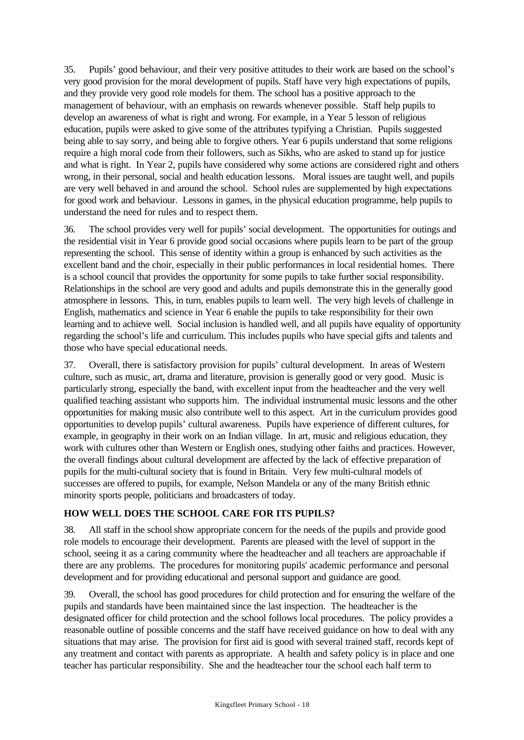35. Pupils' good behaviour, and their very positive attitudes to their work are based on the school's very good provision for the moral development of pupils. Staff have very high expectations of pupils, and they provide very good role models for them. The school has a positive approach to the management of behaviour, with an emphasis on rewards whenever possible. Staff help pupils to develop an awareness of what is right and wrong. For example, in a Year 5 lesson of religious education, pupils were asked to give some of the attributes typifying a Christian. Pupils suggested being able to say sorry, and being able to forgive others. Year 6 pupils understand that some religions require a high moral code from their followers, such as Sikhs, who are asked to stand up for justice and what is right. In Year 2, pupils have considered why some actions are considered right and others wrong, in their personal, social and health education lessons. Moral issues are taught well, and pupils are very well behaved in and around the school. School rules are supplemented by high expectations for good work and behaviour. Lessons in games, in the physical education programme, help pupils to understand the need for rules and to respect them.

36. The school provides very well for pupils' social development. The opportunities for outings and the residential visit in Year 6 provide good social occasions where pupils learn to be part of the group representing the school. This sense of identity within a group is enhanced by such activities as the excellent band and the choir, especially in their public performances in local residential homes. There is a school council that provides the opportunity for some pupils to take further social responsibility. Relationships in the school are very good and adults and pupils demonstrate this in the generally good atmosphere in lessons. This, in turn, enables pupils to learn well. The very high levels of challenge in English, mathematics and science in Year 6 enable the pupils to take responsibility for their own learning and to achieve well. Social inclusion is handled well, and all pupils have equality of opportunity regarding the school's life and curriculum. This includes pupils who have special gifts and talents and those who have special educational needs.

37. Overall, there is satisfactory provision for pupils' cultural development. In areas of Western culture, such as music, art, drama and literature, provision is generally good or very good. Music is particularly strong, especially the band, with excellent input from the headteacher and the very well qualified teaching assistant who supports him. The individual instrumental music lessons and the other opportunities for making music also contribute well to this aspect. Art in the curriculum provides good opportunities to develop pupils' cultural awareness. Pupils have experience of different cultures, for example, in geography in their work on an Indian village. In art, music and religious education, they work with cultures other than Western or English ones, studying other faiths and practices. However, the overall findings about cultural development are affected by the lack of effective preparation of pupils for the multi-cultural society that is found in Britain. Very few multi-cultural models of successes are offered to pupils, for example, Nelson Mandela or any of the many British ethnic minority sports people, politicians and broadcasters of today.

## HOW WELL DOES THE SCHOOL CARE FOR ITS PUPILS?

38. All staff in the school show appropriate concern for the needs of the pupils and provide good role models to encourage their development. Parents are pleased with the level of support in the school, seeing it as a caring community where the headteacher and all teachers are approachable if there are any problems. The procedures for monitoring pupils' academic performance and personal development and for providing educational and personal support and guidance are good.

39. Overall, the school has good procedures for child protection and for ensuring the welfare of the pupils and standards have been maintained since the last inspection. The headteacher is the designated officer for child protection and the school follows local procedures. The policy provides a reasonable outline of possible concerns and the staff have received guidance on how to deal with any situations that may arise. The provision for first aid is good with several trained staff, records kept of any treatment and contact with parents as appropriate. A health and safety policy is in place and one teacher has particular responsibility. She and the headteacher tour the school each half term to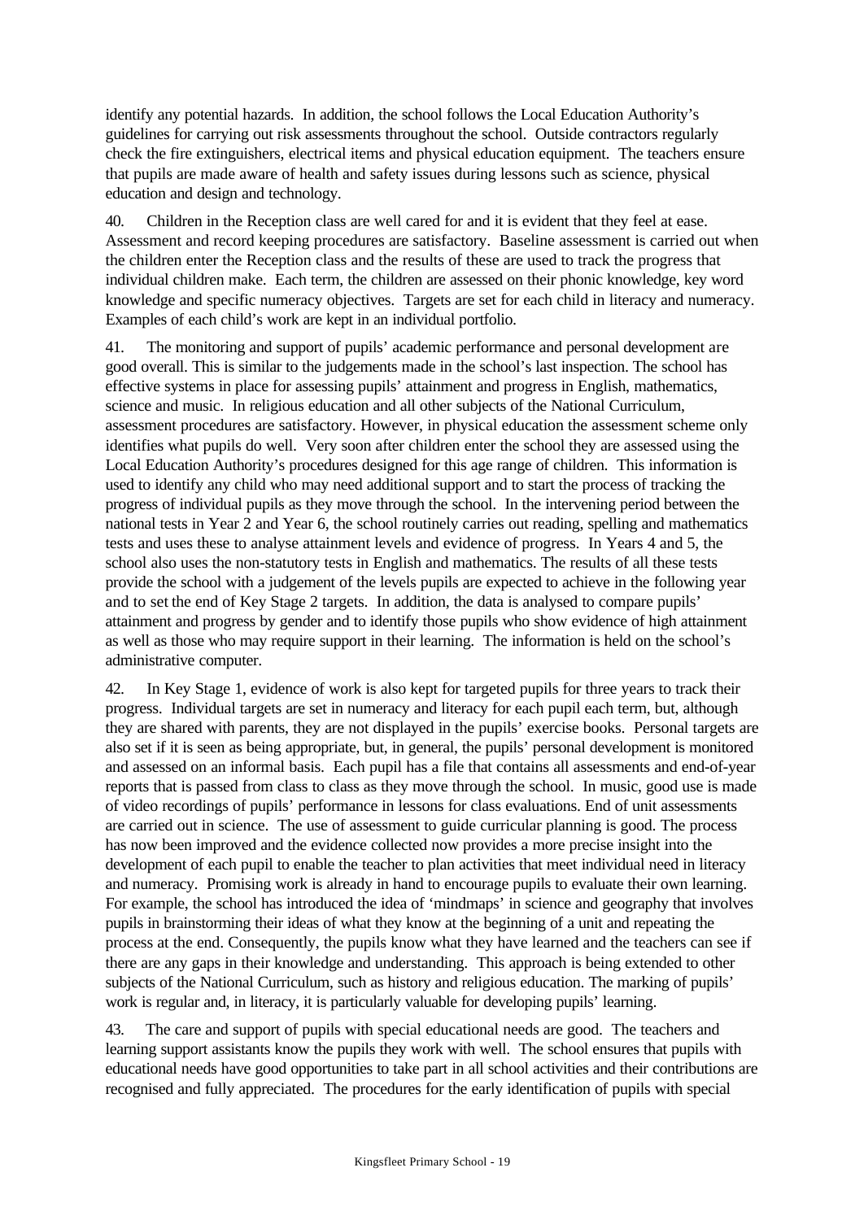identify any potential hazards. In addition, the school follows the Local Education Authority's guidelines for carrying out risk assessments throughout the school. Outside contractors regularly check the fire extinguishers, electrical items and physical education equipment. The teachers ensure that pupils are made aware of health and safety issues during lessons such as science, physical education and design and technology.

40. Children in the Reception class are well cared for and it is evident that they feel at ease. Assessment and record keeping procedures are satisfactory. Baseline assessment is carried out when the children enter the Reception class and the results of these are used to track the progress that individual children make. Each term, the children are assessed on their phonic knowledge, key word knowledge and specific numeracy objectives. Targets are set for each child in literacy and numeracy. Examples of each child's work are kept in an individual portfolio.

41. The monitoring and support of pupils' academic performance and personal development are good overall. This is similar to the judgements made in the school's last inspection. The school has effective systems in place for assessing pupils' attainment and progress in English, mathematics, science and music. In religious education and all other subjects of the National Curriculum, assessment procedures are satisfactory. However, in physical education the assessment scheme only identifies what pupils do well. Very soon after children enter the school they are assessed using the Local Education Authority's procedures designed for this age range of children. This information is used to identify any child who may need additional support and to start the process of tracking the progress of individual pupils as they move through the school. In the intervening period between the national tests in Year 2 and Year 6, the school routinely carries out reading, spelling and mathematics tests and uses these to analyse attainment levels and evidence of progress. In Years 4 and 5, the school also uses the non-statutory tests in English and mathematics. The results of all these tests provide the school with a judgement of the levels pupils are expected to achieve in the following year and to set the end of Key Stage 2 targets. In addition, the data is analysed to compare pupils' attainment and progress by gender and to identify those pupils who show evidence of high attainment as well as those who may require support in their learning. The information is held on the school's administrative computer.

42. In Key Stage 1, evidence of work is also kept for targeted pupils for three years to track their progress. Individual targets are set in numeracy and literacy for each pupil each term, but, although they are shared with parents, they are not displayed in the pupils' exercise books. Personal targets are also set if it is seen as being appropriate, but, in general, the pupils' personal development is monitored and assessed on an informal basis. Each pupil has a file that contains all assessments and end-of-year reports that is passed from class to class as they move through the school. In music, good use is made of video recordings of pupils' performance in lessons for class evaluations. End of unit assessments are carried out in science. The use of assessment to guide curricular planning is good. The process has now been improved and the evidence collected now provides a more precise insight into the development of each pupil to enable the teacher to plan activities that meet individual need in literacy and numeracy. Promising work is already in hand to encourage pupils to evaluate their own learning. For example, the school has introduced the idea of 'mindmaps' in science and geography that involves pupils in brainstorming their ideas of what they know at the beginning of a unit and repeating the process at the end. Consequently, the pupils know what they have learned and the teachers can see if there are any gaps in their knowledge and understanding. This approach is being extended to other subjects of the National Curriculum, such as history and religious education. The marking of pupils' work is regular and, in literacy, it is particularly valuable for developing pupils' learning.

43. The care and support of pupils with special educational needs are good. The teachers and learning support assistants know the pupils they work with well. The school ensures that pupils with educational needs have good opportunities to take part in all school activities and their contributions are recognised and fully appreciated. The procedures for the early identification of pupils with special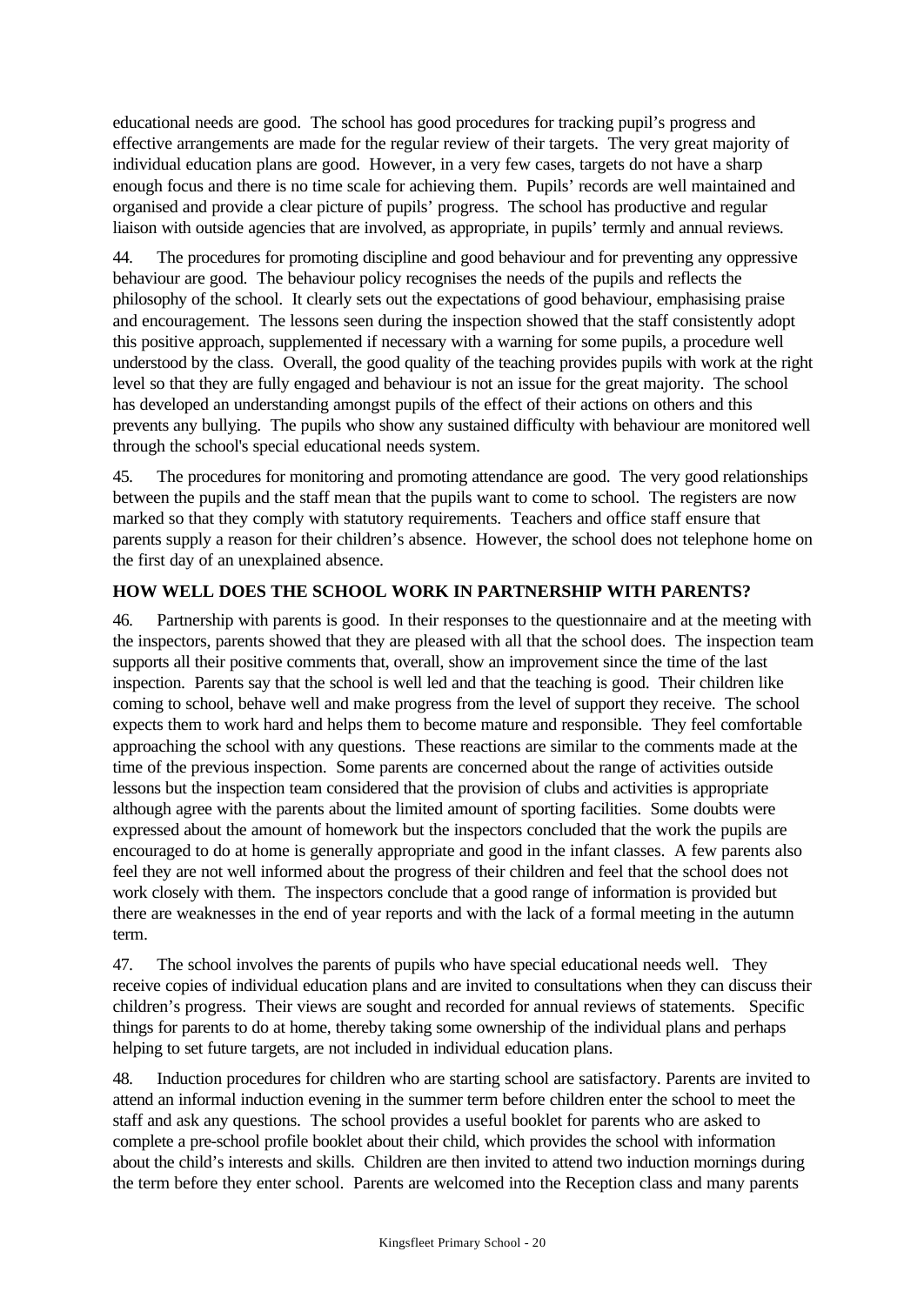educational needs are good. The school has good procedures for tracking pupil's progress and effective arrangements are made for the regular review of their targets. The very great majority of individual education plans are good. However, in a very few cases, targets do not have a sharp enough focus and there is no time scale for achieving them. Pupils' records are well maintained and organised and provide a clear picture of pupils' progress. The school has productive and regular liaison with outside agencies that are involved, as appropriate, in pupils' termly and annual reviews.

44. The procedures for promoting discipline and good behaviour and for preventing any oppressive behaviour are good. The behaviour policy recognises the needs of the pupils and reflects the philosophy of the school. It clearly sets out the expectations of good behaviour, emphasising praise and encouragement. The lessons seen during the inspection showed that the staff consistently adopt this positive approach, supplemented if necessary with a warning for some pupils, a procedure well understood by the class. Overall, the good quality of the teaching provides pupils with work at the right level so that they are fully engaged and behaviour is not an issue for the great majority. The school has developed an understanding amongst pupils of the effect of their actions on others and this prevents any bullying. The pupils who show any sustained difficulty with behaviour are monitored well through the school's special educational needs system.

45. The procedures for monitoring and promoting attendance are good. The very good relationships between the pupils and the staff mean that the pupils want to come to school. The registers are now marked so that they comply with statutory requirements. Teachers and office staff ensure that parents supply a reason for their children's absence. However, the school does not telephone home on the first day of an unexplained absence.

## HOW WELL DOES THE SCHOOL WORK IN PARTNERSHIP WITH PARENTS?

46. Partnership with parents is good. In their responses to the questionnaire and at the meeting with the inspectors, parents showed that they are pleased with all that the school does. The inspection team supports all their positive comments that, overall, show an improvement since the time of the last inspection. Parents say that the school is well led and that the teaching is good. Their children like coming to school, behave well and make progress from the level of support they receive. The school expects them to work hard and helps them to become mature and responsible. They feel comfortable approaching the school with any questions. These reactions are similar to the comments made at the time of the previous inspection. Some parents are concerned about the range of activities outside lessons but the inspection team considered that the provision of clubs and activities is appropriate although agree with the parents about the limited amount of sporting facilities. Some doubts were expressed about the amount of homework but the inspectors concluded that the work the pupils are encouraged to do at home is generally appropriate and good in the infant classes. A few parents also feel they are not well informed about the progress of their children and feel that the school does not work closely with them. The inspectors conclude that a good range of information is provided but there are weaknesses in the end of year reports and with the lack of a formal meeting in the autumn term.

47. The school involves the parents of pupils who have special educational needs well. They receive copies of individual education plans and are invited to consultations when they can discuss their children's progress. Their views are sought and recorded for annual reviews of statements. Specific things for parents to do at home, thereby taking some ownership of the individual plans and perhaps helping to set future targets, are not included in individual education plans.

48. Induction procedures for children who are starting school are satisfactory. Parents are invited to attend an informal induction evening in the summer term before children enter the school to meet the staff and ask any questions. The school provides a useful booklet for parents who are asked to complete a pre-school profile booklet about their child, which provides the school with information about the child's interests and skills. Children are then invited to attend two induction mornings during the term before they enter school. Parents are welcomed into the Reception class and many parents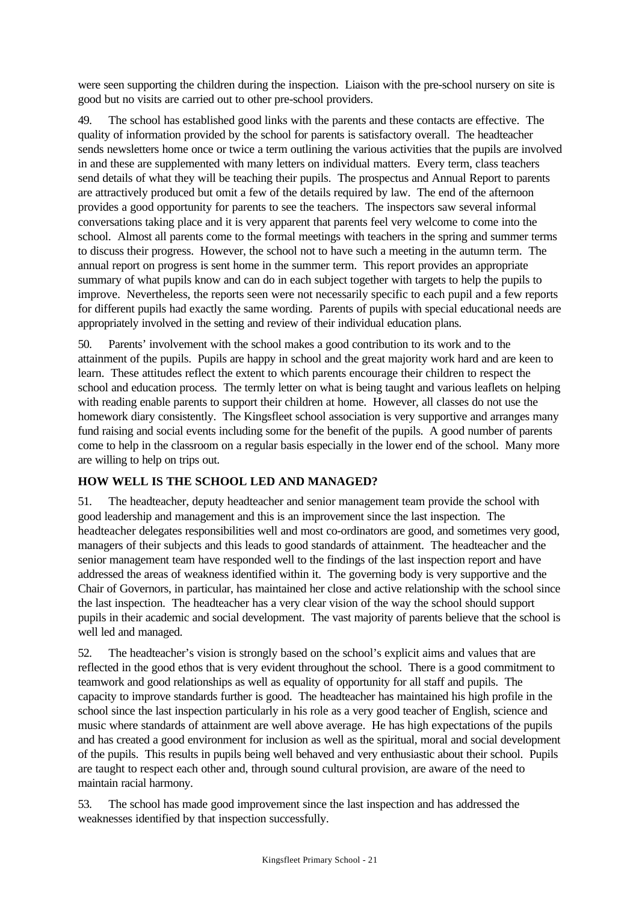were seen supporting the children during the inspection. Liaison with the pre-school nursery on site is good but no visits are carried out to other pre-school providers.

49. The school has established good links with the parents and these contacts are effective. The quality of information provided by the school for parents is satisfactory overall. The headteacher sends newsletters home once or twice a term outlining the various activities that the pupils are involved in and these are supplemented with many letters on individual matters. Every term, class teachers send details of what they will be teaching their pupils. The prospectus and Annual Report to parents are attractively produced but omit a few of the details required by law. The end of the afternoon provides a good opportunity for parents to see the teachers. The inspectors saw several informal conversations taking place and it is very apparent that parents feel very welcome to come into the school. Almost all parents come to the formal meetings with teachers in the spring and summer terms to discuss their progress. However, the school not to have such a meeting in the autumn term. The annual report on progress is sent home in the summer term. This report provides an appropriate summary of what pupils know and can do in each subject together with targets to help the pupils to improve. Nevertheless, the reports seen were not necessarily specific to each pupil and a few reports for different pupils had exactly the same wording. Parents of pupils with special educational needs are appropriately involved in the setting and review of their individual education plans.

50. Parents' involvement with the school makes a good contribution to its work and to the attainment of the pupils. Pupils are happy in school and the great majority work hard and are keen to learn. These attitudes reflect the extent to which parents encourage their children to respect the school and education process. The termly letter on what is being taught and various leaflets on helping with reading enable parents to support their children at home. However, all classes do not use the homework diary consistently. The Kingsfleet school association is very supportive and arranges many fund raising and social events including some for the benefit of the pupils. A good number of parents come to help in the classroom on a regular basis especially in the lower end of the school. Many more are willing to help on trips out.

## HOW WELL IS THE SCHOOL LED AND MANAGED?

51. The headteacher, deputy headteacher and senior management team provide the school with good leadership and management and this is an improvement since the last inspection. The headteacher delegates responsibilities well and most co-ordinators are good, and sometimes very good, managers of their subjects and this leads to good standards of attainment. The headteacher and the senior management team have responded well to the findings of the last inspection report and have addressed the areas of weakness identified within it. The governing body is very supportive and the Chair of Governors, in particular, has maintained her close and active relationship with the school since the last inspection. The headteacher has a very clear vision of the way the school should support pupils in their academic and social development. The vast majority of parents believe that the school is well led and managed.

52. The headteacher's vision is strongly based on the school's explicit aims and values that are reflected in the good ethos that is very evident throughout the school. There is a good commitment to teamwork and good relationships as well as equality of opportunity for all staff and pupils. The capacity to improve standards further is good. The headteacher has maintained his high profile in the school since the last inspection particularly in his role as a very good teacher of English, science and music where standards of attainment are well above average. He has high expectations of the pupils and has created a good environment for inclusion as well as the spiritual, moral and social development of the pupils. This results in pupils being well behaved and very enthusiastic about their school. Pupils are taught to respect each other and, through sound cultural provision, are aware of the need to maintain racial harmony.

53. The school has made good improvement since the last inspection and has addressed the weaknesses identified by that inspection successfully.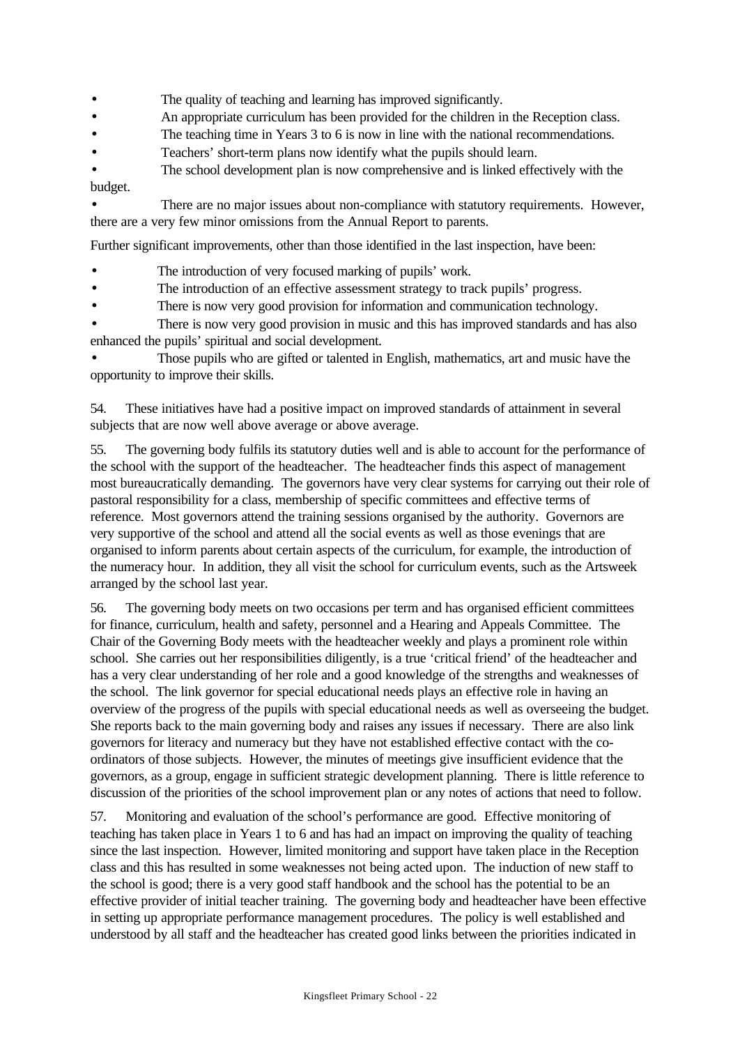- The quality of teaching and learning has improved significantly.
- An appropriate curriculum has been provided for the children in the Reception class.
- The teaching time in Years 3 to 6 is now in line with the national recommendations.
- Teachers' short-term plans now identify what the pupils should learn.
- The school development plan is now comprehensive and is linked effectively with the budget.
- There are no major issues about non-compliance with statutory requirements. However, there are a very few minor omissions from the Annual Report to parents.

Further significant improvements, other than those identified in the last inspection, have been:

- The introduction of very focused marking of pupils' work.
- The introduction of an effective assessment strategy to track pupils' progress.
- There is now very good provision for information and communication technology.
- There is now very good provision in music and this has improved standards and has also enhanced the pupils' spiritual and social development.
- Those pupils who are gifted or talented in English, mathematics, art and music have the opportunity to improve their skills.

54. These initiatives have had a positive impact on improved standards of attainment in several subjects that are now well above average or above average.

55. The governing body fulfils its statutory duties well and is able to account for the performance of the school with the support of the headteacher. The headteacher finds this aspect of management most bureaucratically demanding. The governors have very clear systems for carrying out their role of pastoral responsibility for a class, membership of specific committees and effective terms of reference. Most governors attend the training sessions organised by the authority. Governors are very supportive of the school and attend all the social events as well as those evenings that are organised to inform parents about certain aspects of the curriculum, for example, the introduction of the numeracy hour. In addition, they all visit the school for curriculum events, such as the Artsweek arranged by the school last year.

56. The governing body meets on two occasions per term and has organised efficient committees for finance, curriculum, health and safety, personnel and a Hearing and Appeals Committee. The Chair of the Governing Body meets with the headteacher weekly and plays a prominent role within school. She carries out her responsibilities diligently, is a true 'critical friend' of the headteacher and has a very clear understanding of her role and a good knowledge of the strengths and weaknesses of the school. The link governor for special educational needs plays an effective role in having an overview of the progress of the pupils with special educational needs as well as overseeing the budget. She reports back to the main governing body and raises any issues if necessary. There are also link governors for literacy and numeracy but they have not established effective contact with the co-ordinators of those subjects. However, the minutes of meetings give insufficient evidence that the governors, as a group, engage in sufficient strategic development planning. There is little reference to discussion of the priorities of the school improvement plan or any notes of actions that need to follow.

57. Monitoring and evaluation of the school's performance are good. Effective monitoring of teaching has taken place in Years 1 to 6 and has had an impact on improving the quality of teaching since the last inspection. However, limited monitoring and support have taken place in the Reception class and this has resulted in some weaknesses not being acted upon. The induction of new staff to the school is good; there is a very good staff handbook and the school has the potential to be an effective provider of initial teacher training. The governing body and headteacher have been effective in setting up appropriate performance management procedures. The policy is well established and understood by all staff and the headteacher has created good links between the priorities indicated in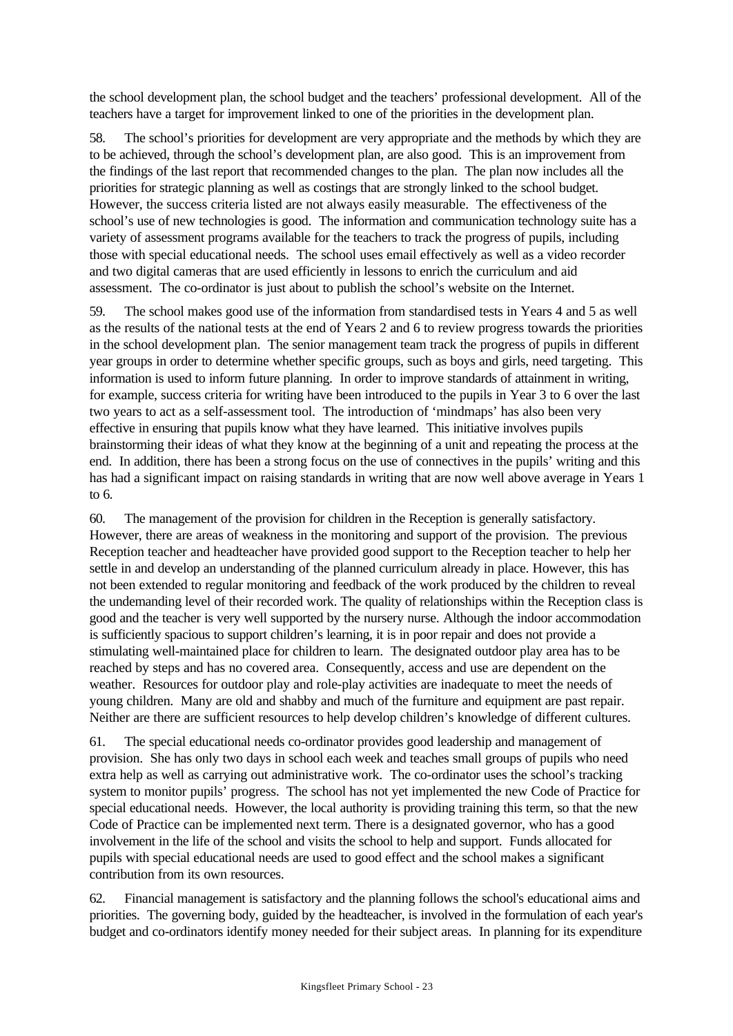the school development plan, the school budget and the teachers' professional development. All of the teachers have a target for improvement linked to one of the priorities in the development plan.

58. The school's priorities for development are very appropriate and the methods by which they are to be achieved, through the school's development plan, are also good. This is an improvement from the findings of the last report that recommended changes to the plan. The plan now includes all the priorities for strategic planning as well as costings that are strongly linked to the school budget. However, the success criteria listed are not always easily measurable. The effectiveness of the school's use of new technologies is good. The information and communication technology suite has a variety of assessment programs available for the teachers to track the progress of pupils, including those with special educational needs. The school uses email effectively as well as a video recorder and two digital cameras that are used efficiently in lessons to enrich the curriculum and aid assessment. The co-ordinator is just about to publish the school's website on the Internet.

59. The school makes good use of the information from standardised tests in Years 4 and 5 as well as the results of the national tests at the end of Years 2 and 6 to review progress towards the priorities in the school development plan. The senior management team track the progress of pupils in different year groups in order to determine whether specific groups, such as boys and girls, need targeting. This information is used to inform future planning. In order to improve standards of attainment in writing, for example, success criteria for writing have been introduced to the pupils in Year 3 to 6 over the last two years to act as a self-assessment tool. The introduction of 'mindmaps' has also been very effective in ensuring that pupils know what they have learned. This initiative involves pupils brainstorming their ideas of what they know at the beginning of a unit and repeating the process at the end. In addition, there has been a strong focus on the use of connectives in the pupils' writing and this has had a significant impact on raising standards in writing that are now well above average in Years 1 to 6.

60. The management of the provision for children in the Reception is generally satisfactory. However, there are areas of weakness in the monitoring and support of the provision. The previous Reception teacher and headteacher have provided good support to the Reception teacher to help her settle in and develop an understanding of the planned curriculum already in place. However, this has not been extended to regular monitoring and feedback of the work produced by the children to reveal the undemanding level of their recorded work. The quality of relationships within the Reception class is good and the teacher is very well supported by the nursery nurse. Although the indoor accommodation is sufficiently spacious to support children's learning, it is in poor repair and does not provide a stimulating well-maintained place for children to learn. The designated outdoor play area has to be reached by steps and has no covered area. Consequently, access and use are dependent on the weather. Resources for outdoor play and role-play activities are inadequate to meet the needs of young children. Many are old and shabby and much of the furniture and equipment are past repair. Neither are there are sufficient resources to help develop children's knowledge of different cultures.

61. The special educational needs co-ordinator provides good leadership and management of provision. She has only two days in school each week and teaches small groups of pupils who need extra help as well as carrying out administrative work. The co-ordinator uses the school's tracking system to monitor pupils' progress. The school has not yet implemented the new Code of Practice for special educational needs. However, the local authority is providing training this term, so that the new Code of Practice can be implemented next term. There is a designated governor, who has a good involvement in the life of the school and visits the school to help and support. Funds allocated for pupils with special educational needs are used to good effect and the school makes a significant contribution from its own resources.

62. Financial management is satisfactory and the planning follows the school's educational aims and priorities. The governing body, guided by the headteacher, is involved in the formulation of each year's budget and co-ordinators identify money needed for their subject areas. In planning for its expenditure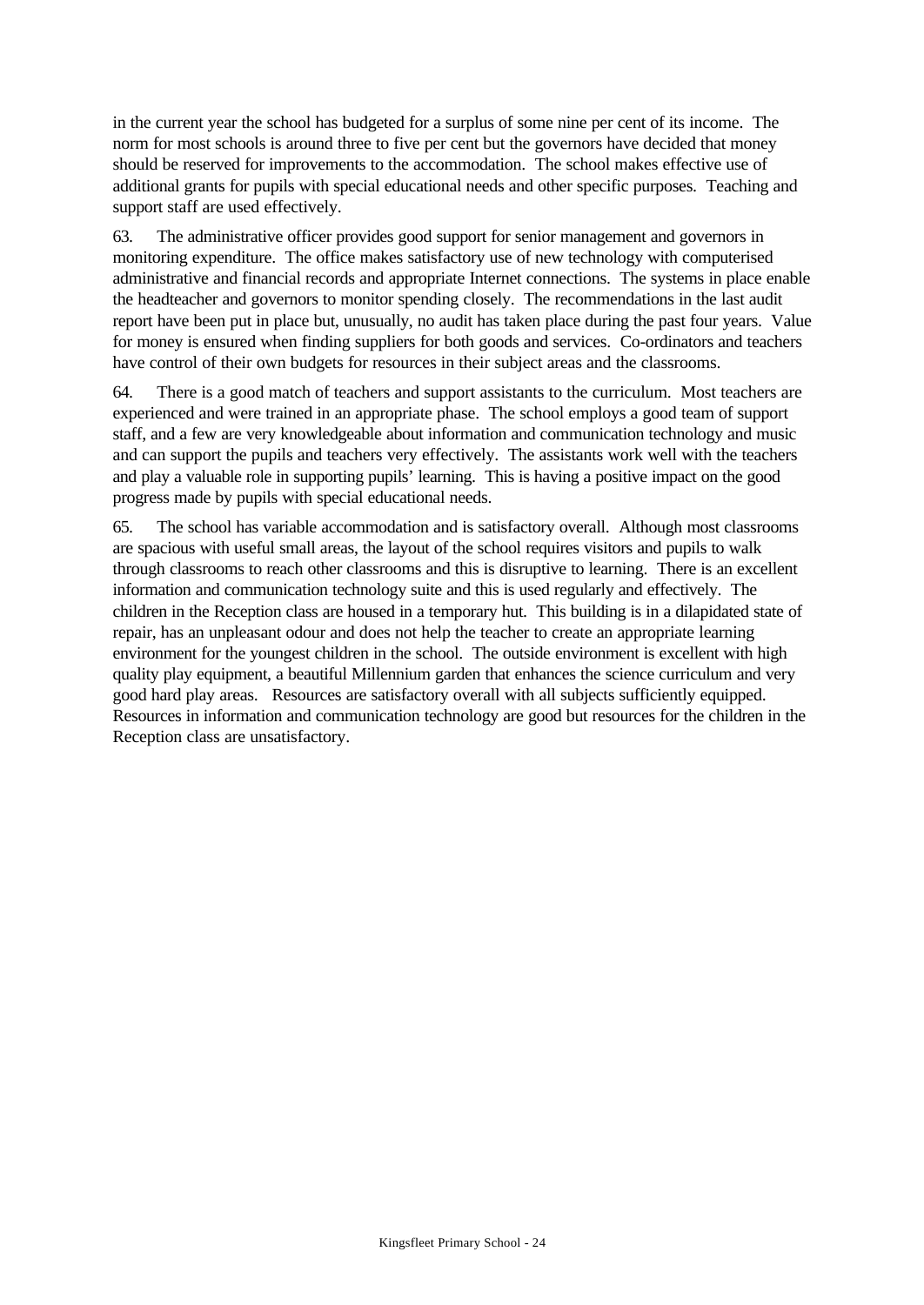in the current year the school has budgeted for a surplus of some nine per cent of its income. The norm for most schools is around three to five per cent but the governors have decided that money should be reserved for improvements to the accommodation. The school makes effective use of additional grants for pupils with special educational needs and other specific purposes. Teaching and support staff are used effectively.

63. The administrative officer provides good support for senior management and governors in monitoring expenditure. The office makes satisfactory use of new technology with computerised administrative and financial records and appropriate Internet connections. The systems in place enable the headteacher and governors to monitor spending closely. The recommendations in the last audit report have been put in place but, unusually, no audit has taken place during the past four years. Value for money is ensured when finding suppliers for both goods and services. Co-ordinators and teachers have control of their own budgets for resources in their subject areas and the classrooms.

64. There is a good match of teachers and support assistants to the curriculum. Most teachers are experienced and were trained in an appropriate phase. The school employs a good team of support staff, and a few are very knowledgeable about information and communication technology and music and can support the pupils and teachers very effectively. The assistants work well with the teachers and play a valuable role in supporting pupils' learning. This is having a positive impact on the good progress made by pupils with special educational needs.

65. The school has variable accommodation and is satisfactory overall. Although most classrooms are spacious with useful small areas, the layout of the school requires visitors and pupils to walk through classrooms to reach other classrooms and this is disruptive to learning. There is an excellent information and communication technology suite and this is used regularly and effectively. The children in the Reception class are housed in a temporary hut. This building is in a dilapidated state of repair, has an unpleasant odour and does not help the teacher to create an appropriate learning environment for the youngest children in the school. The outside environment is excellent with high quality play equipment, a beautiful Millennium garden that enhances the science curriculum and very good hard play areas. Resources are satisfactory overall with all subjects sufficiently equipped. Resources in information and communication technology are good but resources for the children in the Reception class are unsatisfactory.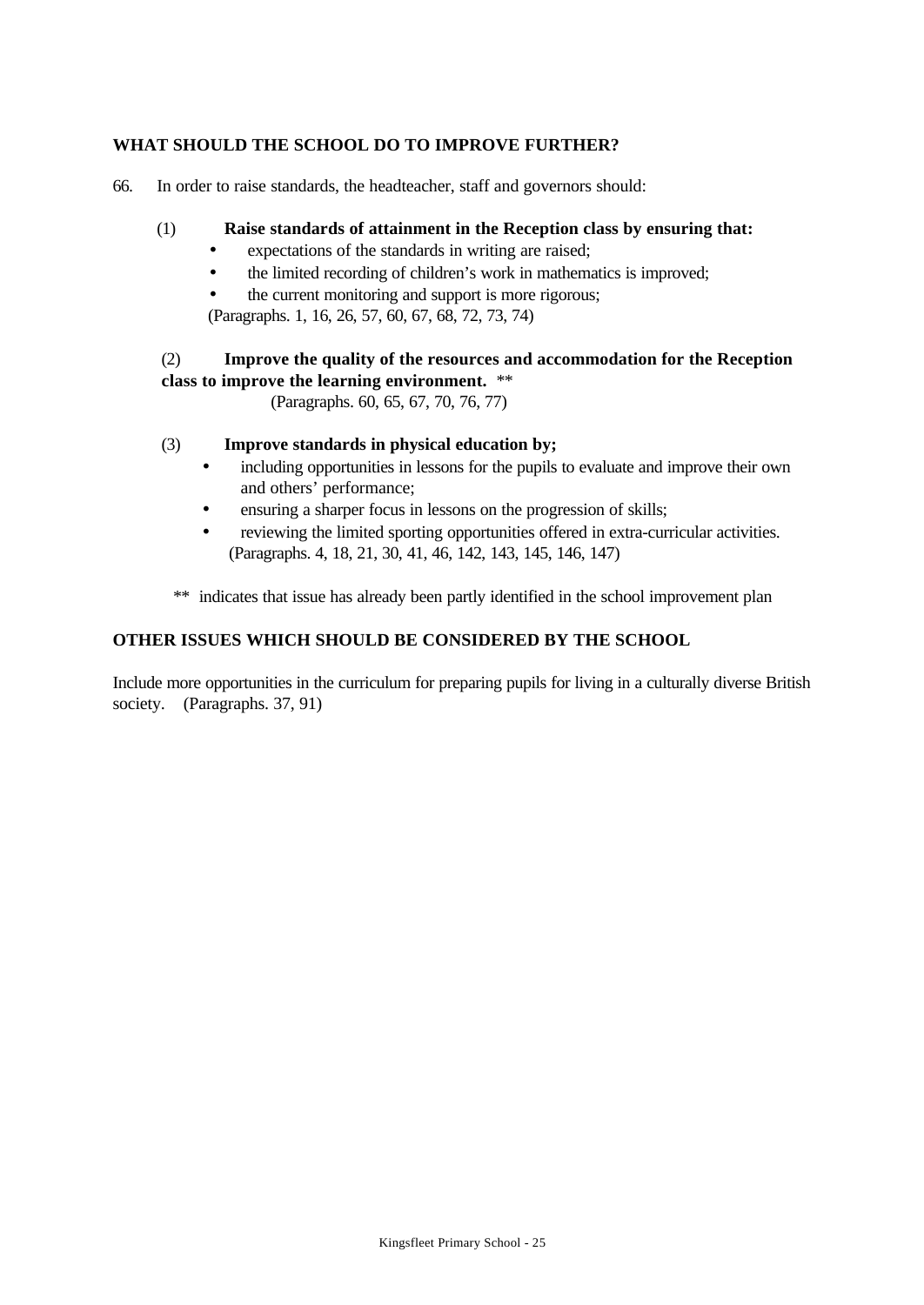## WHAT SHOULD THE SCHOOL DO TO IMPROVE FURTHER?

66. In order to raise standards, the headteacher, staff and governors should:

(1) **Raise standards of attainment in the Reception class by ensuring that:**

- expectations of the standards in writing are raised;
- the limited recording of children's work in mathematics is improved;
- the current monitoring and support is more rigorous;

(Paragraphs. 1, 16, 26, 57, 60, 67, 68, 72, 73, 74)

(2) **Improve the quality of the resources and accommodation for the Reception class to improve the learning environment.** **

(Paragraphs. 60, 65, 67, 70, 76, 77)

(3) **Improve standards in physical education by;**

- including opportunities in lessons for the pupils to evaluate and improve their own and others' performance;
- ensuring a sharper focus in lessons on the progression of skills;
- reviewing the limited sporting opportunities offered in extra-curricular activities.

(Paragraphs. 4, 18, 21, 30, 41, 46, 142, 143, 145, 146, 147)

** indicates that issue has already been partly identified in the school improvement plan

## OTHER ISSUES WHICH SHOULD BE CONSIDERED BY THE SCHOOL

Include more opportunities in the curriculum for preparing pupils for living in a culturally diverse British society. (Paragraphs. 37, 91)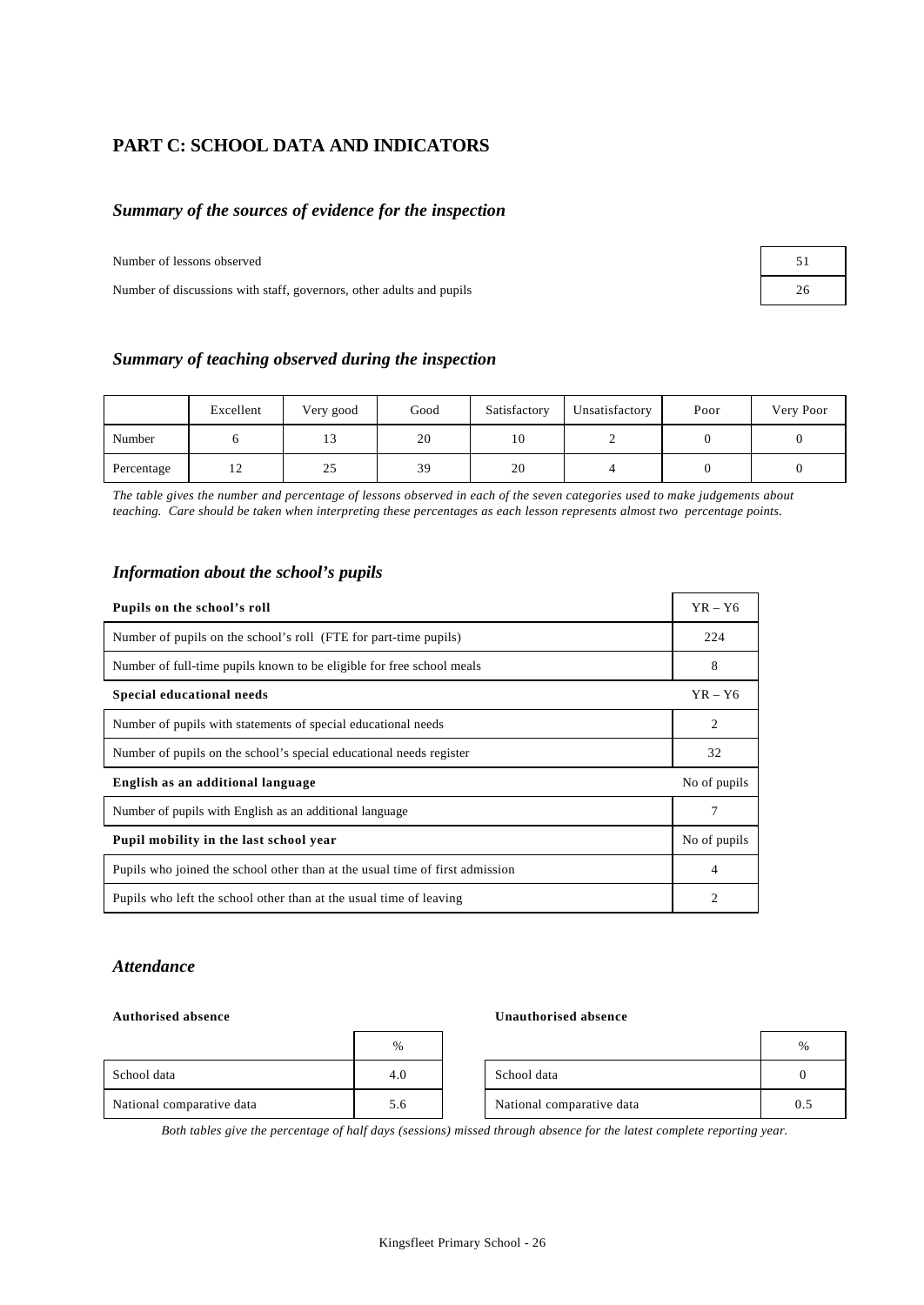## PART C: SCHOOL DATA AND INDICATORS

### *Summary of the sources of evidence for the inspection*

| | |
|---|---|
| Number of lessons observed | 51 |
| Number of discussions with staff, governors, other adults and pupils | 26 |

### *Summary of teaching observed during the inspection*

| | Excellent | Very good | Good | Satisfactory | Unsatisfactory | Poor | Very Poor |
|---|---|---|---|---|---|---|---|
| Number | 6 | 13 | 20 | 10 | 2 | 0 | 0 |
| Percentage | 12 | 25 | 39 | 20 | 4 | 0 | 0 |

*The table gives the number and percentage of lessons observed in each of the seven categories used to make judgements about teaching. Care should be taken when interpreting these percentages as each lesson represents almost two percentage points.*

### *Information about the school's pupils*

| **Pupils on the school's roll** | YR – Y6 |
|---|---|
| Number of pupils on the school's roll (FTE for part-time pupils) | 224 |
| Number of full-time pupils known to be eligible for free school meals | 8 |
| **Special educational needs** | YR – Y6 |
| Number of pupils with statements of special educational needs | 2 |
| Number of pupils on the school's special educational needs register | 32 |
| **English as an additional language** | No of pupils |
| Number of pupils with English as an additional language | 7 |
| **Pupil mobility in the last school year** | No of pupils |
| Pupils who joined the school other than at the usual time of first admission | 4 |
| Pupils who left the school other than at the usual time of leaving | 2 |

### *Attendance*

**Authorised absence**

| | % |
|---|---|
| School data | 4.0 |
| National comparative data | 5.6 |

**Unauthorised absence**

| | % |
|---|---|
| School data | 0 |
| National comparative data | 0.5 |

*Both tables give the percentage of half days (sessions) missed through absence for the latest complete reporting year.*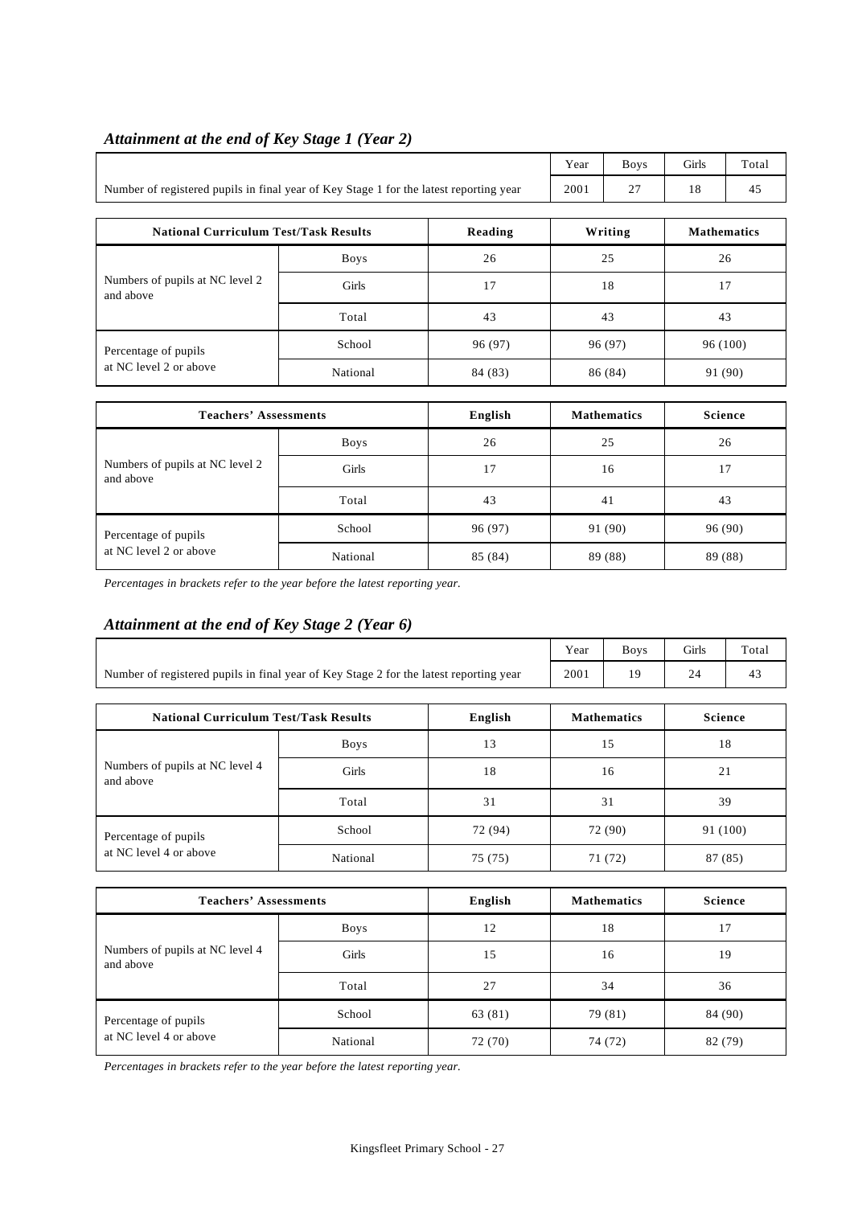## *Attainment at the end of Key Stage 1 (Year 2)*

| | Year | Boys | Girls | Total |
|---|---|---|---|---|
| Number of registered pupils in final year of Key Stage 1 for the latest reporting year | 2001 | 27 | 18 | 45 |

| National Curriculum Test/Task Results | | Reading | Writing | Mathematics |
|---|---|---|---|---|
| Numbers of pupils at NC level 2 and above | Boys | 26 | 25 | 26 |
| | Girls | 17 | 18 | 17 |
| | Total | 43 | 43 | 43 |
| Percentage of pupils at NC level 2 or above | School | 96 (97) | 96 (97) | 96 (100) |
| | National | 84 (83) | 86 (84) | 91 (90) |

| Teachers' Assessments | | English | Mathematics | Science |
|---|---|---|---|---|
| Numbers of pupils at NC level 2 and above | Boys | 26 | 25 | 26 |
| | Girls | 17 | 16 | 17 |
| | Total | 43 | 41 | 43 |
| Percentage of pupils at NC level 2 or above | School | 96 (97) | 91 (90) | 96 (90) |
| | National | 85 (84) | 89 (88) | 89 (88) |

*Percentages in brackets refer to the year before the latest reporting year.*

## *Attainment at the end of Key Stage 2 (Year 6)*

| | Year | Boys | Girls | Total |
|---|---|---|---|---|
| Number of registered pupils in final year of Key Stage 2 for the latest reporting year | 2001 | 19 | 24 | 43 |

| National Curriculum Test/Task Results | | English | Mathematics | Science |
|---|---|---|---|---|
| Numbers of pupils at NC level 4 and above | Boys | 13 | 15 | 18 |
| | Girls | 18 | 16 | 21 |
| | Total | 31 | 31 | 39 |
| Percentage of pupils at NC level 4 or above | School | 72 (94) | 72 (90) | 91 (100) |
| | National | 75 (75) | 71 (72) | 87 (85) |

| Teachers' Assessments | | English | Mathematics | Science |
|---|---|---|---|---|
| Numbers of pupils at NC level 4 and above | Boys | 12 | 18 | 17 |
| | Girls | 15 | 16 | 19 |
| | Total | 27 | 34 | 36 |
| Percentage of pupils at NC level 4 or above | School | 63 (81) | 79 (81) | 84 (90) |
| | National | 72 (70) | 74 (72) | 82 (79) |

*Percentages in brackets refer to the year before the latest reporting year.*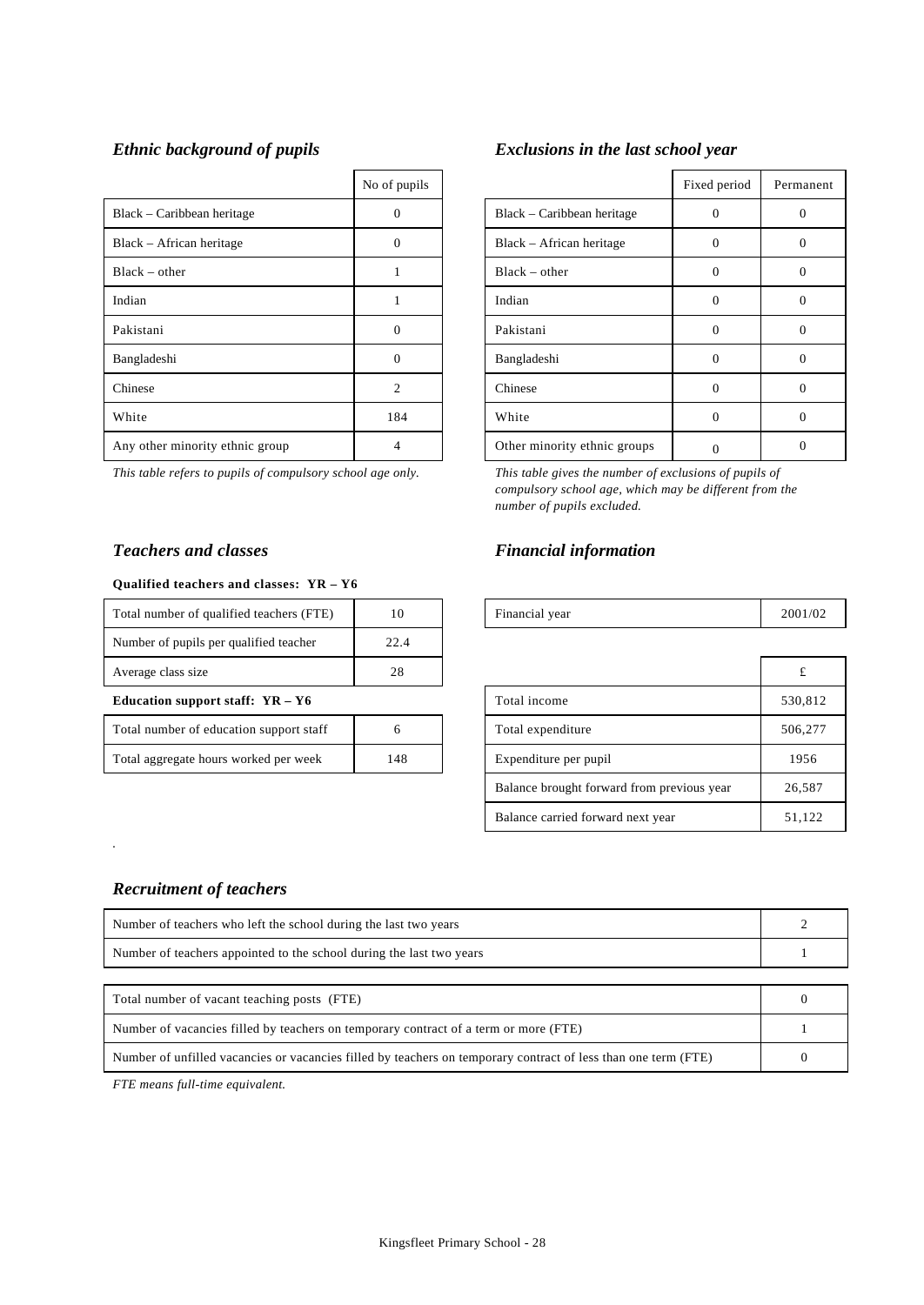### *Ethnic background of pupils*

| | No of pupils |
|---|---|
| Black – Caribbean heritage | 0 |
| Black – African heritage | 0 |
| Black – other | 1 |
| Indian | 1 |
| Pakistani | 0 |
| Bangladeshi | 0 |
| Chinese | 2 |
| White | 184 |
| Any other minority ethnic group | 4 |

*This table refers to pupils of compulsory school age only.*

### *Exclusions in the last school year*

| | Fixed period | Permanent |
|---|---|---|
| Black – Caribbean heritage | 0 | 0 |
| Black – African heritage | 0 | 0 |
| Black – other | 0 | 0 |
| Indian | 0 | 0 |
| Pakistani | 0 | 0 |
| Bangladeshi | 0 | 0 |
| Chinese | 0 | 0 |
| White | 0 | 0 |
| Other minority ethnic groups | 0 | 0 |

*This table gives the number of exclusions of pupils of compulsory school age, which may be different from the number of pupils excluded.*

### *Teachers and classes*

**Qualified teachers and classes: YR – Y6**

| | |
|---|---|
| Total number of qualified teachers (FTE) | 10 |
| Number of pupils per qualified teacher | 22.4 |
| Average class size | 28 |

**Education support staff: YR – Y6**

| | |
|---|---|
| Total number of education support staff | 6 |
| Total aggregate hours worked per week | 148 |

### *Financial information*

| | |
|---|---|
| Financial year | 2001/02 |

| | £ |
|---|---|
| Total income | 530,812 |
| Total expenditure | 506,277 |
| Expenditure per pupil | 1956 |
| Balance brought forward from previous year | 26,587 |
| Balance carried forward next year | 51,122 |

### *Recruitment of teachers*

| | |
|---|---|
| Number of teachers who left the school during the last two years | 2 |
| Number of teachers appointed to the school during the last two years | 1 |

| | |
|---|---|
| Total number of vacant teaching posts (FTE) | 0 |
| Number of vacancies filled by teachers on temporary contract of a term or more (FTE) | 1 |
| Number of unfilled vacancies or vacancies filled by teachers on temporary contract of less than one term (FTE) | 0 |

*FTE means full-time equivalent.*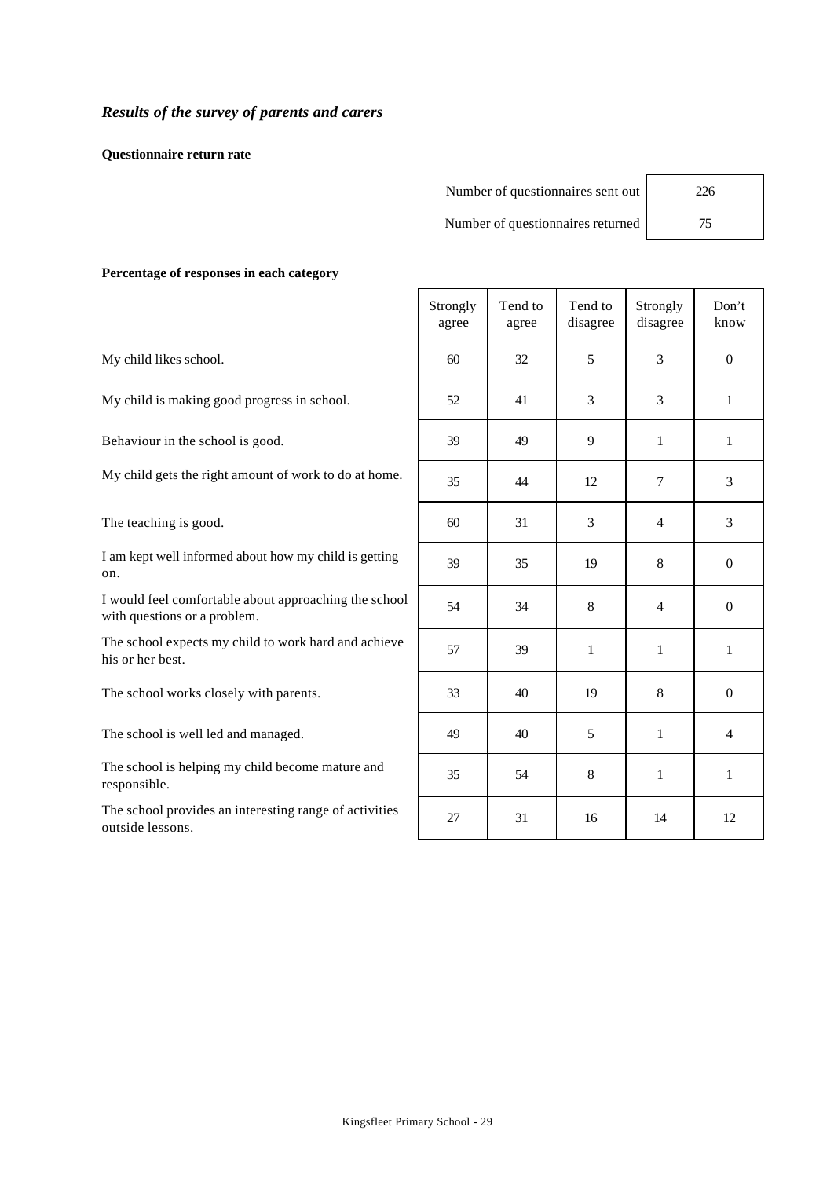## *Results of the survey of parents and carers*

**Questionnaire return rate**

| | |
|---|---|
| Number of questionnaires sent out | 226 |
| Number of questionnaires returned | 75 |

**Percentage of responses in each category**

| | Strongly agree | Tend to agree | Tend to disagree | Strongly disagree | Don't know |
|---|---|---|---|---|---|
| My child likes school. | 60 | 32 | 5 | 3 | 0 |
| My child is making good progress in school. | 52 | 41 | 3 | 3 | 1 |
| Behaviour in the school is good. | 39 | 49 | 9 | 1 | 1 |
| My child gets the right amount of work to do at home. | 35 | 44 | 12 | 7 | 3 |
| The teaching is good. | 60 | 31 | 3 | 4 | 3 |
| I am kept well informed about how my child is getting on. | 39 | 35 | 19 | 8 | 0 |
| I would feel comfortable about approaching the school with questions or a problem. | 54 | 34 | 8 | 4 | 0 |
| The school expects my child to work hard and achieve his or her best. | 57 | 39 | 1 | 1 | 1 |
| The school works closely with parents. | 33 | 40 | 19 | 8 | 0 |
| The school is well led and managed. | 49 | 40 | 5 | 1 | 4 |
| The school is helping my child become mature and responsible. | 35 | 54 | 8 | 1 | 1 |
| The school provides an interesting range of activities outside lessons. | 27 | 31 | 16 | 14 | 12 |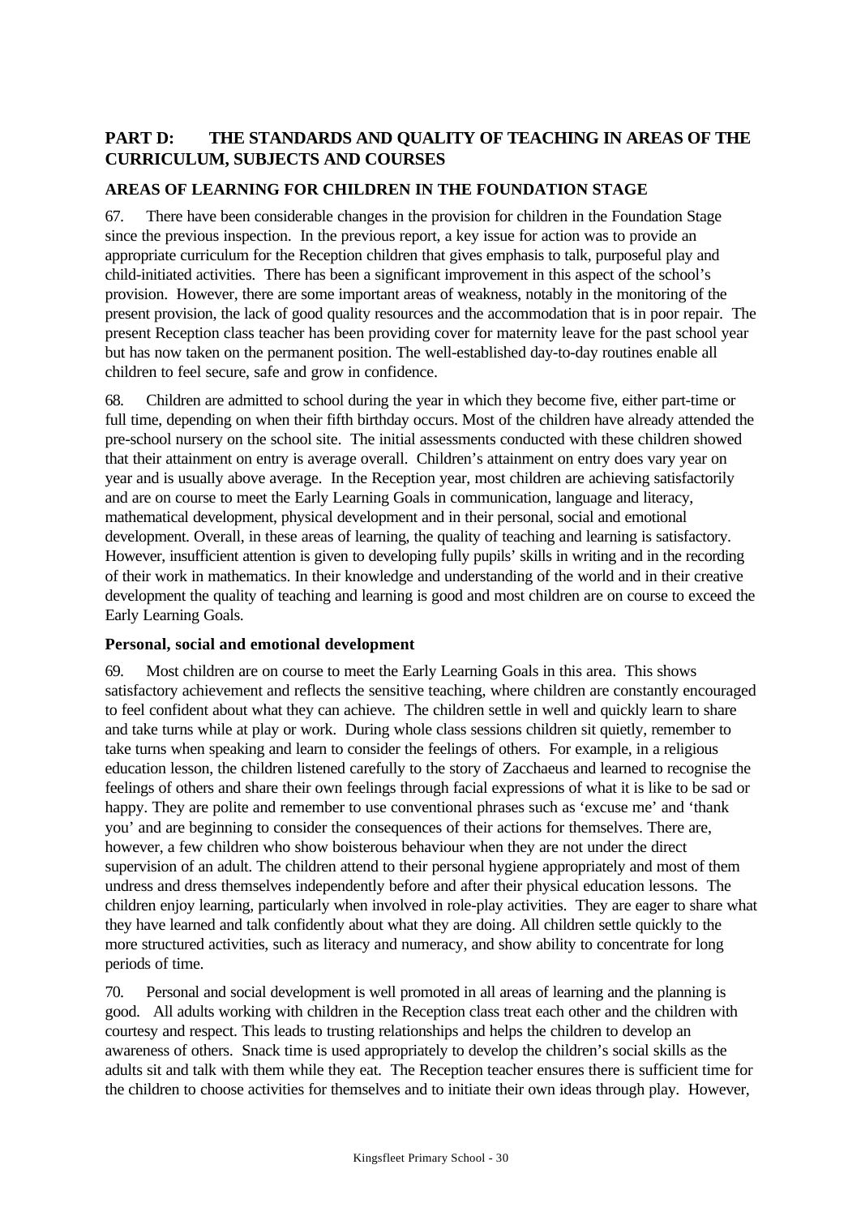## PART D: THE STANDARDS AND QUALITY OF TEACHING IN AREAS OF THE CURRICULUM, SUBJECTS AND COURSES

### AREAS OF LEARNING FOR CHILDREN IN THE FOUNDATION STAGE

67. There have been considerable changes in the provision for children in the Foundation Stage since the previous inspection. In the previous report, a key issue for action was to provide an appropriate curriculum for the Reception children that gives emphasis to talk, purposeful play and child-initiated activities. There has been a significant improvement in this aspect of the school's provision. However, there are some important areas of weakness, notably in the monitoring of the present provision, the lack of good quality resources and the accommodation that is in poor repair. The present Reception class teacher has been providing cover for maternity leave for the past school year but has now taken on the permanent position. The well-established day-to-day routines enable all children to feel secure, safe and grow in confidence.

68. Children are admitted to school during the year in which they become five, either part-time or full time, depending on when their fifth birthday occurs. Most of the children have already attended the pre-school nursery on the school site. The initial assessments conducted with these children showed that their attainment on entry is average overall. Children's attainment on entry does vary year on year and is usually above average. In the Reception year, most children are achieving satisfactorily and are on course to meet the Early Learning Goals in communication, language and literacy, mathematical development, physical development and in their personal, social and emotional development. Overall, in these areas of learning, the quality of teaching and learning is satisfactory. However, insufficient attention is given to developing fully pupils' skills in writing and in the recording of their work in mathematics. In their knowledge and understanding of the world and in their creative development the quality of teaching and learning is good and most children are on course to exceed the Early Learning Goals.

#### Personal, social and emotional development

69. Most children are on course to meet the Early Learning Goals in this area. This shows satisfactory achievement and reflects the sensitive teaching, where children are constantly encouraged to feel confident about what they can achieve. The children settle in well and quickly learn to share and take turns while at play or work. During whole class sessions children sit quietly, remember to take turns when speaking and learn to consider the feelings of others. For example, in a religious education lesson, the children listened carefully to the story of Zacchaeus and learned to recognise the feelings of others and share their own feelings through facial expressions of what it is like to be sad or happy. They are polite and remember to use conventional phrases such as 'excuse me' and 'thank you' and are beginning to consider the consequences of their actions for themselves. There are, however, a few children who show boisterous behaviour when they are not under the direct supervision of an adult. The children attend to their personal hygiene appropriately and most of them undress and dress themselves independently before and after their physical education lessons. The children enjoy learning, particularly when involved in role-play activities. They are eager to share what they have learned and talk confidently about what they are doing. All children settle quickly to the more structured activities, such as literacy and numeracy, and show ability to concentrate for long periods of time.

70. Personal and social development is well promoted in all areas of learning and the planning is good. All adults working with children in the Reception class treat each other and the children with courtesy and respect. This leads to trusting relationships and helps the children to develop an awareness of others. Snack time is used appropriately to develop the children's social skills as the adults sit and talk with them while they eat. The Reception teacher ensures there is sufficient time for the children to choose activities for themselves and to initiate their own ideas through play. However,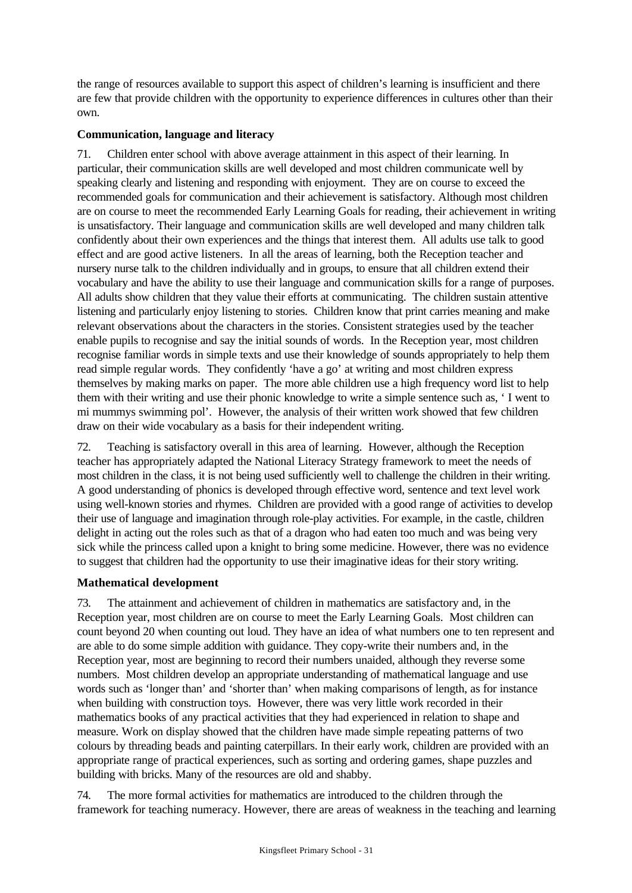the range of resources available to support this aspect of children's learning is insufficient and there are few that provide children with the opportunity to experience differences in cultures other than their own.

**Communication, language and literacy**

71. Children enter school with above average attainment in this aspect of their learning. In particular, their communication skills are well developed and most children communicate well by speaking clearly and listening and responding with enjoyment. They are on course to exceed the recommended goals for communication and their achievement is satisfactory. Although most children are on course to meet the recommended Early Learning Goals for reading, their achievement in writing is unsatisfactory. Their language and communication skills are well developed and many children talk confidently about their own experiences and the things that interest them. All adults use talk to good effect and are good active listeners. In all the areas of learning, both the Reception teacher and nursery nurse talk to the children individually and in groups, to ensure that all children extend their vocabulary and have the ability to use their language and communication skills for a range of purposes. All adults show children that they value their efforts at communicating. The children sustain attentive listening and particularly enjoy listening to stories. Children know that print carries meaning and make relevant observations about the characters in the stories. Consistent strategies used by the teacher enable pupils to recognise and say the initial sounds of words. In the Reception year, most children recognise familiar words in simple texts and use their knowledge of sounds appropriately to help them read simple regular words. They confidently 'have a go' at writing and most children express themselves by making marks on paper. The more able children use a high frequency word list to help them with their writing and use their phonic knowledge to write a simple sentence such as, ' I went to mi mummys swimming pol'. However, the analysis of their written work showed that few children draw on their wide vocabulary as a basis for their independent writing.

72. Teaching is satisfactory overall in this area of learning. However, although the Reception teacher has appropriately adapted the National Literacy Strategy framework to meet the needs of most children in the class, it is not being used sufficiently well to challenge the children in their writing. A good understanding of phonics is developed through effective word, sentence and text level work using well-known stories and rhymes. Children are provided with a good range of activities to develop their use of language and imagination through role-play activities. For example, in the castle, children delight in acting out the roles such as that of a dragon who had eaten too much and was being very sick while the princess called upon a knight to bring some medicine. However, there was no evidence to suggest that children had the opportunity to use their imaginative ideas for their story writing.

**Mathematical development**

73. The attainment and achievement of children in mathematics are satisfactory and, in the Reception year, most children are on course to meet the Early Learning Goals. Most children can count beyond 20 when counting out loud. They have an idea of what numbers one to ten represent and are able to do some simple addition with guidance. They copy-write their numbers and, in the Reception year, most are beginning to record their numbers unaided, although they reverse some numbers. Most children develop an appropriate understanding of mathematical language and use words such as 'longer than' and 'shorter than' when making comparisons of length, as for instance when building with construction toys. However, there was very little work recorded in their mathematics books of any practical activities that they had experienced in relation to shape and measure. Work on display showed that the children have made simple repeating patterns of two colours by threading beads and painting caterpillars. In their early work, children are provided with an appropriate range of practical experiences, such as sorting and ordering games, shape puzzles and building with bricks. Many of the resources are old and shabby.

74. The more formal activities for mathematics are introduced to the children through the framework for teaching numeracy. However, there are areas of weakness in the teaching and learning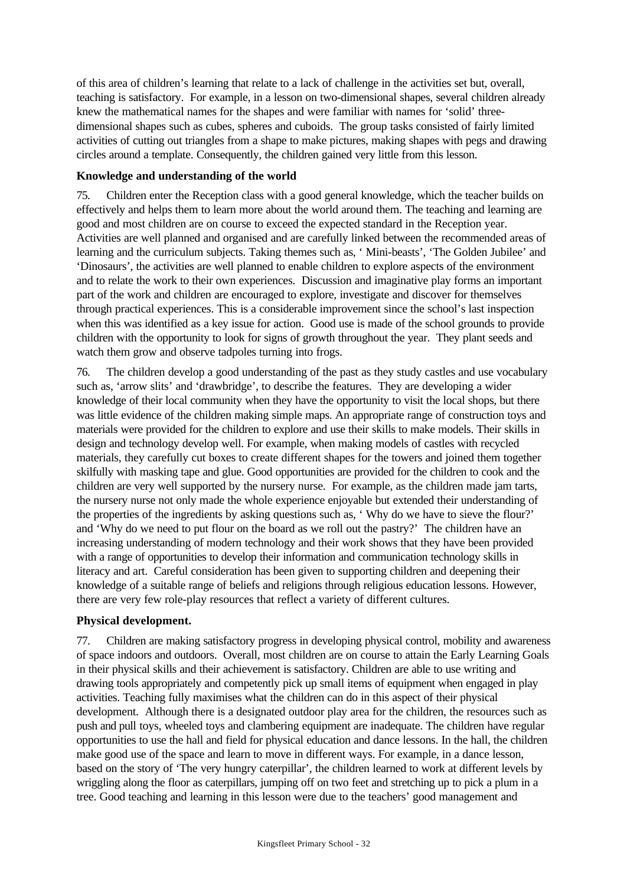of this area of children's learning that relate to a lack of challenge in the activities set but, overall, teaching is satisfactory. For example, in a lesson on two-dimensional shapes, several children already knew the mathematical names for the shapes and were familiar with names for 'solid' three-dimensional shapes such as cubes, spheres and cuboids. The group tasks consisted of fairly limited activities of cutting out triangles from a shape to make pictures, making shapes with pegs and drawing circles around a template. Consequently, the children gained very little from this lesson.

**Knowledge and understanding of the world**

75. Children enter the Reception class with a good general knowledge, which the teacher builds on effectively and helps them to learn more about the world around them. The teaching and learning are good and most children are on course to exceed the expected standard in the Reception year. Activities are well planned and organised and are carefully linked between the recommended areas of learning and the curriculum subjects. Taking themes such as, ' Mini-beasts', 'The Golden Jubilee' and 'Dinosaurs', the activities are well planned to enable children to explore aspects of the environment and to relate the work to their own experiences. Discussion and imaginative play forms an important part of the work and children are encouraged to explore, investigate and discover for themselves through practical experiences. This is a considerable improvement since the school's last inspection when this was identified as a key issue for action. Good use is made of the school grounds to provide children with the opportunity to look for signs of growth throughout the year. They plant seeds and watch them grow and observe tadpoles turning into frogs.

76. The children develop a good understanding of the past as they study castles and use vocabulary such as, 'arrow slits' and 'drawbridge', to describe the features. They are developing a wider knowledge of their local community when they have the opportunity to visit the local shops, but there was little evidence of the children making simple maps. An appropriate range of construction toys and materials were provided for the children to explore and use their skills to make models. Their skills in design and technology develop well. For example, when making models of castles with recycled materials, they carefully cut boxes to create different shapes for the towers and joined them together skilfully with masking tape and glue. Good opportunities are provided for the children to cook and the children are very well supported by the nursery nurse. For example, as the children made jam tarts, the nursery nurse not only made the whole experience enjoyable but extended their understanding of the properties of the ingredients by asking questions such as, ' Why do we have to sieve the flour?' and 'Why do we need to put flour on the board as we roll out the pastry?' The children have an increasing understanding of modern technology and their work shows that they have been provided with a range of opportunities to develop their information and communication technology skills in literacy and art. Careful consideration has been given to supporting children and deepening their knowledge of a suitable range of beliefs and religions through religious education lessons. However, there are very few role-play resources that reflect a variety of different cultures.

**Physical development.**

77. Children are making satisfactory progress in developing physical control, mobility and awareness of space indoors and outdoors. Overall, most children are on course to attain the Early Learning Goals in their physical skills and their achievement is satisfactory. Children are able to use writing and drawing tools appropriately and competently pick up small items of equipment when engaged in play activities. Teaching fully maximises what the children can do in this aspect of their physical development. Although there is a designated outdoor play area for the children, the resources such as push and pull toys, wheeled toys and clambering equipment are inadequate. The children have regular opportunities to use the hall and field for physical education and dance lessons. In the hall, the children make good use of the space and learn to move in different ways. For example, in a dance lesson, based on the story of 'The very hungry caterpillar', the children learned to work at different levels by wriggling along the floor as caterpillars, jumping off on two feet and stretching up to pick a plum in a tree. Good teaching and learning in this lesson were due to the teachers' good management and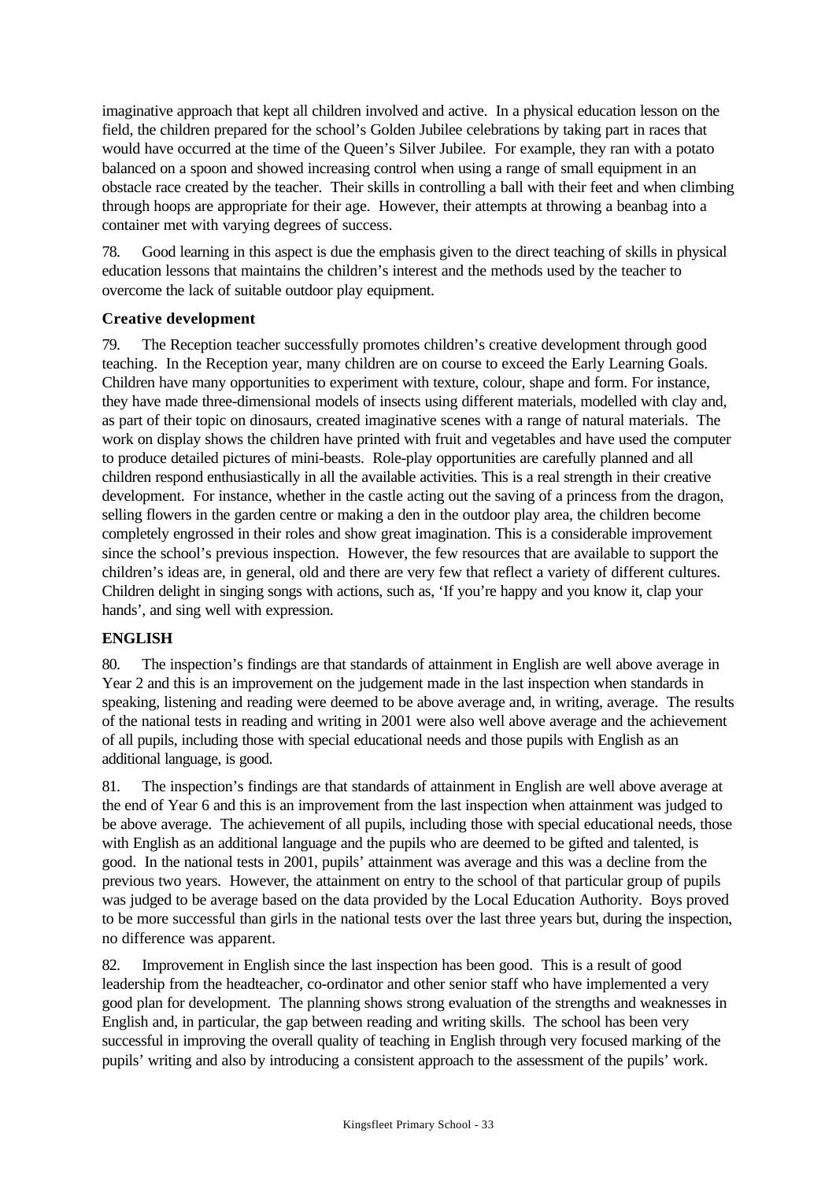imaginative approach that kept all children involved and active. In a physical education lesson on the field, the children prepared for the school's Golden Jubilee celebrations by taking part in races that would have occurred at the time of the Queen's Silver Jubilee. For example, they ran with a potato balanced on a spoon and showed increasing control when using a range of small equipment in an obstacle race created by the teacher. Their skills in controlling a ball with their feet and when climbing through hoops are appropriate for their age. However, their attempts at throwing a beanbag into a container met with varying degrees of success.

78. Good learning in this aspect is due the emphasis given to the direct teaching of skills in physical education lessons that maintains the children's interest and the methods used by the teacher to overcome the lack of suitable outdoor play equipment.

### Creative development

79. The Reception teacher successfully promotes children's creative development through good teaching. In the Reception year, many children are on course to exceed the Early Learning Goals. Children have many opportunities to experiment with texture, colour, shape and form. For instance, they have made three-dimensional models of insects using different materials, modelled with clay and, as part of their topic on dinosaurs, created imaginative scenes with a range of natural materials. The work on display shows the children have printed with fruit and vegetables and have used the computer to produce detailed pictures of mini-beasts. Role-play opportunities are carefully planned and all children respond enthusiastically in all the available activities. This is a real strength in their creative development. For instance, whether in the castle acting out the saving of a princess from the dragon, selling flowers in the garden centre or making a den in the outdoor play area, the children become completely engrossed in their roles and show great imagination. This is a considerable improvement since the school's previous inspection. However, the few resources that are available to support the children's ideas are, in general, old and there are very few that reflect a variety of different cultures. Children delight in singing songs with actions, such as, 'If you're happy and you know it, clap your hands', and sing well with expression.

## ENGLISH

80. The inspection's findings are that standards of attainment in English are well above average in Year 2 and this is an improvement on the judgement made in the last inspection when standards in speaking, listening and reading were deemed to be above average and, in writing, average. The results of the national tests in reading and writing in 2001 were also well above average and the achievement of all pupils, including those with special educational needs and those pupils with English as an additional language, is good.

81. The inspection's findings are that standards of attainment in English are well above average at the end of Year 6 and this is an improvement from the last inspection when attainment was judged to be above average. The achievement of all pupils, including those with special educational needs, those with English as an additional language and the pupils who are deemed to be gifted and talented, is good. In the national tests in 2001, pupils' attainment was average and this was a decline from the previous two years. However, the attainment on entry to the school of that particular group of pupils was judged to be average based on the data provided by the Local Education Authority. Boys proved to be more successful than girls in the national tests over the last three years but, during the inspection, no difference was apparent.

82. Improvement in English since the last inspection has been good. This is a result of good leadership from the headteacher, co-ordinator and other senior staff who have implemented a very good plan for development. The planning shows strong evaluation of the strengths and weaknesses in English and, in particular, the gap between reading and writing skills. The school has been very successful in improving the overall quality of teaching in English through very focused marking of the pupils' writing and also by introducing a consistent approach to the assessment of the pupils' work.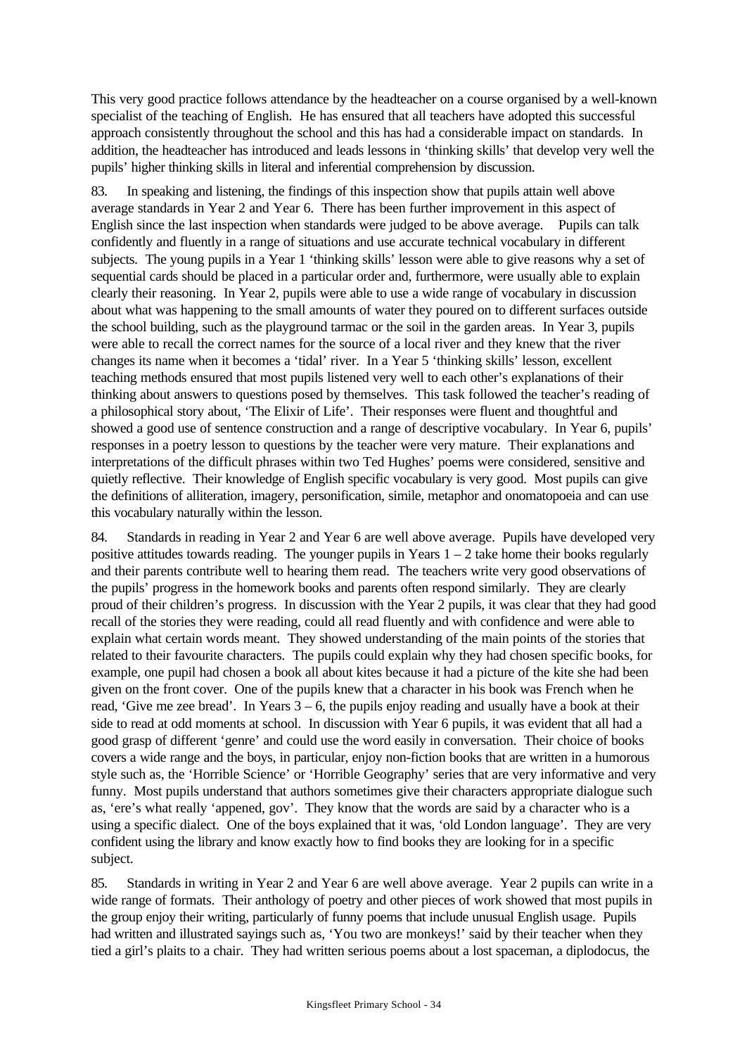This very good practice follows attendance by the headteacher on a course organised by a well-known specialist of the teaching of English. He has ensured that all teachers have adopted this successful approach consistently throughout the school and this has had a considerable impact on standards. In addition, the headteacher has introduced and leads lessons in 'thinking skills' that develop very well the pupils' higher thinking skills in literal and inferential comprehension by discussion.

83. In speaking and listening, the findings of this inspection show that pupils attain well above average standards in Year 2 and Year 6. There has been further improvement in this aspect of English since the last inspection when standards were judged to be above average. Pupils can talk confidently and fluently in a range of situations and use accurate technical vocabulary in different subjects. The young pupils in a Year 1 'thinking skills' lesson were able to give reasons why a set of sequential cards should be placed in a particular order and, furthermore, were usually able to explain clearly their reasoning. In Year 2, pupils were able to use a wide range of vocabulary in discussion about what was happening to the small amounts of water they poured on to different surfaces outside the school building, such as the playground tarmac or the soil in the garden areas. In Year 3, pupils were able to recall the correct names for the source of a local river and they knew that the river changes its name when it becomes a 'tidal' river. In a Year 5 'thinking skills' lesson, excellent teaching methods ensured that most pupils listened very well to each other's explanations of their thinking about answers to questions posed by themselves. This task followed the teacher's reading of a philosophical story about, 'The Elixir of Life'. Their responses were fluent and thoughtful and showed a good use of sentence construction and a range of descriptive vocabulary. In Year 6, pupils' responses in a poetry lesson to questions by the teacher were very mature. Their explanations and interpretations of the difficult phrases within two Ted Hughes' poems were considered, sensitive and quietly reflective. Their knowledge of English specific vocabulary is very good. Most pupils can give the definitions of alliteration, imagery, personification, simile, metaphor and onomatopoeia and can use this vocabulary naturally within the lesson.

84. Standards in reading in Year 2 and Year 6 are well above average. Pupils have developed very positive attitudes towards reading. The younger pupils in Years 1 – 2 take home their books regularly and their parents contribute well to hearing them read. The teachers write very good observations of the pupils' progress in the homework books and parents often respond similarly. They are clearly proud of their children's progress. In discussion with the Year 2 pupils, it was clear that they had good recall of the stories they were reading, could all read fluently and with confidence and were able to explain what certain words meant. They showed understanding of the main points of the stories that related to their favourite characters. The pupils could explain why they had chosen specific books, for example, one pupil had chosen a book all about kites because it had a picture of the kite she had been given on the front cover. One of the pupils knew that a character in his book was French when he read, 'Give me zee bread'. In Years 3 – 6, the pupils enjoy reading and usually have a book at their side to read at odd moments at school. In discussion with Year 6 pupils, it was evident that all had a good grasp of different 'genre' and could use the word easily in conversation. Their choice of books covers a wide range and the boys, in particular, enjoy non-fiction books that are written in a humorous style such as, the 'Horrible Science' or 'Horrible Geography' series that are very informative and very funny. Most pupils understand that authors sometimes give their characters appropriate dialogue such as, 'ere's what really 'appened, gov'. They know that the words are said by a character who is a using a specific dialect. One of the boys explained that it was, 'old London language'. They are very confident using the library and know exactly how to find books they are looking for in a specific subject.

85. Standards in writing in Year 2 and Year 6 are well above average. Year 2 pupils can write in a wide range of formats. Their anthology of poetry and other pieces of work showed that most pupils in the group enjoy their writing, particularly of funny poems that include unusual English usage. Pupils had written and illustrated sayings such as, 'You two are monkeys!' said by their teacher when they tied a girl's plaits to a chair. They had written serious poems about a lost spaceman, a diplodocus, the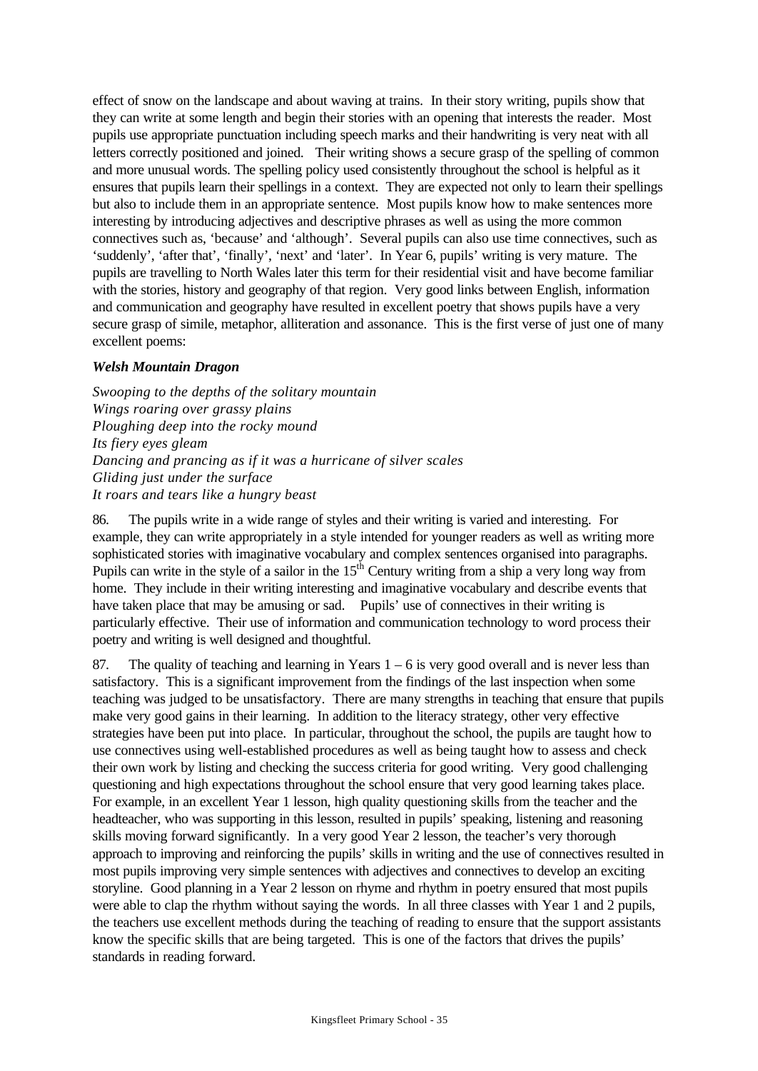effect of snow on the landscape and about waving at trains. In their story writing, pupils show that they can write at some length and begin their stories with an opening that interests the reader. Most pupils use appropriate punctuation including speech marks and their handwriting is very neat with all letters correctly positioned and joined. Their writing shows a secure grasp of the spelling of common and more unusual words. The spelling policy used consistently throughout the school is helpful as it ensures that pupils learn their spellings in a context. They are expected not only to learn their spellings but also to include them in an appropriate sentence. Most pupils know how to make sentences more interesting by introducing adjectives and descriptive phrases as well as using the more common connectives such as, 'because' and 'although'. Several pupils can also use time connectives, such as 'suddenly', 'after that', 'finally', 'next' and 'later'. In Year 6, pupils' writing is very mature. The pupils are travelling to North Wales later this term for their residential visit and have become familiar with the stories, history and geography of that region. Very good links between English, information and communication and geography have resulted in excellent poetry that shows pupils have a very secure grasp of simile, metaphor, alliteration and assonance. This is the first verse of just one of many excellent poems:

***Welsh Mountain Dragon***

*Swooping to the depths of the solitary mountain*
*Wings roaring over grassy plains*
*Ploughing deep into the rocky mound*
*Its fiery eyes gleam*
*Dancing and prancing as if it was a hurricane of silver scales*
*Gliding just under the surface*
*It roars and tears like a hungry beast*

86. The pupils write in a wide range of styles and their writing is varied and interesting. For example, they can write appropriately in a style intended for younger readers as well as writing more sophisticated stories with imaginative vocabulary and complex sentences organised into paragraphs. Pupils can write in the style of a sailor in the 15th Century writing from a ship a very long way from home. They include in their writing interesting and imaginative vocabulary and describe events that have taken place that may be amusing or sad. Pupils' use of connectives in their writing is particularly effective. Their use of information and communication technology to word process their poetry and writing is well designed and thoughtful.

87. The quality of teaching and learning in Years 1 – 6 is very good overall and is never less than satisfactory. This is a significant improvement from the findings of the last inspection when some teaching was judged to be unsatisfactory. There are many strengths in teaching that ensure that pupils make very good gains in their learning. In addition to the literacy strategy, other very effective strategies have been put into place. In particular, throughout the school, the pupils are taught how to use connectives using well-established procedures as well as being taught how to assess and check their own work by listing and checking the success criteria for good writing. Very good challenging questioning and high expectations throughout the school ensure that very good learning takes place. For example, in an excellent Year 1 lesson, high quality questioning skills from the teacher and the headteacher, who was supporting in this lesson, resulted in pupils' speaking, listening and reasoning skills moving forward significantly. In a very good Year 2 lesson, the teacher's very thorough approach to improving and reinforcing the pupils' skills in writing and the use of connectives resulted in most pupils improving very simple sentences with adjectives and connectives to develop an exciting storyline. Good planning in a Year 2 lesson on rhyme and rhythm in poetry ensured that most pupils were able to clap the rhythm without saying the words. In all three classes with Year 1 and 2 pupils, the teachers use excellent methods during the teaching of reading to ensure that the support assistants know the specific skills that are being targeted. This is one of the factors that drives the pupils' standards in reading forward.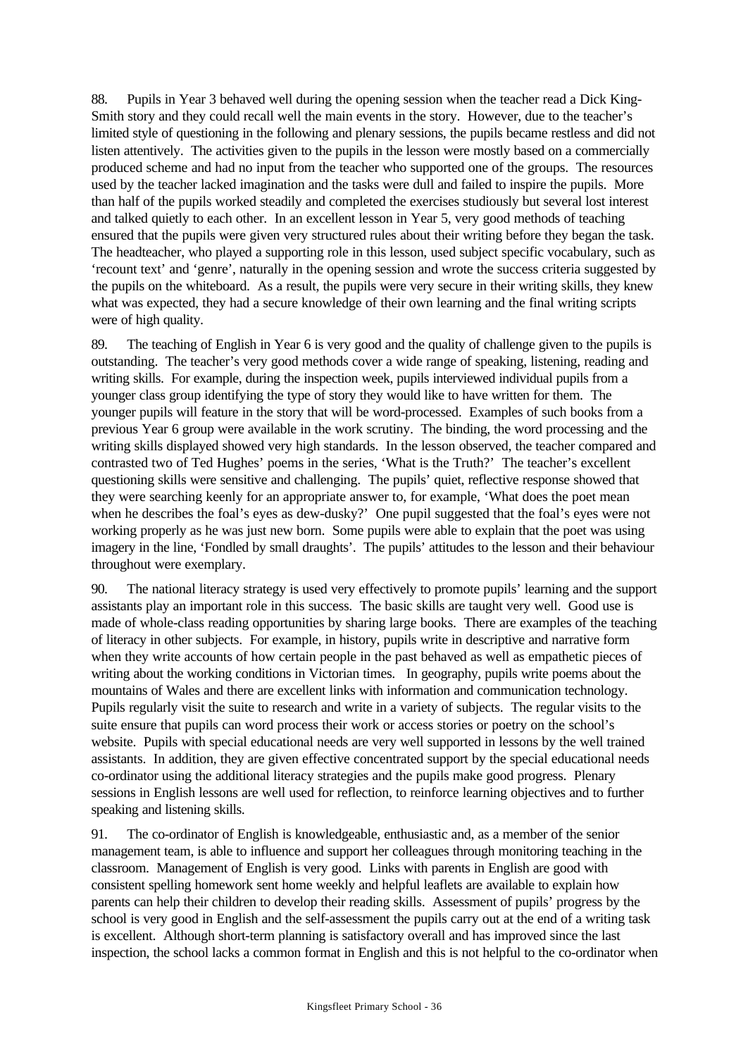88. Pupils in Year 3 behaved well during the opening session when the teacher read a Dick King-Smith story and they could recall well the main events in the story. However, due to the teacher's limited style of questioning in the following and plenary sessions, the pupils became restless and did not listen attentively. The activities given to the pupils in the lesson were mostly based on a commercially produced scheme and had no input from the teacher who supported one of the groups. The resources used by the teacher lacked imagination and the tasks were dull and failed to inspire the pupils. More than half of the pupils worked steadily and completed the exercises studiously but several lost interest and talked quietly to each other. In an excellent lesson in Year 5, very good methods of teaching ensured that the pupils were given very structured rules about their writing before they began the task. The headteacher, who played a supporting role in this lesson, used subject specific vocabulary, such as 'recount text' and 'genre', naturally in the opening session and wrote the success criteria suggested by the pupils on the whiteboard. As a result, the pupils were very secure in their writing skills, they knew what was expected, they had a secure knowledge of their own learning and the final writing scripts were of high quality.

89. The teaching of English in Year 6 is very good and the quality of challenge given to the pupils is outstanding. The teacher's very good methods cover a wide range of speaking, listening, reading and writing skills. For example, during the inspection week, pupils interviewed individual pupils from a younger class group identifying the type of story they would like to have written for them. The younger pupils will feature in the story that will be word-processed. Examples of such books from a previous Year 6 group were available in the work scrutiny. The binding, the word processing and the writing skills displayed showed very high standards. In the lesson observed, the teacher compared and contrasted two of Ted Hughes' poems in the series, 'What is the Truth?' The teacher's excellent questioning skills were sensitive and challenging. The pupils' quiet, reflective response showed that they were searching keenly for an appropriate answer to, for example, 'What does the poet mean when he describes the foal's eyes as dew-dusky?' One pupil suggested that the foal's eyes were not working properly as he was just new born. Some pupils were able to explain that the poet was using imagery in the line, 'Fondled by small draughts'. The pupils' attitudes to the lesson and their behaviour throughout were exemplary.

90. The national literacy strategy is used very effectively to promote pupils' learning and the support assistants play an important role in this success. The basic skills are taught very well. Good use is made of whole-class reading opportunities by sharing large books. There are examples of the teaching of literacy in other subjects. For example, in history, pupils write in descriptive and narrative form when they write accounts of how certain people in the past behaved as well as empathetic pieces of writing about the working conditions in Victorian times. In geography, pupils write poems about the mountains of Wales and there are excellent links with information and communication technology. Pupils regularly visit the suite to research and write in a variety of subjects. The regular visits to the suite ensure that pupils can word process their work or access stories or poetry on the school's website. Pupils with special educational needs are very well supported in lessons by the well trained assistants. In addition, they are given effective concentrated support by the special educational needs co-ordinator using the additional literacy strategies and the pupils make good progress. Plenary sessions in English lessons are well used for reflection, to reinforce learning objectives and to further speaking and listening skills.

91. The co-ordinator of English is knowledgeable, enthusiastic and, as a member of the senior management team, is able to influence and support her colleagues through monitoring teaching in the classroom. Management of English is very good. Links with parents in English are good with consistent spelling homework sent home weekly and helpful leaflets are available to explain how parents can help their children to develop their reading skills. Assessment of pupils' progress by the school is very good in English and the self-assessment the pupils carry out at the end of a writing task is excellent. Although short-term planning is satisfactory overall and has improved since the last inspection, the school lacks a common format in English and this is not helpful to the co-ordinator when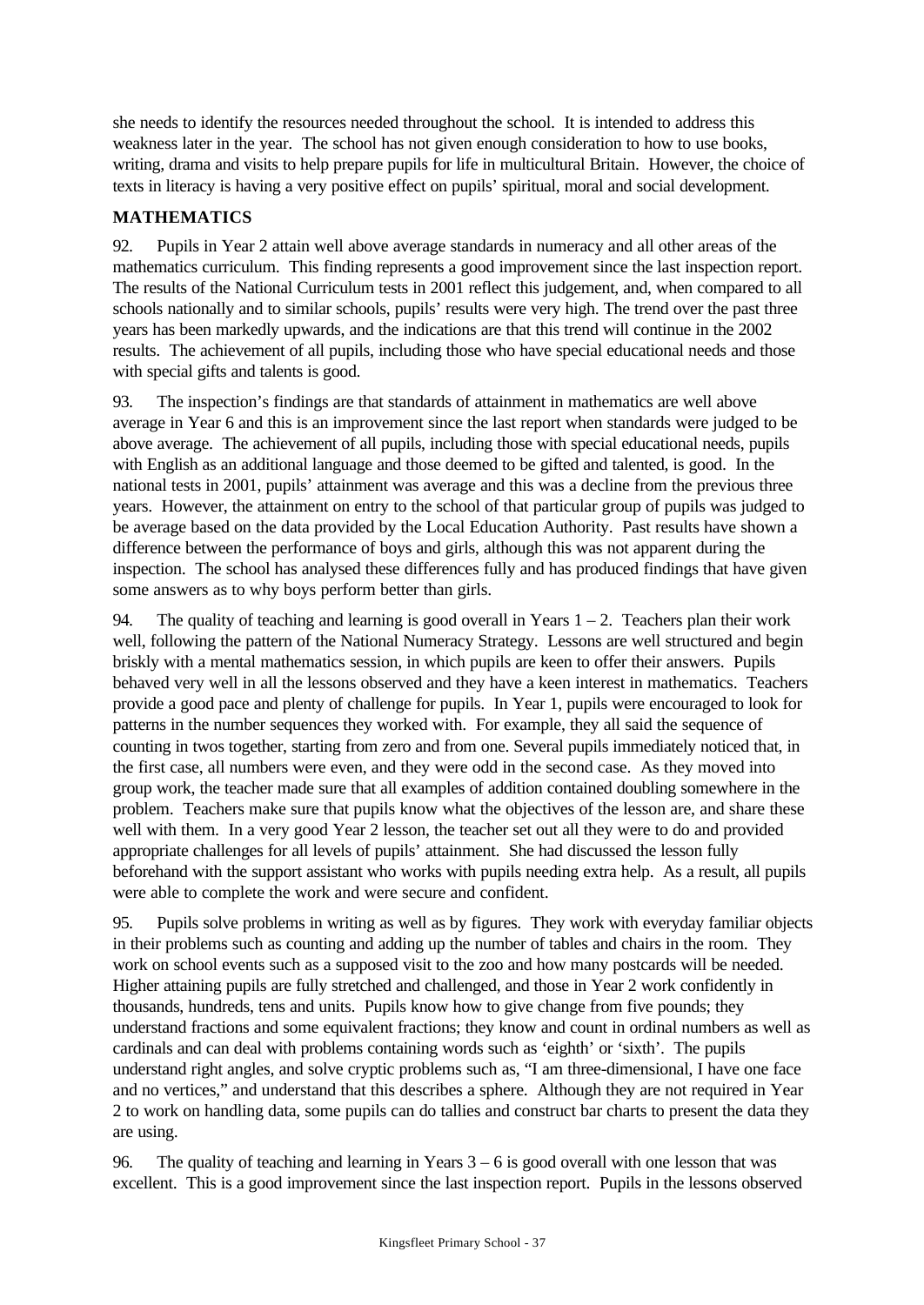she needs to identify the resources needed throughout the school. It is intended to address this weakness later in the year. The school has not given enough consideration to how to use books, writing, drama and visits to help prepare pupils for life in multicultural Britain. However, the choice of texts in literacy is having a very positive effect on pupils' spiritual, moral and social development.

## MATHEMATICS

92. Pupils in Year 2 attain well above average standards in numeracy and all other areas of the mathematics curriculum. This finding represents a good improvement since the last inspection report. The results of the National Curriculum tests in 2001 reflect this judgement, and, when compared to all schools nationally and to similar schools, pupils' results were very high. The trend over the past three years has been markedly upwards, and the indications are that this trend will continue in the 2002 results. The achievement of all pupils, including those who have special educational needs and those with special gifts and talents is good.

93. The inspection's findings are that standards of attainment in mathematics are well above average in Year 6 and this is an improvement since the last report when standards were judged to be above average. The achievement of all pupils, including those with special educational needs, pupils with English as an additional language and those deemed to be gifted and talented, is good. In the national tests in 2001, pupils' attainment was average and this was a decline from the previous three years. However, the attainment on entry to the school of that particular group of pupils was judged to be average based on the data provided by the Local Education Authority. Past results have shown a difference between the performance of boys and girls, although this was not apparent during the inspection. The school has analysed these differences fully and has produced findings that have given some answers as to why boys perform better than girls.

94. The quality of teaching and learning is good overall in Years 1 – 2. Teachers plan their work well, following the pattern of the National Numeracy Strategy. Lessons are well structured and begin briskly with a mental mathematics session, in which pupils are keen to offer their answers. Pupils behaved very well in all the lessons observed and they have a keen interest in mathematics. Teachers provide a good pace and plenty of challenge for pupils. In Year 1, pupils were encouraged to look for patterns in the number sequences they worked with. For example, they all said the sequence of counting in twos together, starting from zero and from one. Several pupils immediately noticed that, in the first case, all numbers were even, and they were odd in the second case. As they moved into group work, the teacher made sure that all examples of addition contained doubling somewhere in the problem. Teachers make sure that pupils know what the objectives of the lesson are, and share these well with them. In a very good Year 2 lesson, the teacher set out all they were to do and provided appropriate challenges for all levels of pupils' attainment. She had discussed the lesson fully beforehand with the support assistant who works with pupils needing extra help. As a result, all pupils were able to complete the work and were secure and confident.

95. Pupils solve problems in writing as well as by figures. They work with everyday familiar objects in their problems such as counting and adding up the number of tables and chairs in the room. They work on school events such as a supposed visit to the zoo and how many postcards will be needed. Higher attaining pupils are fully stretched and challenged, and those in Year 2 work confidently in thousands, hundreds, tens and units. Pupils know how to give change from five pounds; they understand fractions and some equivalent fractions; they know and count in ordinal numbers as well as cardinals and can deal with problems containing words such as 'eighth' or 'sixth'. The pupils understand right angles, and solve cryptic problems such as, "I am three-dimensional, I have one face and no vertices," and understand that this describes a sphere. Although they are not required in Year 2 to work on handling data, some pupils can do tallies and construct bar charts to present the data they are using.

96. The quality of teaching and learning in Years 3 – 6 is good overall with one lesson that was excellent. This is a good improvement since the last inspection report. Pupils in the lessons observed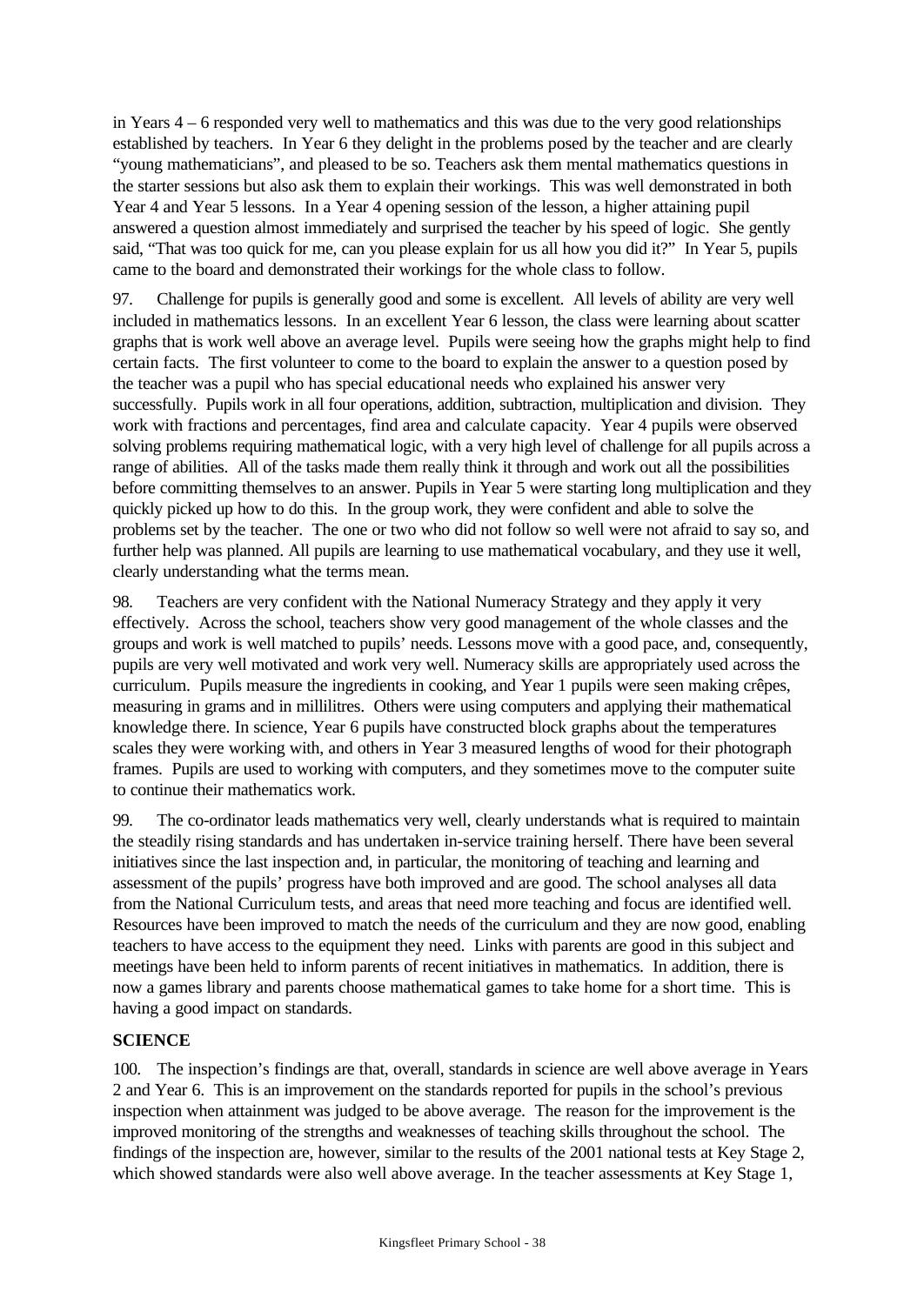in Years 4 – 6 responded very well to mathematics and this was due to the very good relationships established by teachers. In Year 6 they delight in the problems posed by the teacher and are clearly "young mathematicians", and pleased to be so. Teachers ask them mental mathematics questions in the starter sessions but also ask them to explain their workings. This was well demonstrated in both Year 4 and Year 5 lessons. In a Year 4 opening session of the lesson, a higher attaining pupil answered a question almost immediately and surprised the teacher by his speed of logic. She gently said, "That was too quick for me, can you please explain for us all how you did it?" In Year 5, pupils came to the board and demonstrated their workings for the whole class to follow.

97. Challenge for pupils is generally good and some is excellent. All levels of ability are very well included in mathematics lessons. In an excellent Year 6 lesson, the class were learning about scatter graphs that is work well above an average level. Pupils were seeing how the graphs might help to find certain facts. The first volunteer to come to the board to explain the answer to a question posed by the teacher was a pupil who has special educational needs who explained his answer very successfully. Pupils work in all four operations, addition, subtraction, multiplication and division. They work with fractions and percentages, find area and calculate capacity. Year 4 pupils were observed solving problems requiring mathematical logic, with a very high level of challenge for all pupils across a range of abilities. All of the tasks made them really think it through and work out all the possibilities before committing themselves to an answer. Pupils in Year 5 were starting long multiplication and they quickly picked up how to do this. In the group work, they were confident and able to solve the problems set by the teacher. The one or two who did not follow so well were not afraid to say so, and further help was planned. All pupils are learning to use mathematical vocabulary, and they use it well, clearly understanding what the terms mean.

98. Teachers are very confident with the National Numeracy Strategy and they apply it very effectively. Across the school, teachers show very good management of the whole classes and the groups and work is well matched to pupils' needs. Lessons move with a good pace, and, consequently, pupils are very well motivated and work very well. Numeracy skills are appropriately used across the curriculum. Pupils measure the ingredients in cooking, and Year 1 pupils were seen making crêpes, measuring in grams and in millilitres. Others were using computers and applying their mathematical knowledge there. In science, Year 6 pupils have constructed block graphs about the temperatures scales they were working with, and others in Year 3 measured lengths of wood for their photograph frames. Pupils are used to working with computers, and they sometimes move to the computer suite to continue their mathematics work.

99. The co-ordinator leads mathematics very well, clearly understands what is required to maintain the steadily rising standards and has undertaken in-service training herself. There have been several initiatives since the last inspection and, in particular, the monitoring of teaching and learning and assessment of the pupils' progress have both improved and are good. The school analyses all data from the National Curriculum tests, and areas that need more teaching and focus are identified well. Resources have been improved to match the needs of the curriculum and they are now good, enabling teachers to have access to the equipment they need. Links with parents are good in this subject and meetings have been held to inform parents of recent initiatives in mathematics. In addition, there is now a games library and parents choose mathematical games to take home for a short time. This is having a good impact on standards.

**SCIENCE**

100. The inspection's findings are that, overall, standards in science are well above average in Years 2 and Year 6. This is an improvement on the standards reported for pupils in the school's previous inspection when attainment was judged to be above average. The reason for the improvement is the improved monitoring of the strengths and weaknesses of teaching skills throughout the school. The findings of the inspection are, however, similar to the results of the 2001 national tests at Key Stage 2, which showed standards were also well above average. In the teacher assessments at Key Stage 1,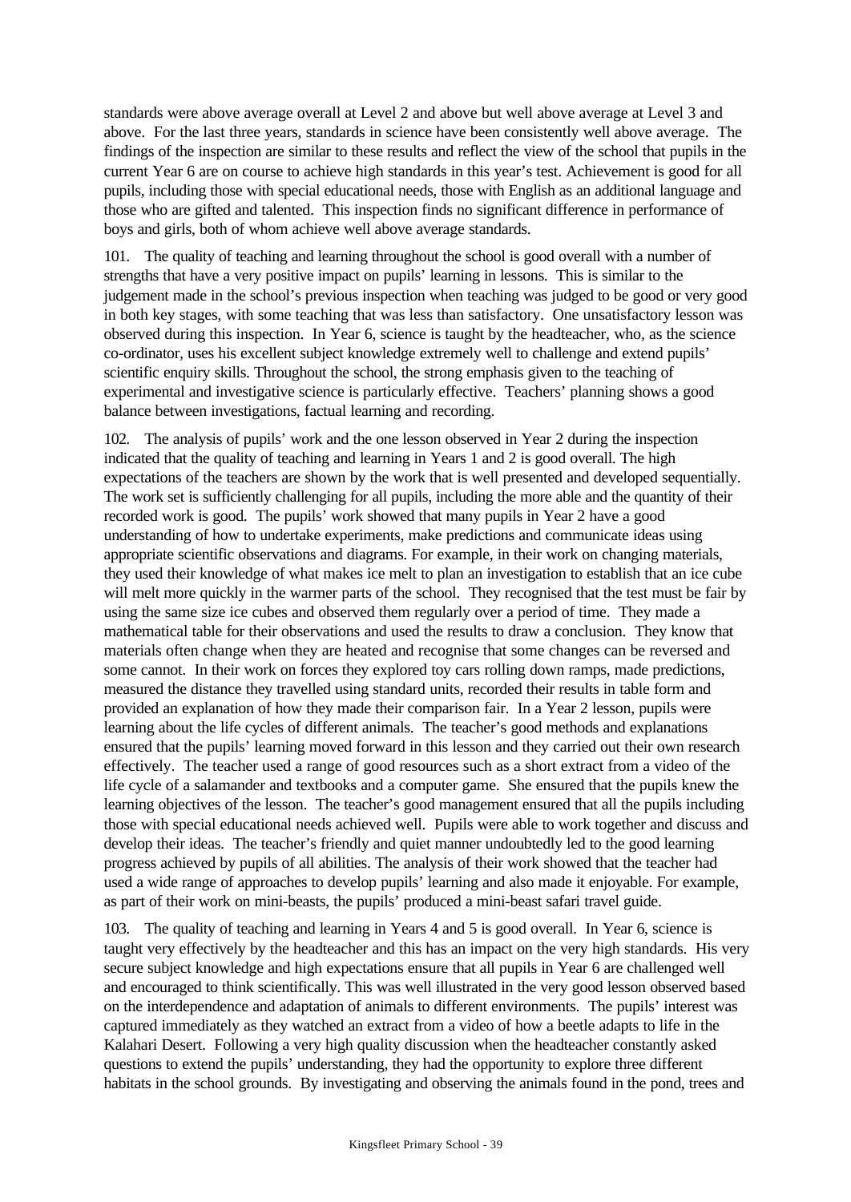standards were above average overall at Level 2 and above but well above average at Level 3 and above. For the last three years, standards in science have been consistently well above average. The findings of the inspection are similar to these results and reflect the view of the school that pupils in the current Year 6 are on course to achieve high standards in this year's test. Achievement is good for all pupils, including those with special educational needs, those with English as an additional language and those who are gifted and talented. This inspection finds no significant difference in performance of boys and girls, both of whom achieve well above average standards.

101. The quality of teaching and learning throughout the school is good overall with a number of strengths that have a very positive impact on pupils' learning in lessons. This is similar to the judgement made in the school's previous inspection when teaching was judged to be good or very good in both key stages, with some teaching that was less than satisfactory. One unsatisfactory lesson was observed during this inspection. In Year 6, science is taught by the headteacher, who, as the science co-ordinator, uses his excellent subject knowledge extremely well to challenge and extend pupils' scientific enquiry skills. Throughout the school, the strong emphasis given to the teaching of experimental and investigative science is particularly effective. Teachers' planning shows a good balance between investigations, factual learning and recording.

102. The analysis of pupils' work and the one lesson observed in Year 2 during the inspection indicated that the quality of teaching and learning in Years 1 and 2 is good overall. The high expectations of the teachers are shown by the work that is well presented and developed sequentially. The work set is sufficiently challenging for all pupils, including the more able and the quantity of their recorded work is good. The pupils' work showed that many pupils in Year 2 have a good understanding of how to undertake experiments, make predictions and communicate ideas using appropriate scientific observations and diagrams. For example, in their work on changing materials, they used their knowledge of what makes ice melt to plan an investigation to establish that an ice cube will melt more quickly in the warmer parts of the school. They recognised that the test must be fair by using the same size ice cubes and observed them regularly over a period of time. They made a mathematical table for their observations and used the results to draw a conclusion. They know that materials often change when they are heated and recognise that some changes can be reversed and some cannot. In their work on forces they explored toy cars rolling down ramps, made predictions, measured the distance they travelled using standard units, recorded their results in table form and provided an explanation of how they made their comparison fair. In a Year 2 lesson, pupils were learning about the life cycles of different animals. The teacher's good methods and explanations ensured that the pupils' learning moved forward in this lesson and they carried out their own research effectively. The teacher used a range of good resources such as a short extract from a video of the life cycle of a salamander and textbooks and a computer game. She ensured that the pupils knew the learning objectives of the lesson. The teacher's good management ensured that all the pupils including those with special educational needs achieved well. Pupils were able to work together and discuss and develop their ideas. The teacher's friendly and quiet manner undoubtedly led to the good learning progress achieved by pupils of all abilities. The analysis of their work showed that the teacher had used a wide range of approaches to develop pupils' learning and also made it enjoyable. For example, as part of their work on mini-beasts, the pupils' produced a mini-beast safari travel guide.

103. The quality of teaching and learning in Years 4 and 5 is good overall. In Year 6, science is taught very effectively by the headteacher and this has an impact on the very high standards. His very secure subject knowledge and high expectations ensure that all pupils in Year 6 are challenged well and encouraged to think scientifically. This was well illustrated in the very good lesson observed based on the interdependence and adaptation of animals to different environments. The pupils' interest was captured immediately as they watched an extract from a video of how a beetle adapts to life in the Kalahari Desert. Following a very high quality discussion when the headteacher constantly asked questions to extend the pupils' understanding, they had the opportunity to explore three different habitats in the school grounds. By investigating and observing the animals found in the pond, trees and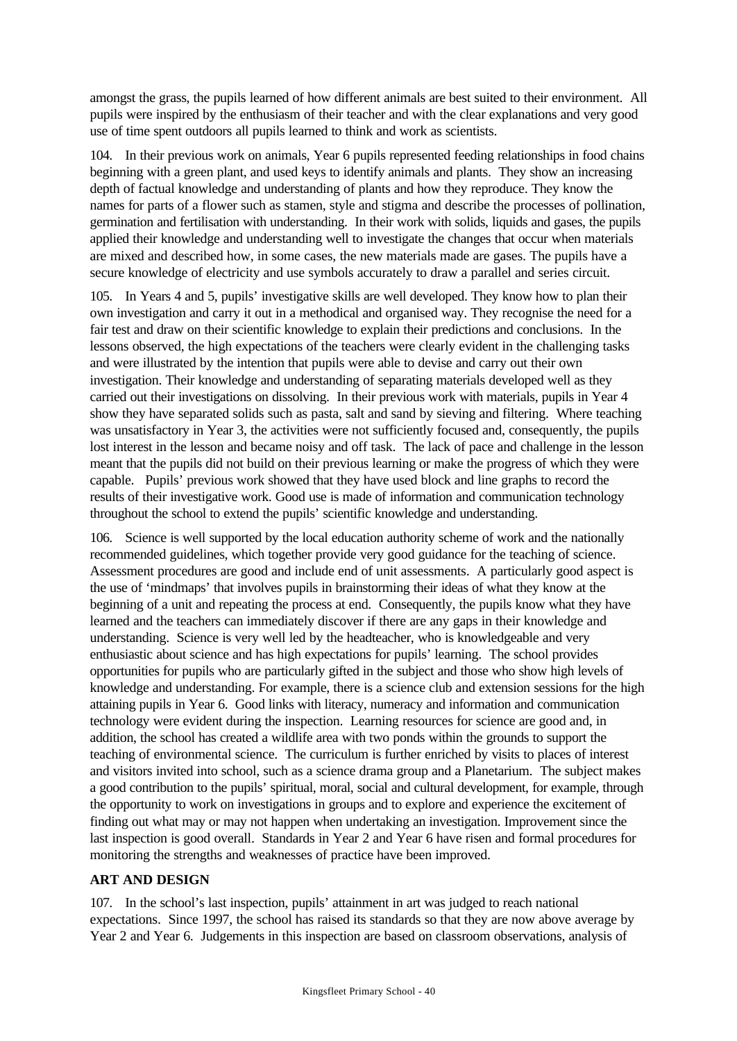amongst the grass, the pupils learned of how different animals are best suited to their environment. All pupils were inspired by the enthusiasm of their teacher and with the clear explanations and very good use of time spent outdoors all pupils learned to think and work as scientists.

104. In their previous work on animals, Year 6 pupils represented feeding relationships in food chains beginning with a green plant, and used keys to identify animals and plants. They show an increasing depth of factual knowledge and understanding of plants and how they reproduce. They know the names for parts of a flower such as stamen, style and stigma and describe the processes of pollination, germination and fertilisation with understanding. In their work with solids, liquids and gases, the pupils applied their knowledge and understanding well to investigate the changes that occur when materials are mixed and described how, in some cases, the new materials made are gases. The pupils have a secure knowledge of electricity and use symbols accurately to draw a parallel and series circuit.

105. In Years 4 and 5, pupils' investigative skills are well developed. They know how to plan their own investigation and carry it out in a methodical and organised way. They recognise the need for a fair test and draw on their scientific knowledge to explain their predictions and conclusions. In the lessons observed, the high expectations of the teachers were clearly evident in the challenging tasks and were illustrated by the intention that pupils were able to devise and carry out their own investigation. Their knowledge and understanding of separating materials developed well as they carried out their investigations on dissolving. In their previous work with materials, pupils in Year 4 show they have separated solids such as pasta, salt and sand by sieving and filtering. Where teaching was unsatisfactory in Year 3, the activities were not sufficiently focused and, consequently, the pupils lost interest in the lesson and became noisy and off task. The lack of pace and challenge in the lesson meant that the pupils did not build on their previous learning or make the progress of which they were capable. Pupils' previous work showed that they have used block and line graphs to record the results of their investigative work. Good use is made of information and communication technology throughout the school to extend the pupils' scientific knowledge and understanding.

106. Science is well supported by the local education authority scheme of work and the nationally recommended guidelines, which together provide very good guidance for the teaching of science. Assessment procedures are good and include end of unit assessments. A particularly good aspect is the use of 'mindmaps' that involves pupils in brainstorming their ideas of what they know at the beginning of a unit and repeating the process at end. Consequently, the pupils know what they have learned and the teachers can immediately discover if there are any gaps in their knowledge and understanding. Science is very well led by the headteacher, who is knowledgeable and very enthusiastic about science and has high expectations for pupils' learning. The school provides opportunities for pupils who are particularly gifted in the subject and those who show high levels of knowledge and understanding. For example, there is a science club and extension sessions for the high attaining pupils in Year 6. Good links with literacy, numeracy and information and communication technology were evident during the inspection. Learning resources for science are good and, in addition, the school has created a wildlife area with two ponds within the grounds to support the teaching of environmental science. The curriculum is further enriched by visits to places of interest and visitors invited into school, such as a science drama group and a Planetarium. The subject makes a good contribution to the pupils' spiritual, moral, social and cultural development, for example, through the opportunity to work on investigations in groups and to explore and experience the excitement of finding out what may or may not happen when undertaking an investigation. Improvement since the last inspection is good overall. Standards in Year 2 and Year 6 have risen and formal procedures for monitoring the strengths and weaknesses of practice have been improved.

## ART AND DESIGN

107. In the school's last inspection, pupils' attainment in art was judged to reach national expectations. Since 1997, the school has raised its standards so that they are now above average by Year 2 and Year 6. Judgements in this inspection are based on classroom observations, analysis of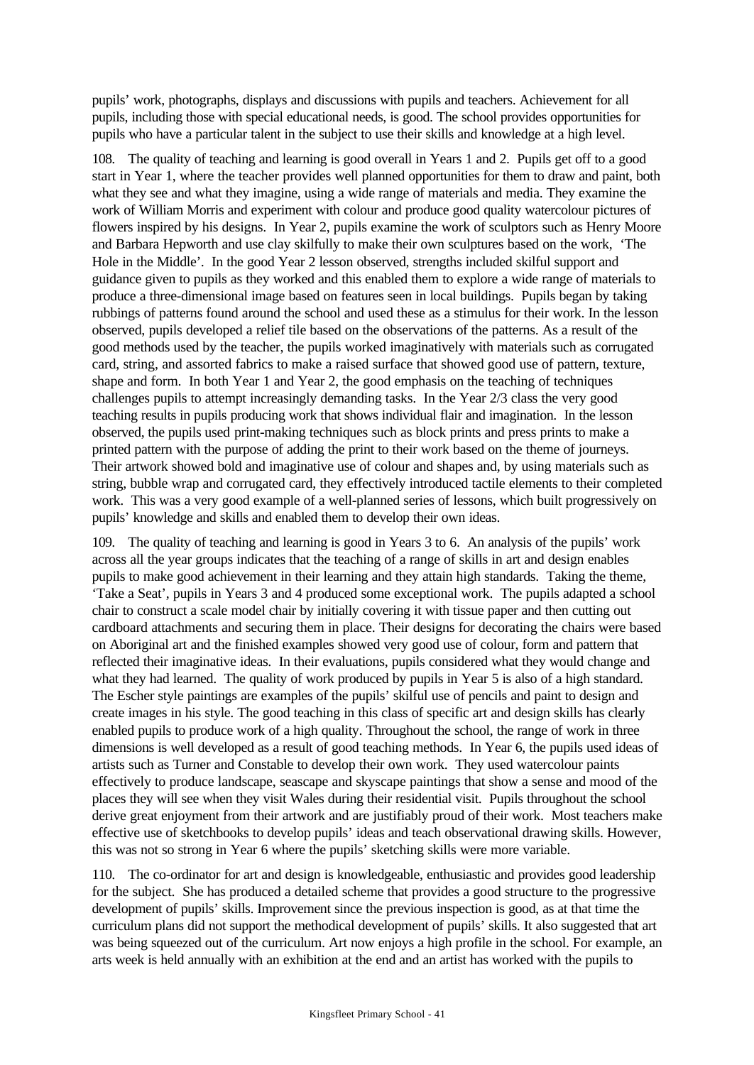pupils' work, photographs, displays and discussions with pupils and teachers. Achievement for all pupils, including those with special educational needs, is good. The school provides opportunities for pupils who have a particular talent in the subject to use their skills and knowledge at a high level.

108. The quality of teaching and learning is good overall in Years 1 and 2. Pupils get off to a good start in Year 1, where the teacher provides well planned opportunities for them to draw and paint, both what they see and what they imagine, using a wide range of materials and media. They examine the work of William Morris and experiment with colour and produce good quality watercolour pictures of flowers inspired by his designs. In Year 2, pupils examine the work of sculptors such as Henry Moore and Barbara Hepworth and use clay skilfully to make their own sculptures based on the work, 'The Hole in the Middle'. In the good Year 2 lesson observed, strengths included skilful support and guidance given to pupils as they worked and this enabled them to explore a wide range of materials to produce a three-dimensional image based on features seen in local buildings. Pupils began by taking rubbings of patterns found around the school and used these as a stimulus for their work. In the lesson observed, pupils developed a relief tile based on the observations of the patterns. As a result of the good methods used by the teacher, the pupils worked imaginatively with materials such as corrugated card, string, and assorted fabrics to make a raised surface that showed good use of pattern, texture, shape and form. In both Year 1 and Year 2, the good emphasis on the teaching of techniques challenges pupils to attempt increasingly demanding tasks. In the Year 2/3 class the very good teaching results in pupils producing work that shows individual flair and imagination. In the lesson observed, the pupils used print-making techniques such as block prints and press prints to make a printed pattern with the purpose of adding the print to their work based on the theme of journeys. Their artwork showed bold and imaginative use of colour and shapes and, by using materials such as string, bubble wrap and corrugated card, they effectively introduced tactile elements to their completed work. This was a very good example of a well-planned series of lessons, which built progressively on pupils' knowledge and skills and enabled them to develop their own ideas.

109. The quality of teaching and learning is good in Years 3 to 6. An analysis of the pupils' work across all the year groups indicates that the teaching of a range of skills in art and design enables pupils to make good achievement in their learning and they attain high standards. Taking the theme, 'Take a Seat', pupils in Years 3 and 4 produced some exceptional work. The pupils adapted a school chair to construct a scale model chair by initially covering it with tissue paper and then cutting out cardboard attachments and securing them in place. Their designs for decorating the chairs were based on Aboriginal art and the finished examples showed very good use of colour, form and pattern that reflected their imaginative ideas. In their evaluations, pupils considered what they would change and what they had learned. The quality of work produced by pupils in Year 5 is also of a high standard. The Escher style paintings are examples of the pupils' skilful use of pencils and paint to design and create images in his style. The good teaching in this class of specific art and design skills has clearly enabled pupils to produce work of a high quality. Throughout the school, the range of work in three dimensions is well developed as a result of good teaching methods. In Year 6, the pupils used ideas of artists such as Turner and Constable to develop their own work. They used watercolour paints effectively to produce landscape, seascape and skyscape paintings that show a sense and mood of the places they will see when they visit Wales during their residential visit. Pupils throughout the school derive great enjoyment from their artwork and are justifiably proud of their work. Most teachers make effective use of sketchbooks to develop pupils' ideas and teach observational drawing skills. However, this was not so strong in Year 6 where the pupils' sketching skills were more variable.

110. The co-ordinator for art and design is knowledgeable, enthusiastic and provides good leadership for the subject. She has produced a detailed scheme that provides a good structure to the progressive development of pupils' skills. Improvement since the previous inspection is good, as at that time the curriculum plans did not support the methodical development of pupils' skills. It also suggested that art was being squeezed out of the curriculum. Art now enjoys a high profile in the school. For example, an arts week is held annually with an exhibition at the end and an artist has worked with the pupils to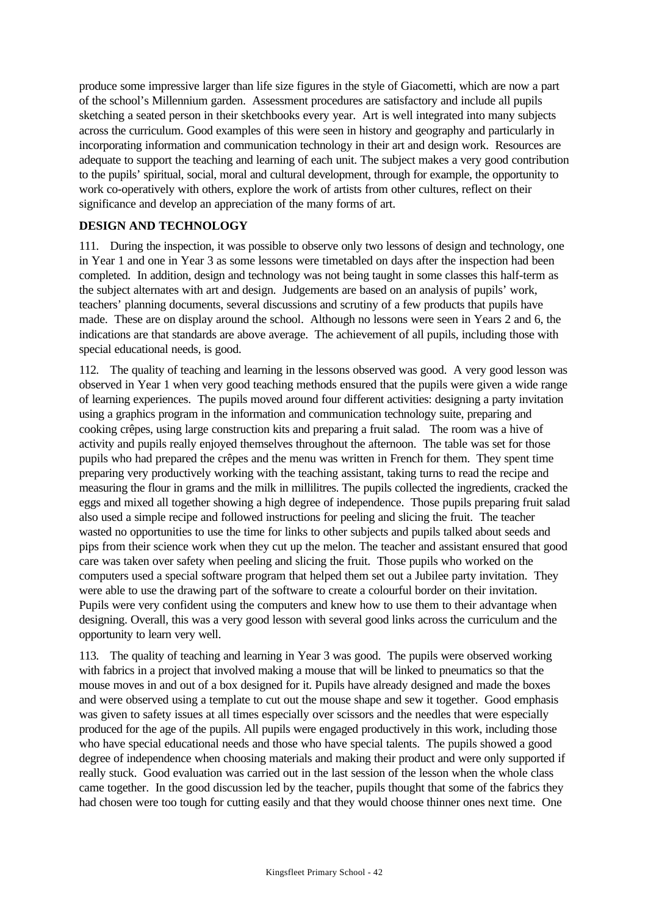produce some impressive larger than life size figures in the style of Giacometti, which are now a part of the school's Millennium garden. Assessment procedures are satisfactory and include all pupils sketching a seated person in their sketchbooks every year. Art is well integrated into many subjects across the curriculum. Good examples of this were seen in history and geography and particularly in incorporating information and communication technology in their art and design work. Resources are adequate to support the teaching and learning of each unit. The subject makes a very good contribution to the pupils' spiritual, social, moral and cultural development, through for example, the opportunity to work co-operatively with others, explore the work of artists from other cultures, reflect on their significance and develop an appreciation of the many forms of art.

## DESIGN AND TECHNOLOGY

111. During the inspection, it was possible to observe only two lessons of design and technology, one in Year 1 and one in Year 3 as some lessons were timetabled on days after the inspection had been completed. In addition, design and technology was not being taught in some classes this half-term as the subject alternates with art and design. Judgements are based on an analysis of pupils' work, teachers' planning documents, several discussions and scrutiny of a few products that pupils have made. These are on display around the school. Although no lessons were seen in Years 2 and 6, the indications are that standards are above average. The achievement of all pupils, including those with special educational needs, is good.

112. The quality of teaching and learning in the lessons observed was good. A very good lesson was observed in Year 1 when very good teaching methods ensured that the pupils were given a wide range of learning experiences. The pupils moved around four different activities: designing a party invitation using a graphics program in the information and communication technology suite, preparing and cooking crêpes, using large construction kits and preparing a fruit salad. The room was a hive of activity and pupils really enjoyed themselves throughout the afternoon. The table was set for those pupils who had prepared the crêpes and the menu was written in French for them. They spent time preparing very productively working with the teaching assistant, taking turns to read the recipe and measuring the flour in grams and the milk in millilitres. The pupils collected the ingredients, cracked the eggs and mixed all together showing a high degree of independence. Those pupils preparing fruit salad also used a simple recipe and followed instructions for peeling and slicing the fruit. The teacher wasted no opportunities to use the time for links to other subjects and pupils talked about seeds and pips from their science work when they cut up the melon. The teacher and assistant ensured that good care was taken over safety when peeling and slicing the fruit. Those pupils who worked on the computers used a special software program that helped them set out a Jubilee party invitation. They were able to use the drawing part of the software to create a colourful border on their invitation. Pupils were very confident using the computers and knew how to use them to their advantage when designing. Overall, this was a very good lesson with several good links across the curriculum and the opportunity to learn very well.

113. The quality of teaching and learning in Year 3 was good. The pupils were observed working with fabrics in a project that involved making a mouse that will be linked to pneumatics so that the mouse moves in and out of a box designed for it. Pupils have already designed and made the boxes and were observed using a template to cut out the mouse shape and sew it together. Good emphasis was given to safety issues at all times especially over scissors and the needles that were especially produced for the age of the pupils. All pupils were engaged productively in this work, including those who have special educational needs and those who have special talents. The pupils showed a good degree of independence when choosing materials and making their product and were only supported if really stuck. Good evaluation was carried out in the last session of the lesson when the whole class came together. In the good discussion led by the teacher, pupils thought that some of the fabrics they had chosen were too tough for cutting easily and that they would choose thinner ones next time. One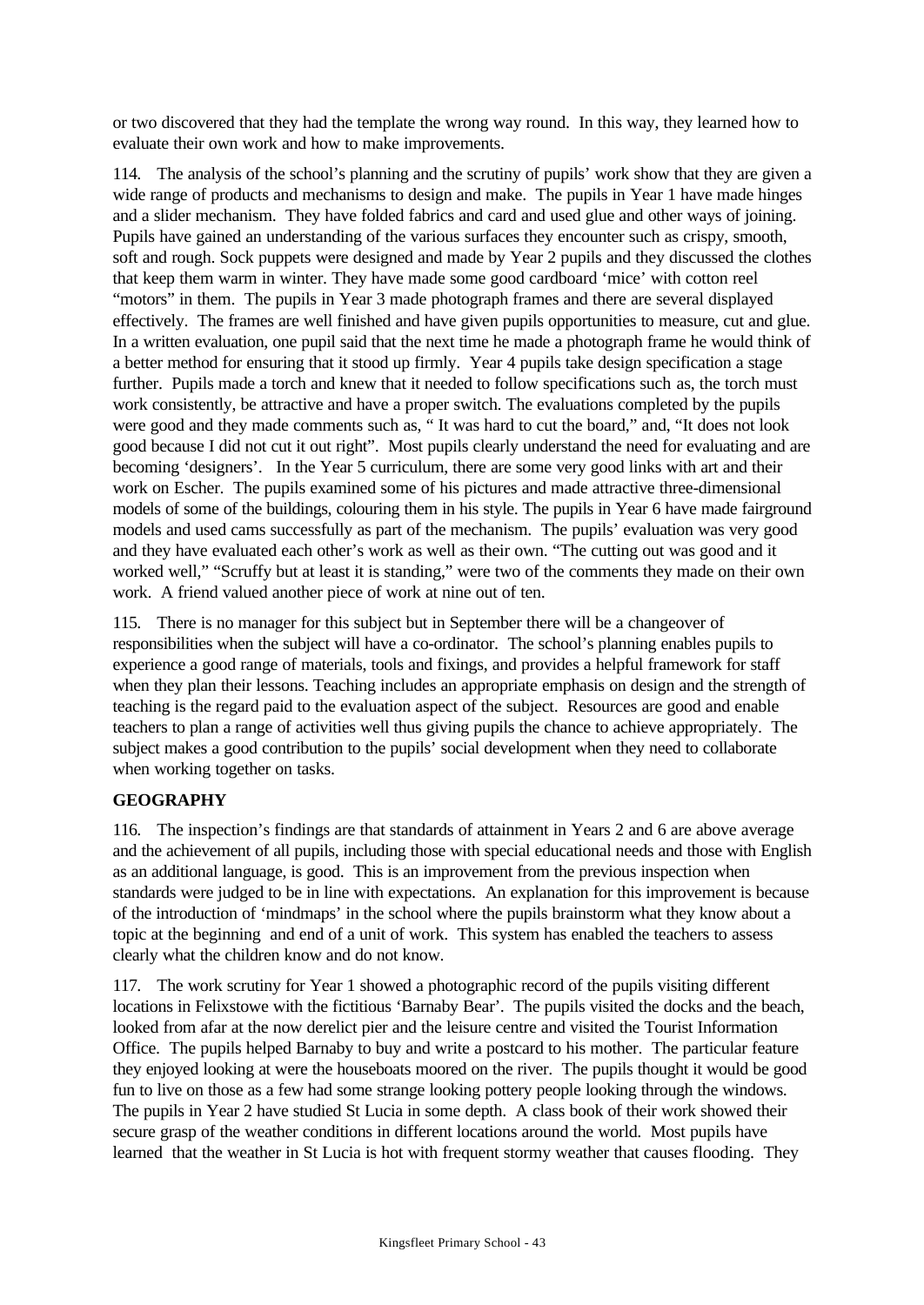or two discovered that they had the template the wrong way round. In this way, they learned how to evaluate their own work and how to make improvements.

114. The analysis of the school's planning and the scrutiny of pupils' work show that they are given a wide range of products and mechanisms to design and make. The pupils in Year 1 have made hinges and a slider mechanism. They have folded fabrics and card and used glue and other ways of joining. Pupils have gained an understanding of the various surfaces they encounter such as crispy, smooth, soft and rough. Sock puppets were designed and made by Year 2 pupils and they discussed the clothes that keep them warm in winter. They have made some good cardboard 'mice' with cotton reel "motors" in them. The pupils in Year 3 made photograph frames and there are several displayed effectively. The frames are well finished and have given pupils opportunities to measure, cut and glue. In a written evaluation, one pupil said that the next time he made a photograph frame he would think of a better method for ensuring that it stood up firmly. Year 4 pupils take design specification a stage further. Pupils made a torch and knew that it needed to follow specifications such as, the torch must work consistently, be attractive and have a proper switch. The evaluations completed by the pupils were good and they made comments such as, " It was hard to cut the board," and, "It does not look good because I did not cut it out right". Most pupils clearly understand the need for evaluating and are becoming 'designers'. In the Year 5 curriculum, there are some very good links with art and their work on Escher. The pupils examined some of his pictures and made attractive three-dimensional models of some of the buildings, colouring them in his style. The pupils in Year 6 have made fairground models and used cams successfully as part of the mechanism. The pupils' evaluation was very good and they have evaluated each other's work as well as their own. "The cutting out was good and it worked well," "Scruffy but at least it is standing," were two of the comments they made on their own work. A friend valued another piece of work at nine out of ten.

115. There is no manager for this subject but in September there will be a changeover of responsibilities when the subject will have a co-ordinator. The school's planning enables pupils to experience a good range of materials, tools and fixings, and provides a helpful framework for staff when they plan their lessons. Teaching includes an appropriate emphasis on design and the strength of teaching is the regard paid to the evaluation aspect of the subject. Resources are good and enable teachers to plan a range of activities well thus giving pupils the chance to achieve appropriately. The subject makes a good contribution to the pupils' social development when they need to collaborate when working together on tasks.

## GEOGRAPHY

116. The inspection's findings are that standards of attainment in Years 2 and 6 are above average and the achievement of all pupils, including those with special educational needs and those with English as an additional language, is good. This is an improvement from the previous inspection when standards were judged to be in line with expectations. An explanation for this improvement is because of the introduction of 'mindmaps' in the school where the pupils brainstorm what they know about a topic at the beginning and end of a unit of work. This system has enabled the teachers to assess clearly what the children know and do not know.

117. The work scrutiny for Year 1 showed a photographic record of the pupils visiting different locations in Felixstowe with the fictitious 'Barnaby Bear'. The pupils visited the docks and the beach, looked from afar at the now derelict pier and the leisure centre and visited the Tourist Information Office. The pupils helped Barnaby to buy and write a postcard to his mother. The particular feature they enjoyed looking at were the houseboats moored on the river. The pupils thought it would be good fun to live on those as a few had some strange looking pottery people looking through the windows. The pupils in Year 2 have studied St Lucia in some depth. A class book of their work showed their secure grasp of the weather conditions in different locations around the world. Most pupils have learned that the weather in St Lucia is hot with frequent stormy weather that causes flooding. They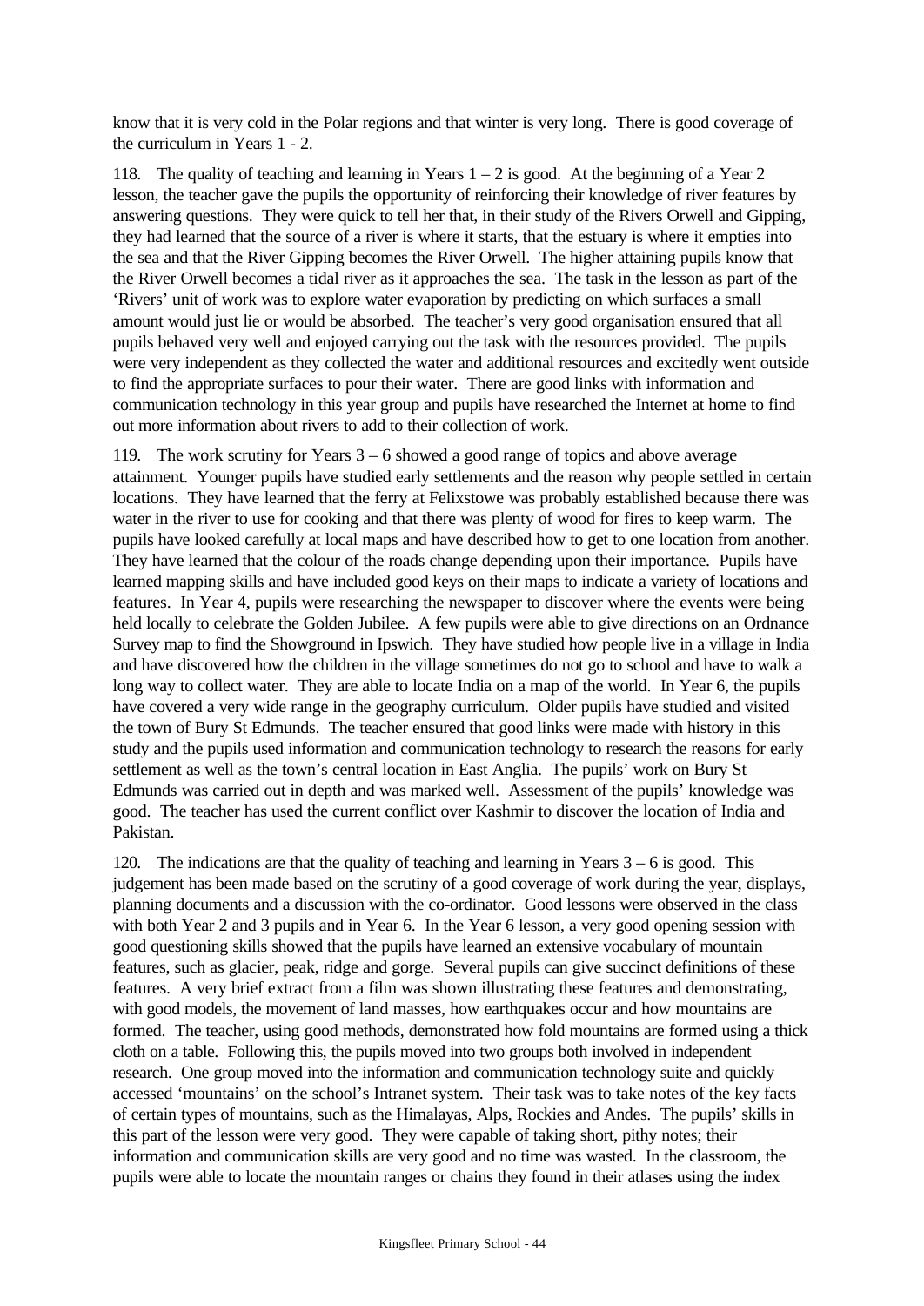know that it is very cold in the Polar regions and that winter is very long. There is good coverage of the curriculum in Years 1 - 2.

118. The quality of teaching and learning in Years 1 – 2 is good. At the beginning of a Year 2 lesson, the teacher gave the pupils the opportunity of reinforcing their knowledge of river features by answering questions. They were quick to tell her that, in their study of the Rivers Orwell and Gipping, they had learned that the source of a river is where it starts, that the estuary is where it empties into the sea and that the River Gipping becomes the River Orwell. The higher attaining pupils know that the River Orwell becomes a tidal river as it approaches the sea. The task in the lesson as part of the 'Rivers' unit of work was to explore water evaporation by predicting on which surfaces a small amount would just lie or would be absorbed. The teacher's very good organisation ensured that all pupils behaved very well and enjoyed carrying out the task with the resources provided. The pupils were very independent as they collected the water and additional resources and excitedly went outside to find the appropriate surfaces to pour their water. There are good links with information and communication technology in this year group and pupils have researched the Internet at home to find out more information about rivers to add to their collection of work.

119. The work scrutiny for Years 3 – 6 showed a good range of topics and above average attainment. Younger pupils have studied early settlements and the reason why people settled in certain locations. They have learned that the ferry at Felixstowe was probably established because there was water in the river to use for cooking and that there was plenty of wood for fires to keep warm. The pupils have looked carefully at local maps and have described how to get to one location from another. They have learned that the colour of the roads change depending upon their importance. Pupils have learned mapping skills and have included good keys on their maps to indicate a variety of locations and features. In Year 4, pupils were researching the newspaper to discover where the events were being held locally to celebrate the Golden Jubilee. A few pupils were able to give directions on an Ordnance Survey map to find the Showground in Ipswich. They have studied how people live in a village in India and have discovered how the children in the village sometimes do not go to school and have to walk a long way to collect water. They are able to locate India on a map of the world. In Year 6, the pupils have covered a very wide range in the geography curriculum. Older pupils have studied and visited the town of Bury St Edmunds. The teacher ensured that good links were made with history in this study and the pupils used information and communication technology to research the reasons for early settlement as well as the town's central location in East Anglia. The pupils' work on Bury St Edmunds was carried out in depth and was marked well. Assessment of the pupils' knowledge was good. The teacher has used the current conflict over Kashmir to discover the location of India and Pakistan.

120. The indications are that the quality of teaching and learning in Years 3 – 6 is good. This judgement has been made based on the scrutiny of a good coverage of work during the year, displays, planning documents and a discussion with the co-ordinator. Good lessons were observed in the class with both Year 2 and 3 pupils and in Year 6. In the Year 6 lesson, a very good opening session with good questioning skills showed that the pupils have learned an extensive vocabulary of mountain features, such as glacier, peak, ridge and gorge. Several pupils can give succinct definitions of these features. A very brief extract from a film was shown illustrating these features and demonstrating, with good models, the movement of land masses, how earthquakes occur and how mountains are formed. The teacher, using good methods, demonstrated how fold mountains are formed using a thick cloth on a table. Following this, the pupils moved into two groups both involved in independent research. One group moved into the information and communication technology suite and quickly accessed 'mountains' on the school's Intranet system. Their task was to take notes of the key facts of certain types of mountains, such as the Himalayas, Alps, Rockies and Andes. The pupils' skills in this part of the lesson were very good. They were capable of taking short, pithy notes; their information and communication skills are very good and no time was wasted. In the classroom, the pupils were able to locate the mountain ranges or chains they found in their atlases using the index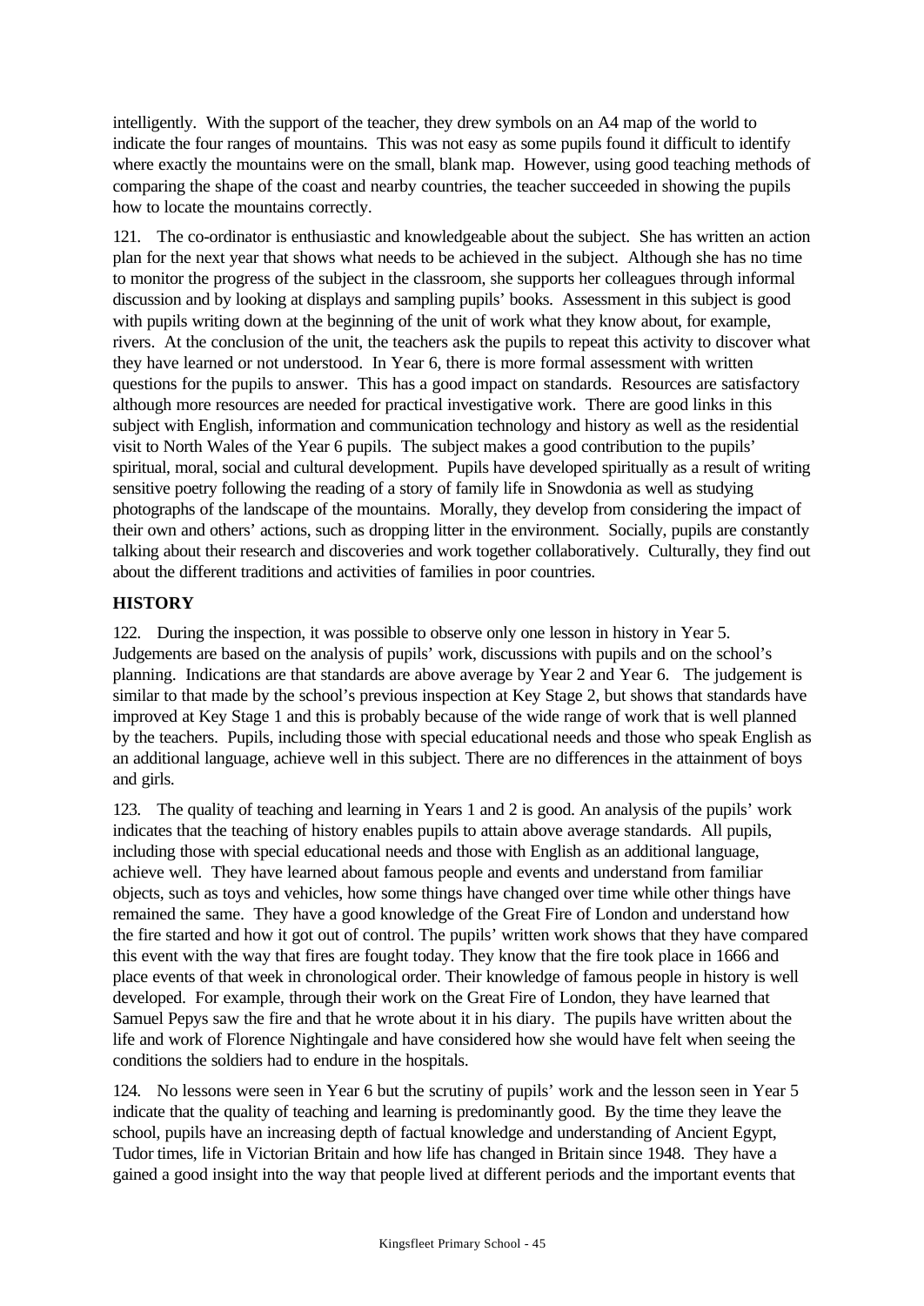intelligently. With the support of the teacher, they drew symbols on an A4 map of the world to indicate the four ranges of mountains. This was not easy as some pupils found it difficult to identify where exactly the mountains were on the small, blank map. However, using good teaching methods of comparing the shape of the coast and nearby countries, the teacher succeeded in showing the pupils how to locate the mountains correctly.

121. The co-ordinator is enthusiastic and knowledgeable about the subject. She has written an action plan for the next year that shows what needs to be achieved in the subject. Although she has no time to monitor the progress of the subject in the classroom, she supports her colleagues through informal discussion and by looking at displays and sampling pupils' books. Assessment in this subject is good with pupils writing down at the beginning of the unit of work what they know about, for example, rivers. At the conclusion of the unit, the teachers ask the pupils to repeat this activity to discover what they have learned or not understood. In Year 6, there is more formal assessment with written questions for the pupils to answer. This has a good impact on standards. Resources are satisfactory although more resources are needed for practical investigative work. There are good links in this subject with English, information and communication technology and history as well as the residential visit to North Wales of the Year 6 pupils. The subject makes a good contribution to the pupils' spiritual, moral, social and cultural development. Pupils have developed spiritually as a result of writing sensitive poetry following the reading of a story of family life in Snowdonia as well as studying photographs of the landscape of the mountains. Morally, they develop from considering the impact of their own and others' actions, such as dropping litter in the environment. Socially, pupils are constantly talking about their research and discoveries and work together collaboratively. Culturally, they find out about the different traditions and activities of families in poor countries.

## HISTORY

122. During the inspection, it was possible to observe only one lesson in history in Year 5. Judgements are based on the analysis of pupils' work, discussions with pupils and on the school's planning. Indications are that standards are above average by Year 2 and Year 6. The judgement is similar to that made by the school's previous inspection at Key Stage 2, but shows that standards have improved at Key Stage 1 and this is probably because of the wide range of work that is well planned by the teachers. Pupils, including those with special educational needs and those who speak English as an additional language, achieve well in this subject. There are no differences in the attainment of boys and girls.

123. The quality of teaching and learning in Years 1 and 2 is good. An analysis of the pupils' work indicates that the teaching of history enables pupils to attain above average standards. All pupils, including those with special educational needs and those with English as an additional language, achieve well. They have learned about famous people and events and understand from familiar objects, such as toys and vehicles, how some things have changed over time while other things have remained the same. They have a good knowledge of the Great Fire of London and understand how the fire started and how it got out of control. The pupils' written work shows that they have compared this event with the way that fires are fought today. They know that the fire took place in 1666 and place events of that week in chronological order. Their knowledge of famous people in history is well developed. For example, through their work on the Great Fire of London, they have learned that Samuel Pepys saw the fire and that he wrote about it in his diary. The pupils have written about the life and work of Florence Nightingale and have considered how she would have felt when seeing the conditions the soldiers had to endure in the hospitals.

124. No lessons were seen in Year 6 but the scrutiny of pupils' work and the lesson seen in Year 5 indicate that the quality of teaching and learning is predominantly good. By the time they leave the school, pupils have an increasing depth of factual knowledge and understanding of Ancient Egypt, Tudor times, life in Victorian Britain and how life has changed in Britain since 1948. They have a gained a good insight into the way that people lived at different periods and the important events that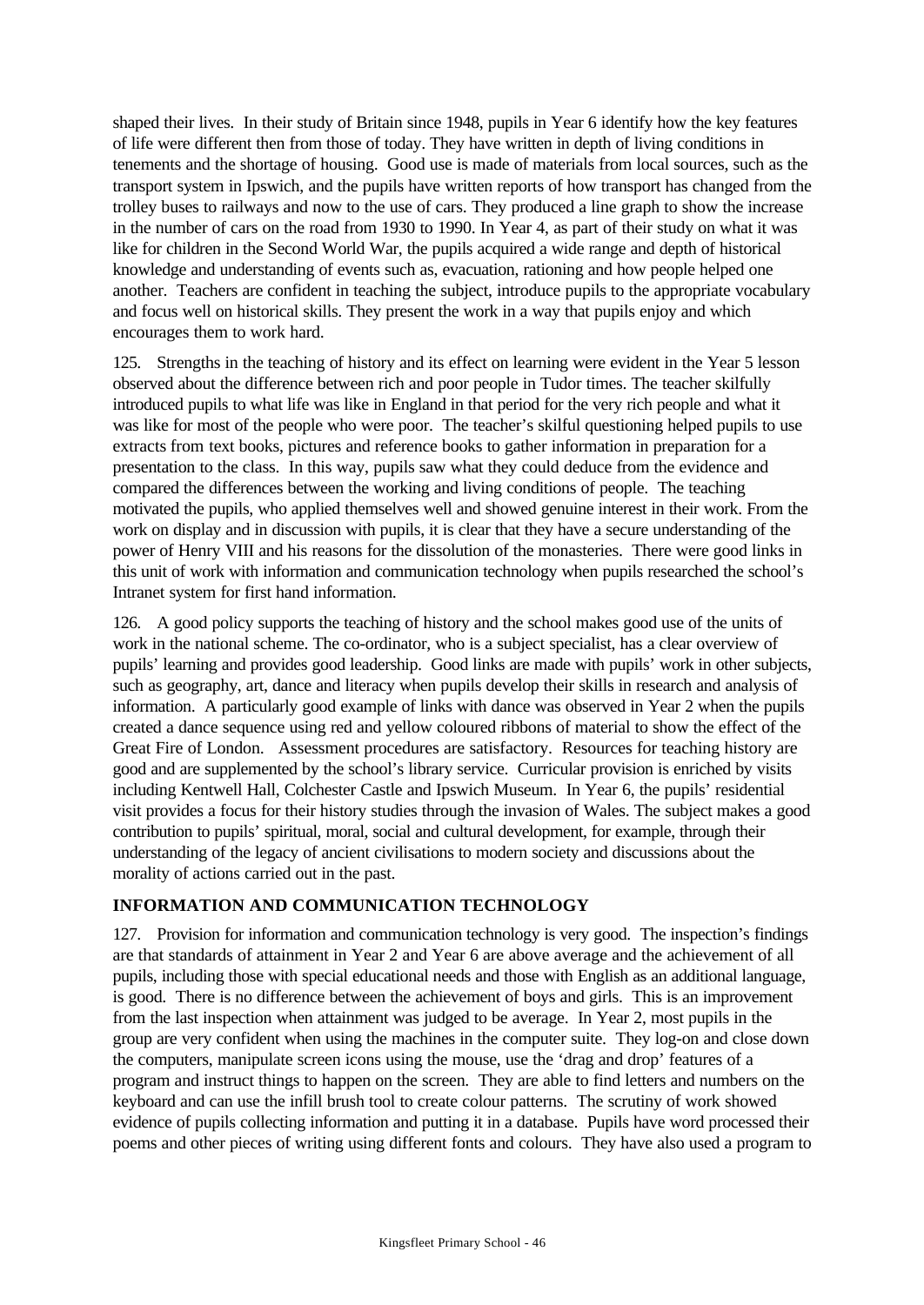shaped their lives. In their study of Britain since 1948, pupils in Year 6 identify how the key features of life were different then from those of today. They have written in depth of living conditions in tenements and the shortage of housing. Good use is made of materials from local sources, such as the transport system in Ipswich, and the pupils have written reports of how transport has changed from the trolley buses to railways and now to the use of cars. They produced a line graph to show the increase in the number of cars on the road from 1930 to 1990. In Year 4, as part of their study on what it was like for children in the Second World War, the pupils acquired a wide range and depth of historical knowledge and understanding of events such as, evacuation, rationing and how people helped one another. Teachers are confident in teaching the subject, introduce pupils to the appropriate vocabulary and focus well on historical skills. They present the work in a way that pupils enjoy and which encourages them to work hard.

125. Strengths in the teaching of history and its effect on learning were evident in the Year 5 lesson observed about the difference between rich and poor people in Tudor times. The teacher skilfully introduced pupils to what life was like in England in that period for the very rich people and what it was like for most of the people who were poor. The teacher's skilful questioning helped pupils to use extracts from text books, pictures and reference books to gather information in preparation for a presentation to the class. In this way, pupils saw what they could deduce from the evidence and compared the differences between the working and living conditions of people. The teaching motivated the pupils, who applied themselves well and showed genuine interest in their work. From the work on display and in discussion with pupils, it is clear that they have a secure understanding of the power of Henry VIII and his reasons for the dissolution of the monasteries. There were good links in this unit of work with information and communication technology when pupils researched the school's Intranet system for first hand information.

126. A good policy supports the teaching of history and the school makes good use of the units of work in the national scheme. The co-ordinator, who is a subject specialist, has a clear overview of pupils' learning and provides good leadership. Good links are made with pupils' work in other subjects, such as geography, art, dance and literacy when pupils develop their skills in research and analysis of information. A particularly good example of links with dance was observed in Year 2 when the pupils created a dance sequence using red and yellow coloured ribbons of material to show the effect of the Great Fire of London. Assessment procedures are satisfactory. Resources for teaching history are good and are supplemented by the school's library service. Curricular provision is enriched by visits including Kentwell Hall, Colchester Castle and Ipswich Museum. In Year 6, the pupils' residential visit provides a focus for their history studies through the invasion of Wales. The subject makes a good contribution to pupils' spiritual, moral, social and cultural development, for example, through their understanding of the legacy of ancient civilisations to modern society and discussions about the morality of actions carried out in the past.

## INFORMATION AND COMMUNICATION TECHNOLOGY

127. Provision for information and communication technology is very good. The inspection's findings are that standards of attainment in Year 2 and Year 6 are above average and the achievement of all pupils, including those with special educational needs and those with English as an additional language, is good. There is no difference between the achievement of boys and girls. This is an improvement from the last inspection when attainment was judged to be average. In Year 2, most pupils in the group are very confident when using the machines in the computer suite. They log-on and close down the computers, manipulate screen icons using the mouse, use the 'drag and drop' features of a program and instruct things to happen on the screen. They are able to find letters and numbers on the keyboard and can use the infill brush tool to create colour patterns. The scrutiny of work showed evidence of pupils collecting information and putting it in a database. Pupils have word processed their poems and other pieces of writing using different fonts and colours. They have also used a program to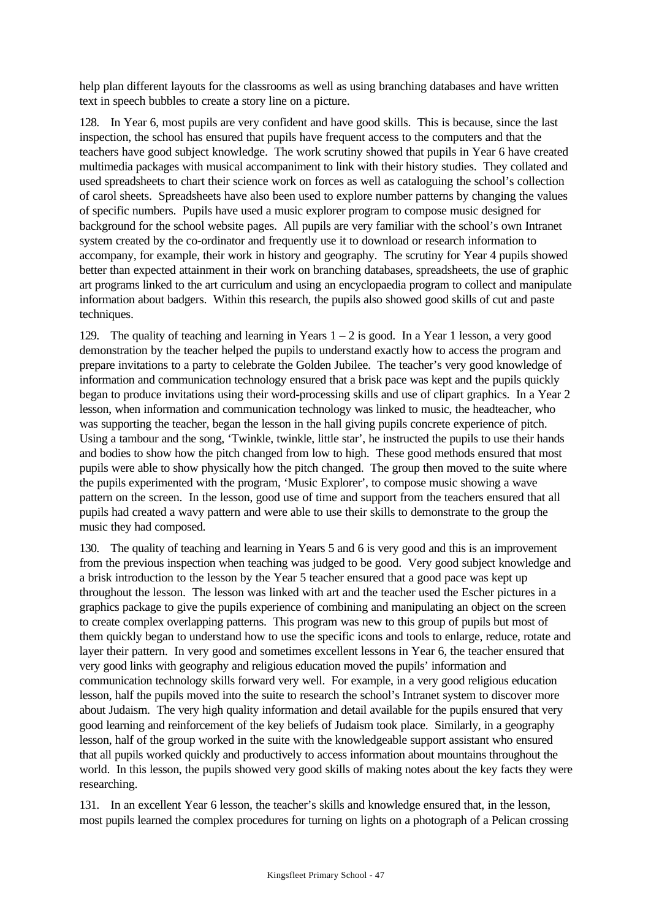help plan different layouts for the classrooms as well as using branching databases and have written text in speech bubbles to create a story line on a picture.

128. In Year 6, most pupils are very confident and have good skills. This is because, since the last inspection, the school has ensured that pupils have frequent access to the computers and that the teachers have good subject knowledge. The work scrutiny showed that pupils in Year 6 have created multimedia packages with musical accompaniment to link with their history studies. They collated and used spreadsheets to chart their science work on forces as well as cataloguing the school's collection of carol sheets. Spreadsheets have also been used to explore number patterns by changing the values of specific numbers. Pupils have used a music explorer program to compose music designed for background for the school website pages. All pupils are very familiar with the school's own Intranet system created by the co-ordinator and frequently use it to download or research information to accompany, for example, their work in history and geography. The scrutiny for Year 4 pupils showed better than expected attainment in their work on branching databases, spreadsheets, the use of graphic art programs linked to the art curriculum and using an encyclopaedia program to collect and manipulate information about badgers. Within this research, the pupils also showed good skills of cut and paste techniques.

129. The quality of teaching and learning in Years 1 – 2 is good. In a Year 1 lesson, a very good demonstration by the teacher helped the pupils to understand exactly how to access the program and prepare invitations to a party to celebrate the Golden Jubilee. The teacher's very good knowledge of information and communication technology ensured that a brisk pace was kept and the pupils quickly began to produce invitations using their word-processing skills and use of clipart graphics. In a Year 2 lesson, when information and communication technology was linked to music, the headteacher, who was supporting the teacher, began the lesson in the hall giving pupils concrete experience of pitch. Using a tambour and the song, 'Twinkle, twinkle, little star', he instructed the pupils to use their hands and bodies to show how the pitch changed from low to high. These good methods ensured that most pupils were able to show physically how the pitch changed. The group then moved to the suite where the pupils experimented with the program, 'Music Explorer', to compose music showing a wave pattern on the screen. In the lesson, good use of time and support from the teachers ensured that all pupils had created a wavy pattern and were able to use their skills to demonstrate to the group the music they had composed.

130. The quality of teaching and learning in Years 5 and 6 is very good and this is an improvement from the previous inspection when teaching was judged to be good. Very good subject knowledge and a brisk introduction to the lesson by the Year 5 teacher ensured that a good pace was kept up throughout the lesson. The lesson was linked with art and the teacher used the Escher pictures in a graphics package to give the pupils experience of combining and manipulating an object on the screen to create complex overlapping patterns. This program was new to this group of pupils but most of them quickly began to understand how to use the specific icons and tools to enlarge, reduce, rotate and layer their pattern. In very good and sometimes excellent lessons in Year 6, the teacher ensured that very good links with geography and religious education moved the pupils' information and communication technology skills forward very well. For example, in a very good religious education lesson, half the pupils moved into the suite to research the school's Intranet system to discover more about Judaism. The very high quality information and detail available for the pupils ensured that very good learning and reinforcement of the key beliefs of Judaism took place. Similarly, in a geography lesson, half of the group worked in the suite with the knowledgeable support assistant who ensured that all pupils worked quickly and productively to access information about mountains throughout the world. In this lesson, the pupils showed very good skills of making notes about the key facts they were researching.

131. In an excellent Year 6 lesson, the teacher's skills and knowledge ensured that, in the lesson, most pupils learned the complex procedures for turning on lights on a photograph of a Pelican crossing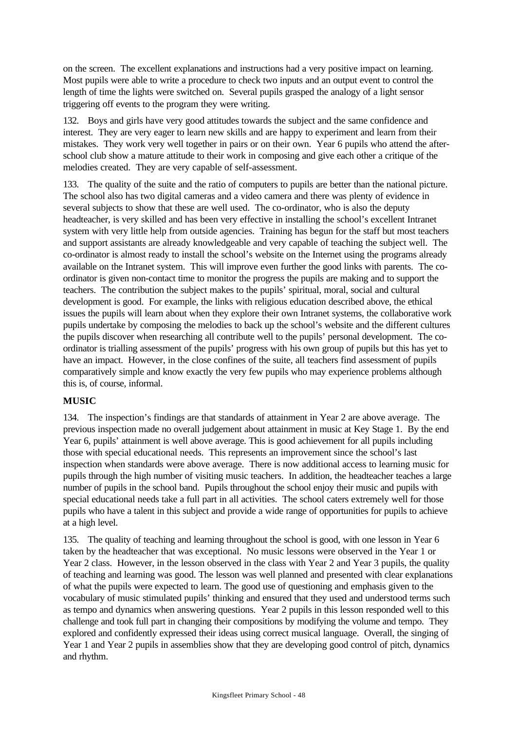on the screen. The excellent explanations and instructions had a very positive impact on learning. Most pupils were able to write a procedure to check two inputs and an output event to control the length of time the lights were switched on. Several pupils grasped the analogy of a light sensor triggering off events to the program they were writing.

132. Boys and girls have very good attitudes towards the subject and the same confidence and interest. They are very eager to learn new skills and are happy to experiment and learn from their mistakes. They work very well together in pairs or on their own. Year 6 pupils who attend the after-school club show a mature attitude to their work in composing and give each other a critique of the melodies created. They are very capable of self-assessment.

133. The quality of the suite and the ratio of computers to pupils are better than the national picture. The school also has two digital cameras and a video camera and there was plenty of evidence in several subjects to show that these are well used. The co-ordinator, who is also the deputy headteacher, is very skilled and has been very effective in installing the school's excellent Intranet system with very little help from outside agencies. Training has begun for the staff but most teachers and support assistants are already knowledgeable and very capable of teaching the subject well. The co-ordinator is almost ready to install the school's website on the Internet using the programs already available on the Intranet system. This will improve even further the good links with parents. The co-ordinator is given non-contact time to monitor the progress the pupils are making and to support the teachers. The contribution the subject makes to the pupils' spiritual, moral, social and cultural development is good. For example, the links with religious education described above, the ethical issues the pupils will learn about when they explore their own Intranet systems, the collaborative work pupils undertake by composing the melodies to back up the school's website and the different cultures the pupils discover when researching all contribute well to the pupils' personal development. The co-ordinator is trialling assessment of the pupils' progress with his own group of pupils but this has yet to have an impact. However, in the close confines of the suite, all teachers find assessment of pupils comparatively simple and know exactly the very few pupils who may experience problems although this is, of course, informal.

## MUSIC

134. The inspection's findings are that standards of attainment in Year 2 are above average. The previous inspection made no overall judgement about attainment in music at Key Stage 1. By the end Year 6, pupils' attainment is well above average. This is good achievement for all pupils including those with special educational needs. This represents an improvement since the school's last inspection when standards were above average. There is now additional access to learning music for pupils through the high number of visiting music teachers. In addition, the headteacher teaches a large number of pupils in the school band. Pupils throughout the school enjoy their music and pupils with special educational needs take a full part in all activities. The school caters extremely well for those pupils who have a talent in this subject and provide a wide range of opportunities for pupils to achieve at a high level.

135. The quality of teaching and learning throughout the school is good, with one lesson in Year 6 taken by the headteacher that was exceptional. No music lessons were observed in the Year 1 or Year 2 class. However, in the lesson observed in the class with Year 2 and Year 3 pupils, the quality of teaching and learning was good. The lesson was well planned and presented with clear explanations of what the pupils were expected to learn. The good use of questioning and emphasis given to the vocabulary of music stimulated pupils' thinking and ensured that they used and understood terms such as tempo and dynamics when answering questions. Year 2 pupils in this lesson responded well to this challenge and took full part in changing their compositions by modifying the volume and tempo. They explored and confidently expressed their ideas using correct musical language. Overall, the singing of Year 1 and Year 2 pupils in assemblies show that they are developing good control of pitch, dynamics and rhythm.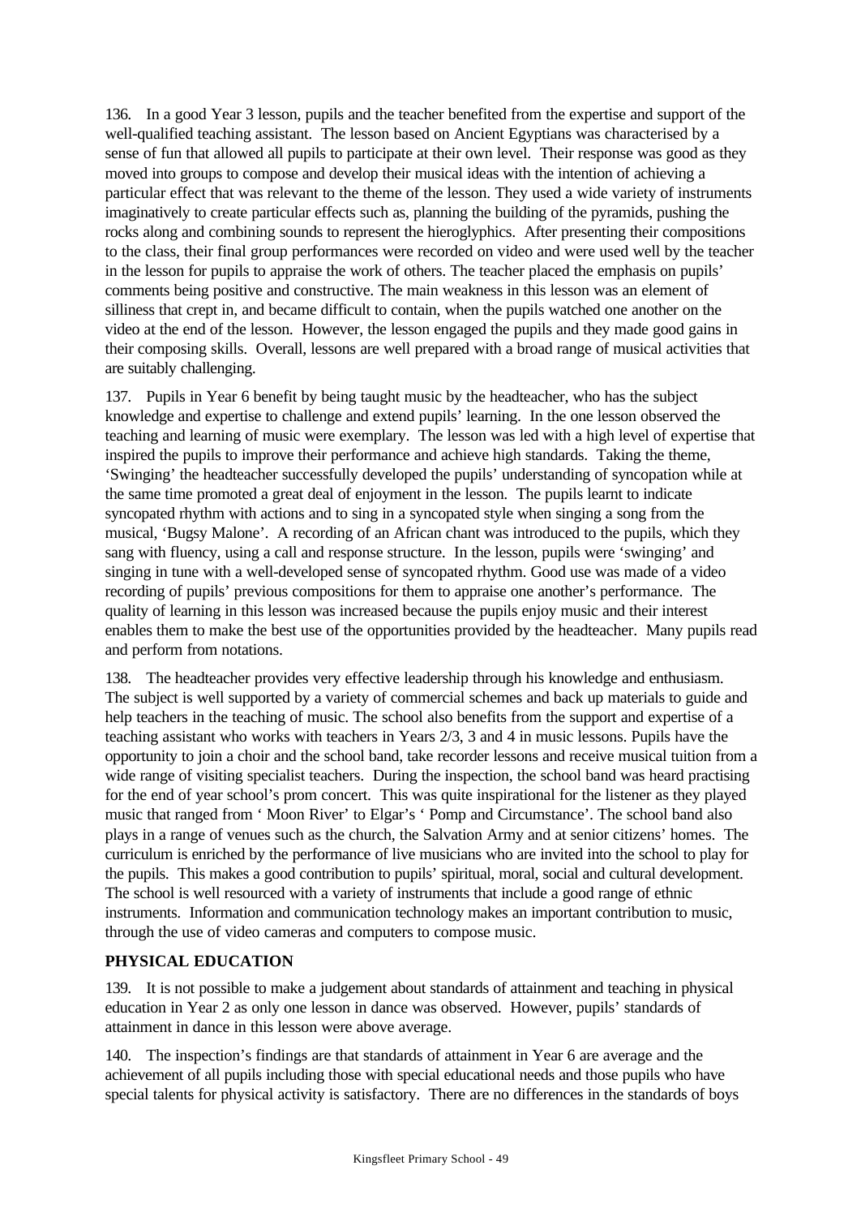136. In a good Year 3 lesson, pupils and the teacher benefited from the expertise and support of the well-qualified teaching assistant. The lesson based on Ancient Egyptians was characterised by a sense of fun that allowed all pupils to participate at their own level. Their response was good as they moved into groups to compose and develop their musical ideas with the intention of achieving a particular effect that was relevant to the theme of the lesson. They used a wide variety of instruments imaginatively to create particular effects such as, planning the building of the pyramids, pushing the rocks along and combining sounds to represent the hieroglyphics. After presenting their compositions to the class, their final group performances were recorded on video and were used well by the teacher in the lesson for pupils to appraise the work of others. The teacher placed the emphasis on pupils' comments being positive and constructive. The main weakness in this lesson was an element of silliness that crept in, and became difficult to contain, when the pupils watched one another on the video at the end of the lesson. However, the lesson engaged the pupils and they made good gains in their composing skills. Overall, lessons are well prepared with a broad range of musical activities that are suitably challenging.

137. Pupils in Year 6 benefit by being taught music by the headteacher, who has the subject knowledge and expertise to challenge and extend pupils' learning. In the one lesson observed the teaching and learning of music were exemplary. The lesson was led with a high level of expertise that inspired the pupils to improve their performance and achieve high standards. Taking the theme, 'Swinging' the headteacher successfully developed the pupils' understanding of syncopation while at the same time promoted a great deal of enjoyment in the lesson. The pupils learnt to indicate syncopated rhythm with actions and to sing in a syncopated style when singing a song from the musical, 'Bugsy Malone'. A recording of an African chant was introduced to the pupils, which they sang with fluency, using a call and response structure. In the lesson, pupils were 'swinging' and singing in tune with a well-developed sense of syncopated rhythm. Good use was made of a video recording of pupils' previous compositions for them to appraise one another's performance. The quality of learning in this lesson was increased because the pupils enjoy music and their interest enables them to make the best use of the opportunities provided by the headteacher. Many pupils read and perform from notations.

138. The headteacher provides very effective leadership through his knowledge and enthusiasm. The subject is well supported by a variety of commercial schemes and back up materials to guide and help teachers in the teaching of music. The school also benefits from the support and expertise of a teaching assistant who works with teachers in Years 2/3, 3 and 4 in music lessons. Pupils have the opportunity to join a choir and the school band, take recorder lessons and receive musical tuition from a wide range of visiting specialist teachers. During the inspection, the school band was heard practising for the end of year school's prom concert. This was quite inspirational for the listener as they played music that ranged from ' Moon River' to Elgar's ' Pomp and Circumstance'. The school band also plays in a range of venues such as the church, the Salvation Army and at senior citizens' homes. The curriculum is enriched by the performance of live musicians who are invited into the school to play for the pupils. This makes a good contribution to pupils' spiritual, moral, social and cultural development. The school is well resourced with a variety of instruments that include a good range of ethnic instruments. Information and communication technology makes an important contribution to music, through the use of video cameras and computers to compose music.

**PHYSICAL EDUCATION**

139. It is not possible to make a judgement about standards of attainment and teaching in physical education in Year 2 as only one lesson in dance was observed. However, pupils' standards of attainment in dance in this lesson were above average.

140. The inspection's findings are that standards of attainment in Year 6 are average and the achievement of all pupils including those with special educational needs and those pupils who have special talents for physical activity is satisfactory. There are no differences in the standards of boys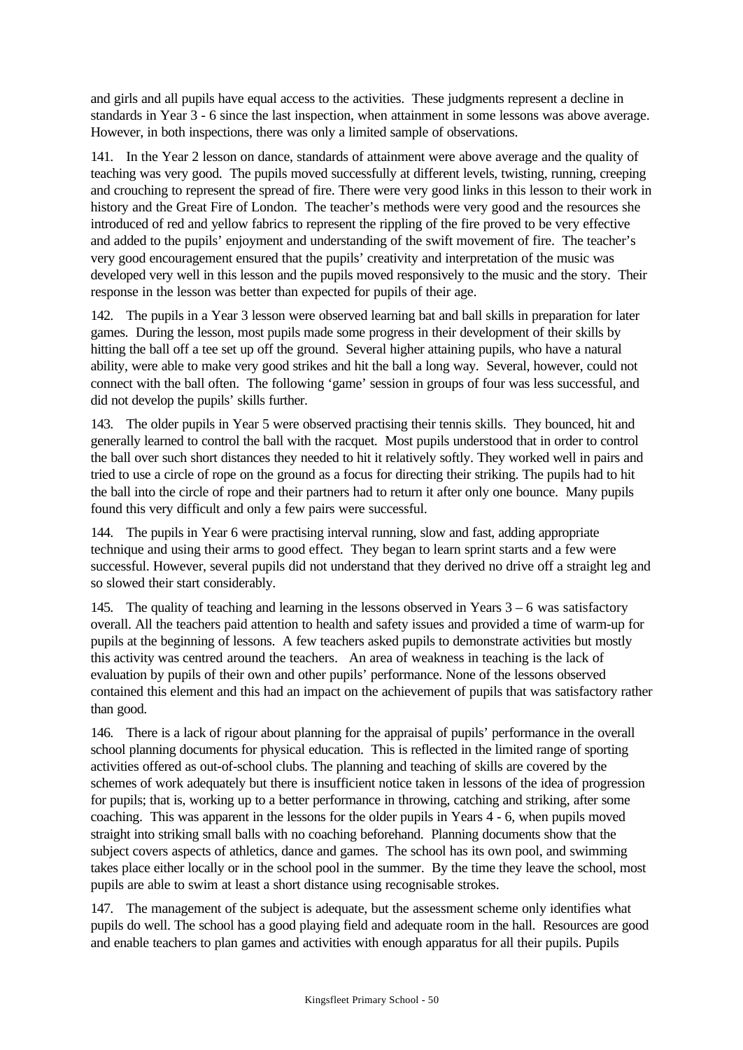and girls and all pupils have equal access to the activities. These judgments represent a decline in standards in Year 3 - 6 since the last inspection, when attainment in some lessons was above average. However, in both inspections, there was only a limited sample of observations.

141. In the Year 2 lesson on dance, standards of attainment were above average and the quality of teaching was very good. The pupils moved successfully at different levels, twisting, running, creeping and crouching to represent the spread of fire. There were very good links in this lesson to their work in history and the Great Fire of London. The teacher's methods were very good and the resources she introduced of red and yellow fabrics to represent the rippling of the fire proved to be very effective and added to the pupils' enjoyment and understanding of the swift movement of fire. The teacher's very good encouragement ensured that the pupils' creativity and interpretation of the music was developed very well in this lesson and the pupils moved responsively to the music and the story. Their response in the lesson was better than expected for pupils of their age.

142. The pupils in a Year 3 lesson were observed learning bat and ball skills in preparation for later games. During the lesson, most pupils made some progress in their development of their skills by hitting the ball off a tee set up off the ground. Several higher attaining pupils, who have a natural ability, were able to make very good strikes and hit the ball a long way. Several, however, could not connect with the ball often. The following 'game' session in groups of four was less successful, and did not develop the pupils' skills further.

143. The older pupils in Year 5 were observed practising their tennis skills. They bounced, hit and generally learned to control the ball with the racquet. Most pupils understood that in order to control the ball over such short distances they needed to hit it relatively softly. They worked well in pairs and tried to use a circle of rope on the ground as a focus for directing their striking. The pupils had to hit the ball into the circle of rope and their partners had to return it after only one bounce. Many pupils found this very difficult and only a few pairs were successful.

144. The pupils in Year 6 were practising interval running, slow and fast, adding appropriate technique and using their arms to good effect. They began to learn sprint starts and a few were successful. However, several pupils did not understand that they derived no drive off a straight leg and so slowed their start considerably.

145. The quality of teaching and learning in the lessons observed in Years 3 – 6 was satisfactory overall. All the teachers paid attention to health and safety issues and provided a time of warm-up for pupils at the beginning of lessons. A few teachers asked pupils to demonstrate activities but mostly this activity was centred around the teachers. An area of weakness in teaching is the lack of evaluation by pupils of their own and other pupils' performance. None of the lessons observed contained this element and this had an impact on the achievement of pupils that was satisfactory rather than good.

146. There is a lack of rigour about planning for the appraisal of pupils' performance in the overall school planning documents for physical education. This is reflected in the limited range of sporting activities offered as out-of-school clubs. The planning and teaching of skills are covered by the schemes of work adequately but there is insufficient notice taken in lessons of the idea of progression for pupils; that is, working up to a better performance in throwing, catching and striking, after some coaching. This was apparent in the lessons for the older pupils in Years 4 - 6, when pupils moved straight into striking small balls with no coaching beforehand. Planning documents show that the subject covers aspects of athletics, dance and games. The school has its own pool, and swimming takes place either locally or in the school pool in the summer. By the time they leave the school, most pupils are able to swim at least a short distance using recognisable strokes.

147. The management of the subject is adequate, but the assessment scheme only identifies what pupils do well. The school has a good playing field and adequate room in the hall. Resources are good and enable teachers to plan games and activities with enough apparatus for all their pupils. Pupils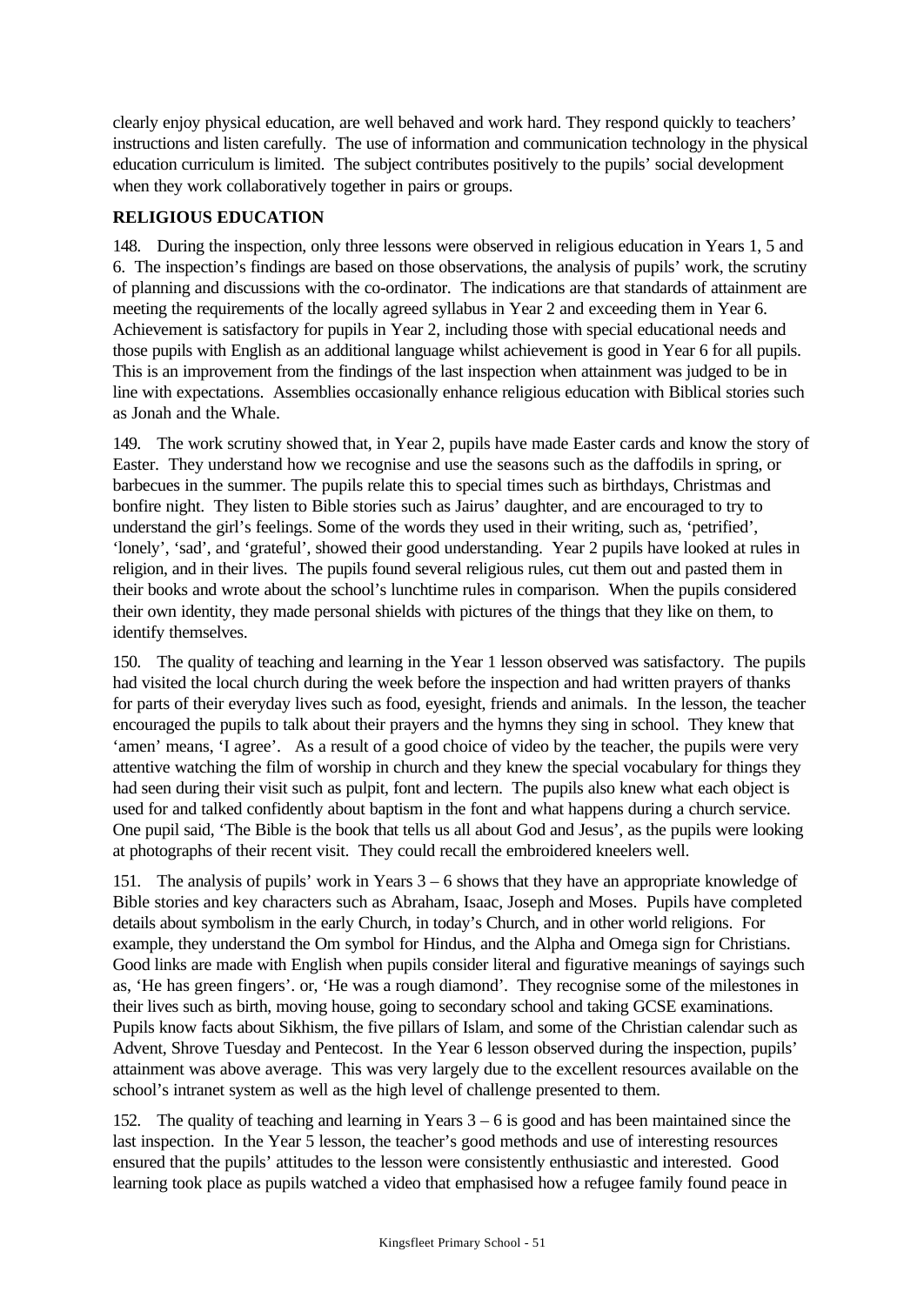clearly enjoy physical education, are well behaved and work hard. They respond quickly to teachers' instructions and listen carefully. The use of information and communication technology in the physical education curriculum is limited. The subject contributes positively to the pupils' social development when they work collaboratively together in pairs or groups.

### RELIGIOUS EDUCATION

148. During the inspection, only three lessons were observed in religious education in Years 1, 5 and 6. The inspection's findings are based on those observations, the analysis of pupils' work, the scrutiny of planning and discussions with the co-ordinator. The indications are that standards of attainment are meeting the requirements of the locally agreed syllabus in Year 2 and exceeding them in Year 6. Achievement is satisfactory for pupils in Year 2, including those with special educational needs and those pupils with English as an additional language whilst achievement is good in Year 6 for all pupils. This is an improvement from the findings of the last inspection when attainment was judged to be in line with expectations. Assemblies occasionally enhance religious education with Biblical stories such as Jonah and the Whale.

149. The work scrutiny showed that, in Year 2, pupils have made Easter cards and know the story of Easter. They understand how we recognise and use the seasons such as the daffodils in spring, or barbecues in the summer. The pupils relate this to special times such as birthdays, Christmas and bonfire night. They listen to Bible stories such as Jairus' daughter, and are encouraged to try to understand the girl's feelings. Some of the words they used in their writing, such as, 'petrified', 'lonely', 'sad', and 'grateful', showed their good understanding. Year 2 pupils have looked at rules in religion, and in their lives. The pupils found several religious rules, cut them out and pasted them in their books and wrote about the school's lunchtime rules in comparison. When the pupils considered their own identity, they made personal shields with pictures of the things that they like on them, to identify themselves.

150. The quality of teaching and learning in the Year 1 lesson observed was satisfactory. The pupils had visited the local church during the week before the inspection and had written prayers of thanks for parts of their everyday lives such as food, eyesight, friends and animals. In the lesson, the teacher encouraged the pupils to talk about their prayers and the hymns they sing in school. They knew that 'amen' means, 'I agree'. As a result of a good choice of video by the teacher, the pupils were very attentive watching the film of worship in church and they knew the special vocabulary for things they had seen during their visit such as pulpit, font and lectern. The pupils also knew what each object is used for and talked confidently about baptism in the font and what happens during a church service. One pupil said, 'The Bible is the book that tells us all about God and Jesus', as the pupils were looking at photographs of their recent visit. They could recall the embroidered kneelers well.

151. The analysis of pupils' work in Years 3 – 6 shows that they have an appropriate knowledge of Bible stories and key characters such as Abraham, Isaac, Joseph and Moses. Pupils have completed details about symbolism in the early Church, in today's Church, and in other world religions. For example, they understand the Om symbol for Hindus, and the Alpha and Omega sign for Christians. Good links are made with English when pupils consider literal and figurative meanings of sayings such as, 'He has green fingers'. or, 'He was a rough diamond'. They recognise some of the milestones in their lives such as birth, moving house, going to secondary school and taking GCSE examinations. Pupils know facts about Sikhism, the five pillars of Islam, and some of the Christian calendar such as Advent, Shrove Tuesday and Pentecost. In the Year 6 lesson observed during the inspection, pupils' attainment was above average. This was very largely due to the excellent resources available on the school's intranet system as well as the high level of challenge presented to them.

152. The quality of teaching and learning in Years 3 – 6 is good and has been maintained since the last inspection. In the Year 5 lesson, the teacher's good methods and use of interesting resources ensured that the pupils' attitudes to the lesson were consistently enthusiastic and interested. Good learning took place as pupils watched a video that emphasised how a refugee family found peace in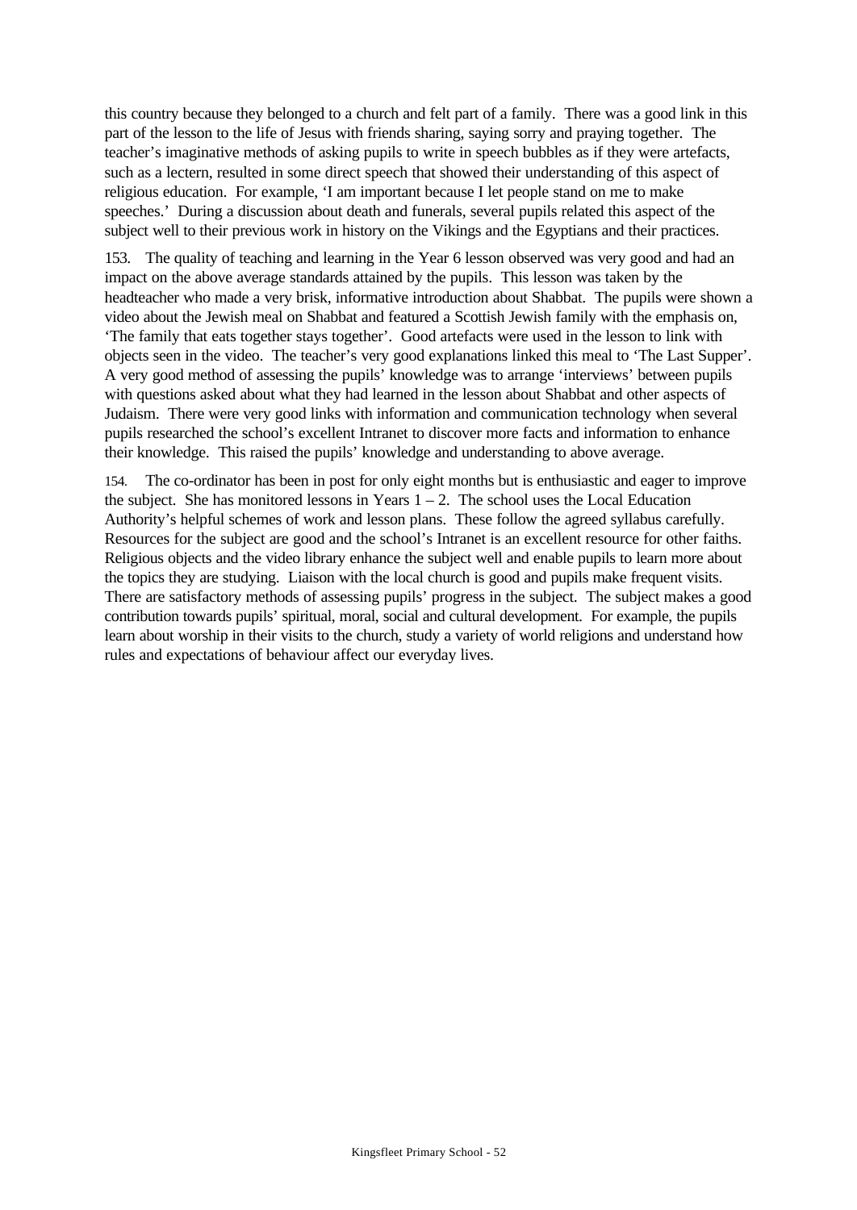this country because they belonged to a church and felt part of a family. There was a good link in this part of the lesson to the life of Jesus with friends sharing, saying sorry and praying together. The teacher's imaginative methods of asking pupils to write in speech bubbles as if they were artefacts, such as a lectern, resulted in some direct speech that showed their understanding of this aspect of religious education. For example, 'I am important because I let people stand on me to make speeches.' During a discussion about death and funerals, several pupils related this aspect of the subject well to their previous work in history on the Vikings and the Egyptians and their practices.

153. The quality of teaching and learning in the Year 6 lesson observed was very good and had an impact on the above average standards attained by the pupils. This lesson was taken by the headteacher who made a very brisk, informative introduction about Shabbat. The pupils were shown a video about the Jewish meal on Shabbat and featured a Scottish Jewish family with the emphasis on, 'The family that eats together stays together'. Good artefacts were used in the lesson to link with objects seen in the video. The teacher's very good explanations linked this meal to 'The Last Supper'. A very good method of assessing the pupils' knowledge was to arrange 'interviews' between pupils with questions asked about what they had learned in the lesson about Shabbat and other aspects of Judaism. There were very good links with information and communication technology when several pupils researched the school's excellent Intranet to discover more facts and information to enhance their knowledge. This raised the pupils' knowledge and understanding to above average.

154. The co-ordinator has been in post for only eight months but is enthusiastic and eager to improve the subject. She has monitored lessons in Years 1 – 2. The school uses the Local Education Authority's helpful schemes of work and lesson plans. These follow the agreed syllabus carefully. Resources for the subject are good and the school's Intranet is an excellent resource for other faiths. Religious objects and the video library enhance the subject well and enable pupils to learn more about the topics they are studying. Liaison with the local church is good and pupils make frequent visits. There are satisfactory methods of assessing pupils' progress in the subject. The subject makes a good contribution towards pupils' spiritual, moral, social and cultural development. For example, the pupils learn about worship in their visits to the church, study a variety of world religions and understand how rules and expectations of behaviour affect our everyday lives.